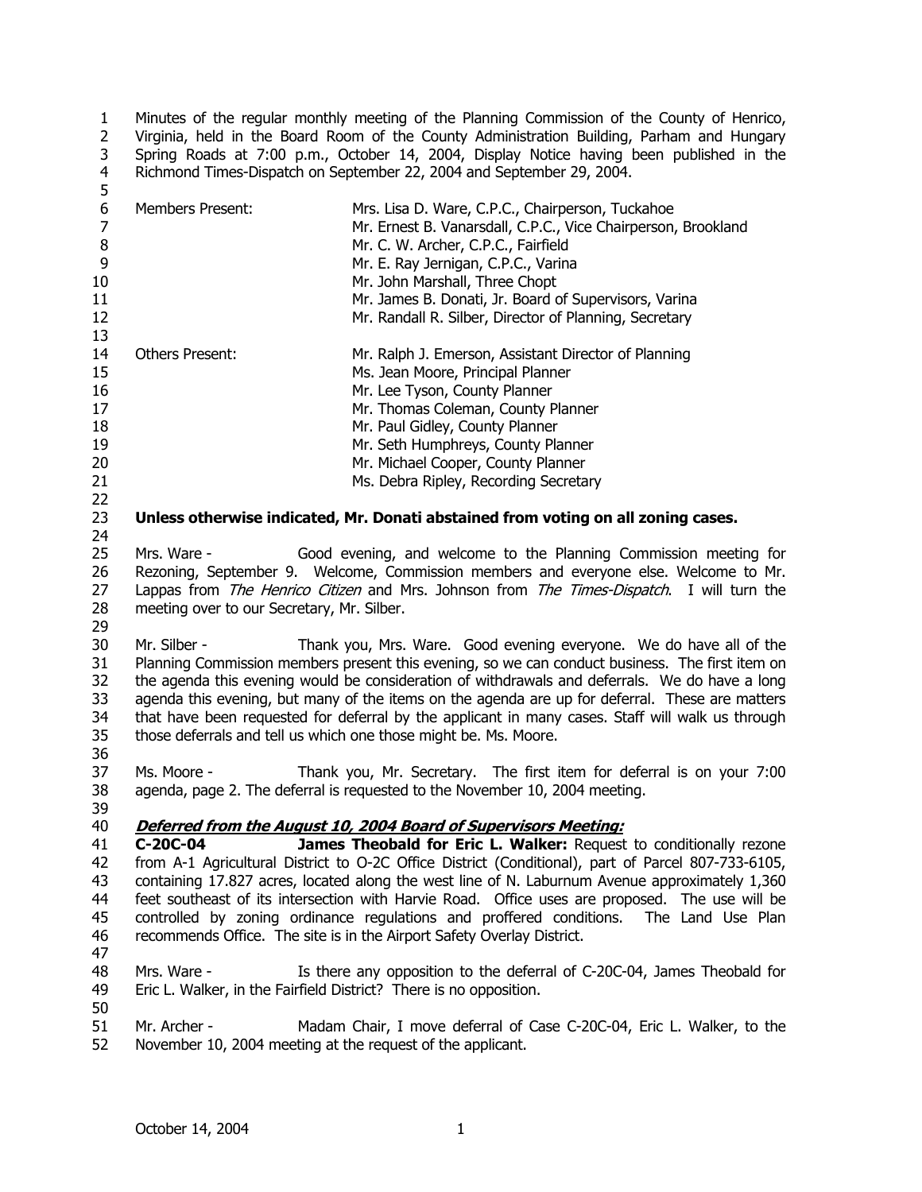Minutes of the regular monthly meeting of the Planning Commission of the County of Henrico, Virginia, held in the Board Room of the County Administration Building, Parham and Hungary Spring Roads at 7:00 p.m., October 14, 2004, Display Notice having been published in the Richmond Times-Dispatch on September 22, 2004 and September 29, 2004.

| | |
|---|---|
| Members Present: | Mrs. Lisa D. Ware, C.P.C., Chairperson, Tuckahoe |
| | Mr. Ernest B. Vanarsdall, C.P.C., Vice Chairperson, Brookland |
| | Mr. C. W. Archer, C.P.C., Fairfield |
| | Mr. E. Ray Jernigan, C.P.C., Varina |
| | Mr. John Marshall, Three Chopt |
| | Mr. James B. Donati, Jr. Board of Supervisors, Varina |
| | Mr. Randall R. Silber, Director of Planning, Secretary |
| Others Present: | Mr. Ralph J. Emerson, Assistant Director of Planning |
| | Ms. Jean Moore, Principal Planner |
| | Mr. Lee Tyson, County Planner |
| | Mr. Thomas Coleman, County Planner |
| | Mr. Paul Gidley, County Planner |
| | Mr. Seth Humphreys, County Planner |
| | Mr. Michael Cooper, County Planner |
| | Ms. Debra Ripley, Recording Secretary |

**Unless otherwise indicated, Mr. Donati abstained from voting on all zoning cases.**

Mrs. Ware - Good evening, and welcome to the Planning Commission meeting for Rezoning, September 9. Welcome, Commission members and everyone else. Welcome to Mr. Lappas from *The Henrico Citizen* and Mrs. Johnson from *The Times-Dispatch*. I will turn the meeting over to our Secretary, Mr. Silber.

Mr. Silber - Thank you, Mrs. Ware. Good evening everyone. We do have all of the Planning Commission members present this evening, so we can conduct business. The first item on the agenda this evening would be consideration of withdrawals and deferrals. We do have a long agenda this evening, but many of the items on the agenda are up for deferral. These are matters that have been requested for deferral by the applicant in many cases. Staff will walk us through those deferrals and tell us which one those might be. Ms. Moore.

Ms. Moore - Thank you, Mr. Secretary. The first item for deferral is on your 7:00 agenda, page 2. The deferral is requested to the November 10, 2004 meeting.

***Deferred from the August 10, 2004 Board of Supervisors Meeting:***

**C-20C-04 James Theobald for Eric L. Walker:** Request to conditionally rezone from A-1 Agricultural District to O-2C Office District (Conditional), part of Parcel 807-733-6105, containing 17.827 acres, located along the west line of N. Laburnum Avenue approximately 1,360 feet southeast of its intersection with Harvie Road. Office uses are proposed. The use will be controlled by zoning ordinance regulations and proffered conditions. The Land Use Plan recommends Office. The site is in the Airport Safety Overlay District.

Mrs. Ware - Is there any opposition to the deferral of C-20C-04, James Theobald for Eric L. Walker, in the Fairfield District? There is no opposition.

Mr. Archer - Madam Chair, I move deferral of Case C-20C-04, Eric L. Walker, to the November 10, 2004 meeting at the request of the applicant.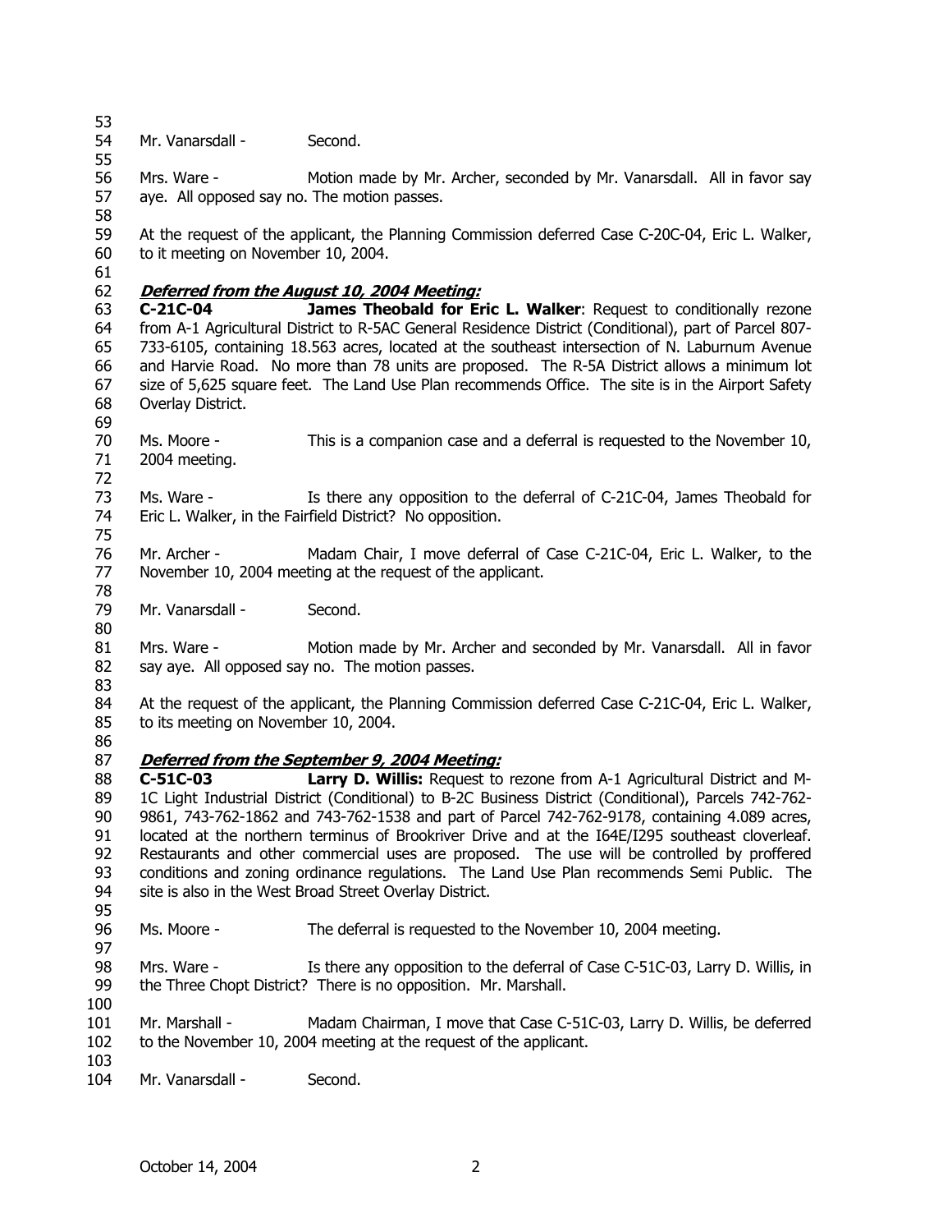Mr. Vanarsdall - Second.

Mrs. Ware - Motion made by Mr. Archer, seconded by Mr. Vanarsdall. All in favor say aye. All opposed say no. The motion passes.

At the request of the applicant, the Planning Commission deferred Case C-20C-04, Eric L. Walker, to it meeting on November 10, 2004.

***Deferred from the August 10, 2004 Meeting:***

**C-21C-04** **James Theobald for Eric L. Walker**: Request to conditionally rezone from A-1 Agricultural District to R-5AC General Residence District (Conditional), part of Parcel 807-733-6105, containing 18.563 acres, located at the southeast intersection of N. Laburnum Avenue and Harvie Road. No more than 78 units are proposed. The R-5A District allows a minimum lot size of 5,625 square feet. The Land Use Plan recommends Office. The site is in the Airport Safety Overlay District.

Ms. Moore - This is a companion case and a deferral is requested to the November 10, 2004 meeting.

Ms. Ware - Is there any opposition to the deferral of C-21C-04, James Theobald for Eric L. Walker, in the Fairfield District? No opposition.

Mr. Archer - Madam Chair, I move deferral of Case C-21C-04, Eric L. Walker, to the November 10, 2004 meeting at the request of the applicant.

Mr. Vanarsdall - Second.

Mrs. Ware - Motion made by Mr. Archer and seconded by Mr. Vanarsdall. All in favor say aye. All opposed say no. The motion passes.

At the request of the applicant, the Planning Commission deferred Case C-21C-04, Eric L. Walker, to its meeting on November 10, 2004.

***Deferred from the September 9, 2004 Meeting:***

**C-51C-03** **Larry D. Willis:** Request to rezone from A-1 Agricultural District and M-1C Light Industrial District (Conditional) to B-2C Business District (Conditional), Parcels 742-762-9861, 743-762-1862 and 743-762-1538 and part of Parcel 742-762-9178, containing 4.089 acres, located at the northern terminus of Brookriver Drive and at the I64E/I295 southeast cloverleaf. Restaurants and other commercial uses are proposed. The use will be controlled by proffered conditions and zoning ordinance regulations. The Land Use Plan recommends Semi Public. The site is also in the West Broad Street Overlay District.

Ms. Moore - The deferral is requested to the November 10, 2004 meeting.

Mrs. Ware - Is there any opposition to the deferral of Case C-51C-03, Larry D. Willis, in the Three Chopt District? There is no opposition. Mr. Marshall.

Mr. Marshall - Madam Chairman, I move that Case C-51C-03, Larry D. Willis, be deferred to the November 10, 2004 meeting at the request of the applicant.

Mr. Vanarsdall - Second.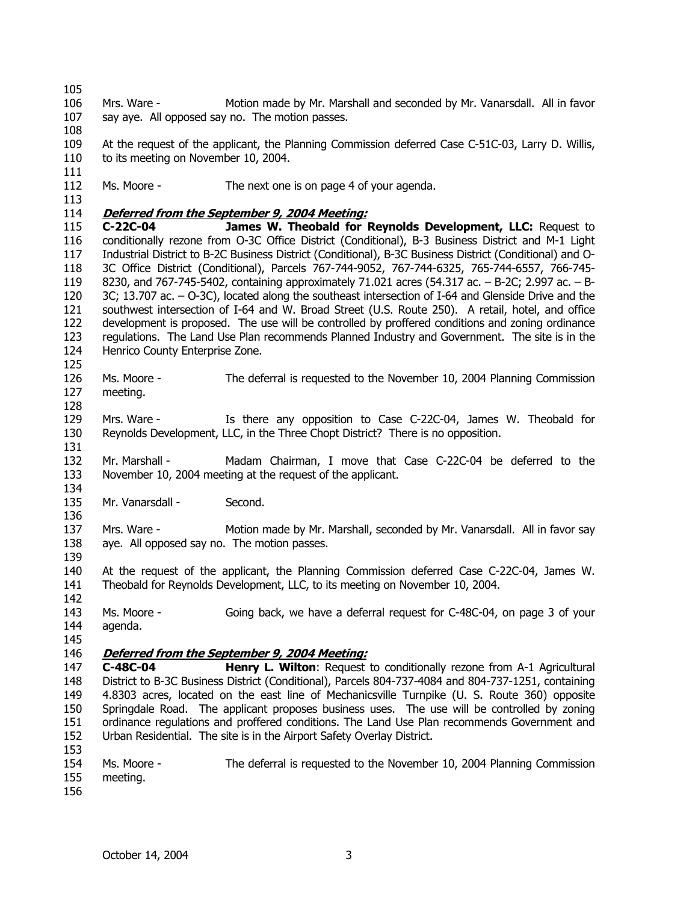Mrs. Ware - Motion made by Mr. Marshall and seconded by Mr. Vanarsdall. All in favor say aye. All opposed say no. The motion passes.

At the request of the applicant, the Planning Commission deferred Case C-51C-03, Larry D. Willis, to its meeting on November 10, 2004.

Ms. Moore - The next one is on page 4 of your agenda.

***Deferred from the September 9, 2004 Meeting:***

**C-22C-04 James W. Theobald for Reynolds Development, LLC:** Request to conditionally rezone from O-3C Office District (Conditional), B-3 Business District and M-1 Light Industrial District to B-2C Business District (Conditional), B-3C Business District (Conditional) and O-3C Office District (Conditional), Parcels 767-744-9052, 767-744-6325, 765-744-6557, 766-745-8230, and 767-745-5402, containing approximately 71.021 acres (54.317 ac. – B-2C; 2.997 ac. – B-3C; 13.707 ac. – O-3C), located along the southeast intersection of I-64 and Glenside Drive and the southwest intersection of I-64 and W. Broad Street (U.S. Route 250). A retail, hotel, and office development is proposed. The use will be controlled by proffered conditions and zoning ordinance regulations. The Land Use Plan recommends Planned Industry and Government. The site is in the Henrico County Enterprise Zone.

Ms. Moore - The deferral is requested to the November 10, 2004 Planning Commission meeting.

Mrs. Ware - Is there any opposition to Case C-22C-04, James W. Theobald for Reynolds Development, LLC, in the Three Chopt District? There is no opposition.

Mr. Marshall - Madam Chairman, I move that Case C-22C-04 be deferred to the November 10, 2004 meeting at the request of the applicant.

Mr. Vanarsdall - Second.

Mrs. Ware - Motion made by Mr. Marshall, seconded by Mr. Vanarsdall. All in favor say aye. All opposed say no. The motion passes.

At the request of the applicant, the Planning Commission deferred Case C-22C-04, James W. Theobald for Reynolds Development, LLC, to its meeting on November 10, 2004.

Ms. Moore - Going back, we have a deferral request for C-48C-04, on page 3 of your agenda.

***Deferred from the September 9, 2004 Meeting:***

**C-48C-04 Henry L. Wilton**: Request to conditionally rezone from A-1 Agricultural District to B-3C Business District (Conditional), Parcels 804-737-4084 and 804-737-1251, containing 4.8303 acres, located on the east line of Mechanicsville Turnpike (U. S. Route 360) opposite Springdale Road. The applicant proposes business uses. The use will be controlled by zoning ordinance regulations and proffered conditions. The Land Use Plan recommends Government and Urban Residential. The site is in the Airport Safety Overlay District.

Ms. Moore - The deferral is requested to the November 10, 2004 Planning Commission meeting.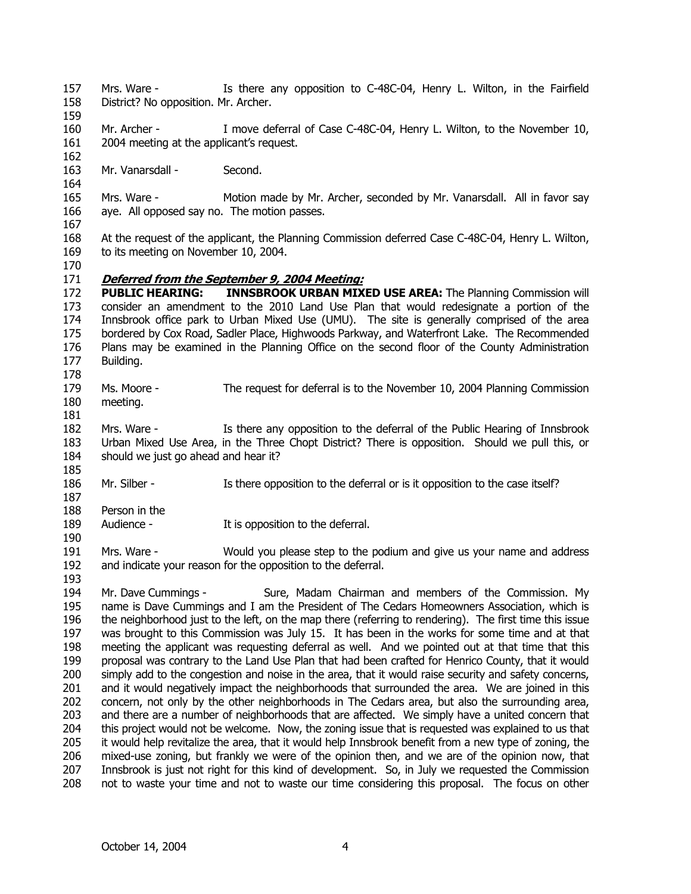Mrs. Ware - Is there any opposition to C-48C-04, Henry L. Wilton, in the Fairfield District? No opposition. Mr. Archer.

Mr. Archer - I move deferral of Case C-48C-04, Henry L. Wilton, to the November 10, 2004 meeting at the applicant's request.

Mr. Vanarsdall - Second.

Mrs. Ware - Motion made by Mr. Archer, seconded by Mr. Vanarsdall. All in favor say aye. All opposed say no. The motion passes.

At the request of the applicant, the Planning Commission deferred Case C-48C-04, Henry L. Wilton, to its meeting on November 10, 2004.

***Deferred from the September 9, 2004 Meeting:***

**PUBLIC HEARING: INNSBROOK URBAN MIXED USE AREA:** The Planning Commission will consider an amendment to the 2010 Land Use Plan that would redesignate a portion of the Innsbrook office park to Urban Mixed Use (UMU). The site is generally comprised of the area bordered by Cox Road, Sadler Place, Highwoods Parkway, and Waterfront Lake. The Recommended Plans may be examined in the Planning Office on the second floor of the County Administration Building.

Ms. Moore - The request for deferral is to the November 10, 2004 Planning Commission meeting.

Mrs. Ware - Is there any opposition to the deferral of the Public Hearing of Innsbrook Urban Mixed Use Area, in the Three Chopt District? There is opposition. Should we pull this, or should we just go ahead and hear it?

Mr. Silber - Is there opposition to the deferral or is it opposition to the case itself?

Person in the Audience - It is opposition to the deferral.

Mrs. Ware - Would you please step to the podium and give us your name and address and indicate your reason for the opposition to the deferral.

Mr. Dave Cummings - Sure, Madam Chairman and members of the Commission. My name is Dave Cummings and I am the President of The Cedars Homeowners Association, which is the neighborhood just to the left, on the map there (referring to rendering). The first time this issue was brought to this Commission was July 15. It has been in the works for some time and at that meeting the applicant was requesting deferral as well. And we pointed out at that time that this proposal was contrary to the Land Use Plan that had been crafted for Henrico County, that it would simply add to the congestion and noise in the area, that it would raise security and safety concerns, and it would negatively impact the neighborhoods that surrounded the area. We are joined in this concern, not only by the other neighborhoods in The Cedars area, but also the surrounding area, and there are a number of neighborhoods that are affected. We simply have a united concern that this project would not be welcome. Now, the zoning issue that is requested was explained to us that it would help revitalize the area, that it would help Innsbrook benefit from a new type of zoning, the mixed-use zoning, but frankly we were of the opinion then, and we are of the opinion now, that Innsbrook is just not right for this kind of development. So, in July we requested the Commission not to waste your time and not to waste our time considering this proposal. The focus on other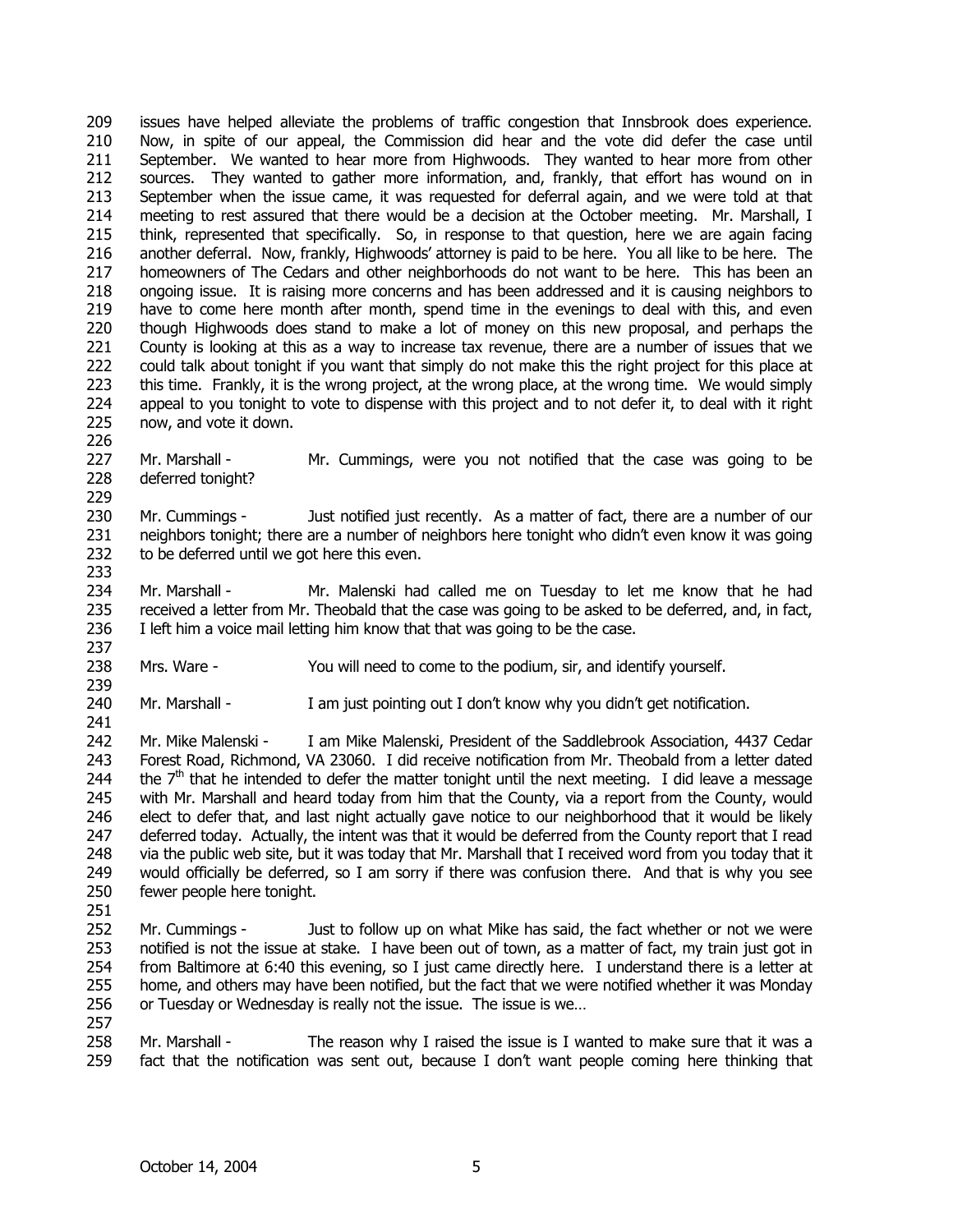issues have helped alleviate the problems of traffic congestion that Innsbrook does experience. Now, in spite of our appeal, the Commission did hear and the vote did defer the case until September. We wanted to hear more from Highwoods. They wanted to hear more from other sources. They wanted to gather more information, and, frankly, that effort has wound on in September when the issue came, it was requested for deferral again, and we were told at that meeting to rest assured that there would be a decision at the October meeting. Mr. Marshall, I think, represented that specifically. So, in response to that question, here we are again facing another deferral. Now, frankly, Highwoods' attorney is paid to be here. You all like to be here. The homeowners of The Cedars and other neighborhoods do not want to be here. This has been an ongoing issue. It is raising more concerns and has been addressed and it is causing neighbors to have to come here month after month, spend time in the evenings to deal with this, and even though Highwoods does stand to make a lot of money on this new proposal, and perhaps the County is looking at this as a way to increase tax revenue, there are a number of issues that we could talk about tonight if you want that simply do not make this the right project for this place at this time. Frankly, it is the wrong project, at the wrong place, at the wrong time. We would simply appeal to you tonight to vote to dispense with this project and to not defer it, to deal with it right now, and vote it down.

Mr. Marshall - Mr. Cummings, were you not notified that the case was going to be deferred tonight?

Mr. Cummings - Just notified just recently. As a matter of fact, there are a number of our neighbors tonight; there are a number of neighbors here tonight who didn't even know it was going to be deferred until we got here this even.

Mr. Marshall - Mr. Malenski had called me on Tuesday to let me know that he had received a letter from Mr. Theobald that the case was going to be asked to be deferred, and, in fact, I left him a voice mail letting him know that that was going to be the case.

Mrs. Ware - You will need to come to the podium, sir, and identify yourself.

Mr. Marshall - I am just pointing out I don't know why you didn't get notification.

Mr. Mike Malenski - I am Mike Malenski, President of the Saddlebrook Association, 4437 Cedar Forest Road, Richmond, VA 23060. I did receive notification from Mr. Theobald from a letter dated the 7th that he intended to defer the matter tonight until the next meeting. I did leave a message with Mr. Marshall and heard today from him that the County, via a report from the County, would elect to defer that, and last night actually gave notice to our neighborhood that it would be likely deferred today. Actually, the intent was that it would be deferred from the County report that I read via the public web site, but it was today that Mr. Marshall that I received word from you today that it would officially be deferred, so I am sorry if there was confusion there. And that is why you see fewer people here tonight.

Mr. Cummings - Just to follow up on what Mike has said, the fact whether or not we were notified is not the issue at stake. I have been out of town, as a matter of fact, my train just got in from Baltimore at 6:40 this evening, so I just came directly here. I understand there is a letter at home, and others may have been notified, but the fact that we were notified whether it was Monday or Tuesday or Wednesday is really not the issue. The issue is we…

Mr. Marshall - The reason why I raised the issue is I wanted to make sure that it was a fact that the notification was sent out, because I don't want people coming here thinking that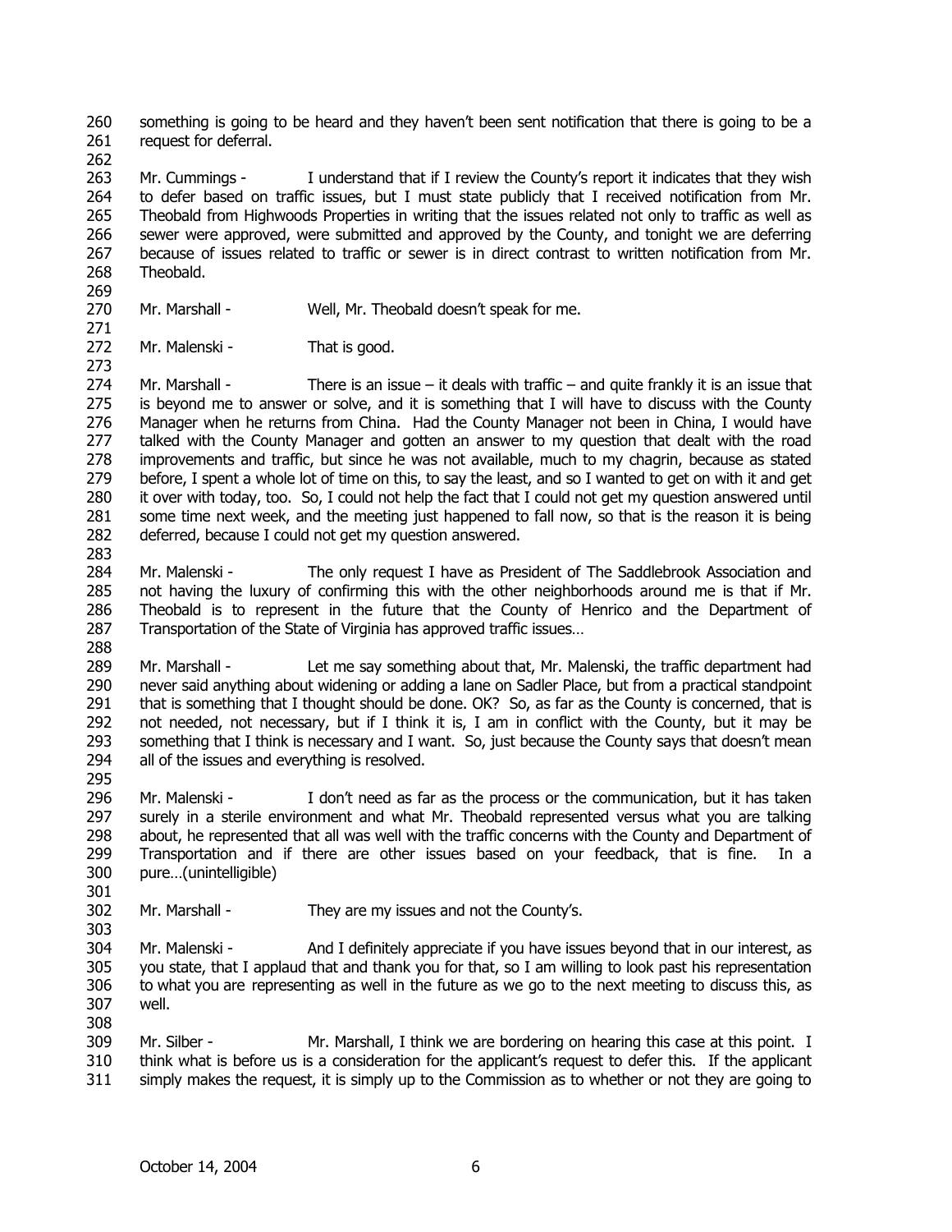something is going to be heard and they haven't been sent notification that there is going to be a request for deferral.

Mr. Cummings - I understand that if I review the County's report it indicates that they wish to defer based on traffic issues, but I must state publicly that I received notification from Mr. Theobald from Highwoods Properties in writing that the issues related not only to traffic as well as sewer were approved, were submitted and approved by the County, and tonight we are deferring because of issues related to traffic or sewer is in direct contrast to written notification from Mr. Theobald.

Mr. Marshall - Well, Mr. Theobald doesn't speak for me.

Mr. Malenski - That is good.

Mr. Marshall - There is an issue – it deals with traffic – and quite frankly it is an issue that is beyond me to answer or solve, and it is something that I will have to discuss with the County Manager when he returns from China. Had the County Manager not been in China, I would have talked with the County Manager and gotten an answer to my question that dealt with the road improvements and traffic, but since he was not available, much to my chagrin, because as stated before, I spent a whole lot of time on this, to say the least, and so I wanted to get on with it and get it over with today, too. So, I could not help the fact that I could not get my question answered until some time next week, and the meeting just happened to fall now, so that is the reason it is being deferred, because I could not get my question answered.

Mr. Malenski - The only request I have as President of The Saddlebrook Association and not having the luxury of confirming this with the other neighborhoods around me is that if Mr. Theobald is to represent in the future that the County of Henrico and the Department of Transportation of the State of Virginia has approved traffic issues…

Mr. Marshall - Let me say something about that, Mr. Malenski, the traffic department had never said anything about widening or adding a lane on Sadler Place, but from a practical standpoint that is something that I thought should be done. OK? So, as far as the County is concerned, that is not needed, not necessary, but if I think it is, I am in conflict with the County, but it may be something that I think is necessary and I want. So, just because the County says that doesn't mean all of the issues and everything is resolved.

Mr. Malenski - I don't need as far as the process or the communication, but it has taken surely in a sterile environment and what Mr. Theobald represented versus what you are talking about, he represented that all was well with the traffic concerns with the County and Department of Transportation and if there are other issues based on your feedback, that is fine. In a pure…(unintelligible)

Mr. Marshall - They are my issues and not the County's.

Mr. Malenski - And I definitely appreciate if you have issues beyond that in our interest, as you state, that I applaud that and thank you for that, so I am willing to look past his representation to what you are representing as well in the future as we go to the next meeting to discuss this, as well.

Mr. Silber - Mr. Marshall, I think we are bordering on hearing this case at this point. I think what is before us is a consideration for the applicant's request to defer this. If the applicant simply makes the request, it is simply up to the Commission as to whether or not they are going to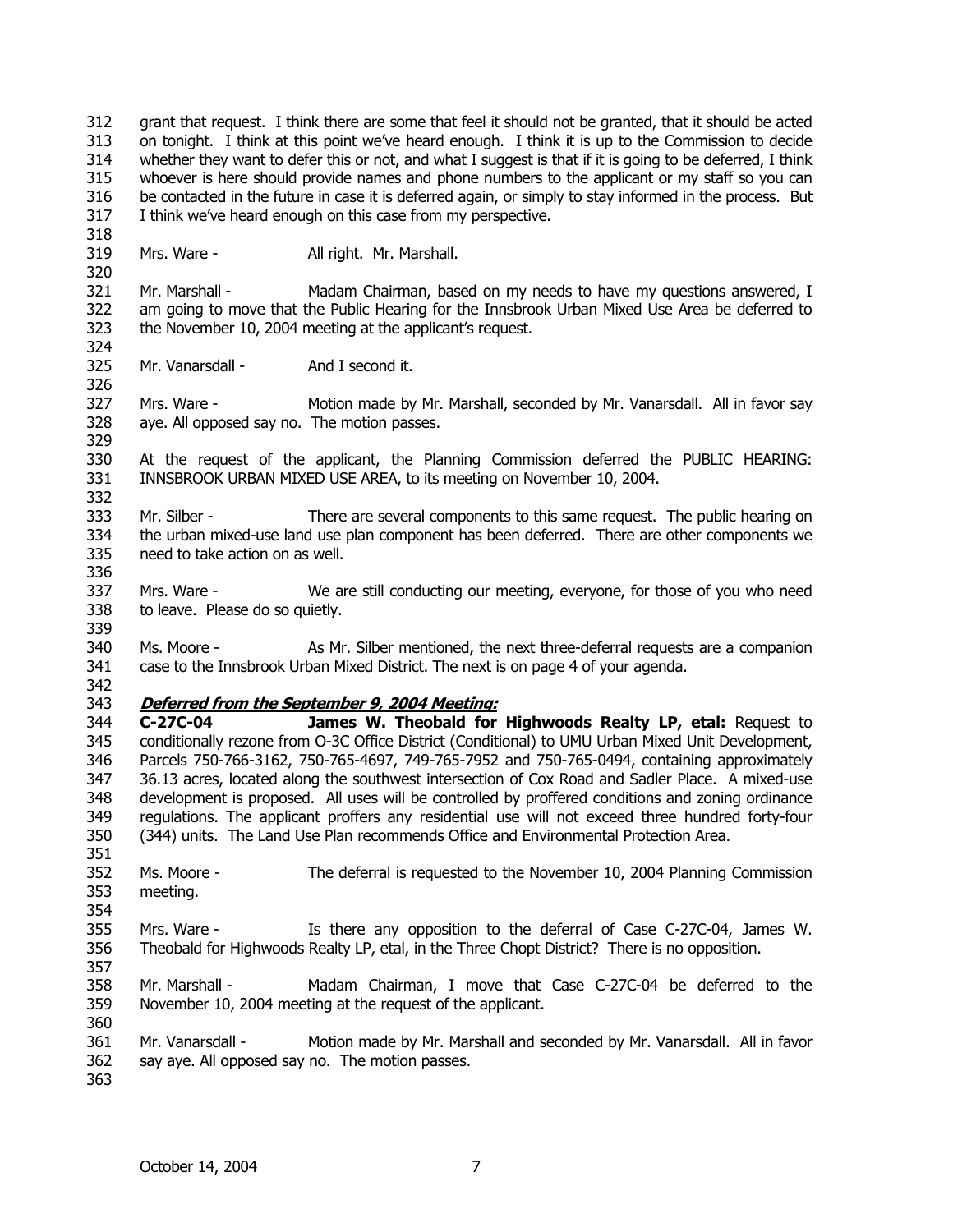grant that request. I think there are some that feel it should not be granted, that it should be acted on tonight. I think at this point we've heard enough. I think it is up to the Commission to decide whether they want to defer this or not, and what I suggest is that if it is going to be deferred, I think whoever is here should provide names and phone numbers to the applicant or my staff so you can be contacted in the future in case it is deferred again, or simply to stay informed in the process. But I think we've heard enough on this case from my perspective.

Mrs. Ware - All right. Mr. Marshall.

Mr. Marshall - Madam Chairman, based on my needs to have my questions answered, I am going to move that the Public Hearing for the Innsbrook Urban Mixed Use Area be deferred to the November 10, 2004 meeting at the applicant's request.

Mr. Vanarsdall - And I second it.

Mrs. Ware - Motion made by Mr. Marshall, seconded by Mr. Vanarsdall. All in favor say aye. All opposed say no. The motion passes.

At the request of the applicant, the Planning Commission deferred the PUBLIC HEARING: INNSBROOK URBAN MIXED USE AREA, to its meeting on November 10, 2004.

Mr. Silber - There are several components to this same request. The public hearing on the urban mixed-use land use plan component has been deferred. There are other components we need to take action on as well.

Mrs. Ware - We are still conducting our meeting, everyone, for those of you who need to leave. Please do so quietly.

Ms. Moore - As Mr. Silber mentioned, the next three-deferral requests are a companion case to the Innsbrook Urban Mixed District. The next is on page 4 of your agenda.

***Deferred from the September 9, 2004 Meeting:***

**C-27C-04 James W. Theobald for Highwoods Realty LP, etal:** Request to conditionally rezone from O-3C Office District (Conditional) to UMU Urban Mixed Unit Development, Parcels 750-766-3162, 750-765-4697, 749-765-7952 and 750-765-0494, containing approximately 36.13 acres, located along the southwest intersection of Cox Road and Sadler Place. A mixed-use development is proposed. All uses will be controlled by proffered conditions and zoning ordinance regulations. The applicant proffers any residential use will not exceed three hundred forty-four (344) units. The Land Use Plan recommends Office and Environmental Protection Area.

Ms. Moore - The deferral is requested to the November 10, 2004 Planning Commission meeting.

Mrs. Ware - Is there any opposition to the deferral of Case C-27C-04, James W. Theobald for Highwoods Realty LP, etal, in the Three Chopt District? There is no opposition.

Mr. Marshall - Madam Chairman, I move that Case C-27C-04 be deferred to the November 10, 2004 meeting at the request of the applicant.

Mr. Vanarsdall - Motion made by Mr. Marshall and seconded by Mr. Vanarsdall. All in favor say aye. All opposed say no. The motion passes.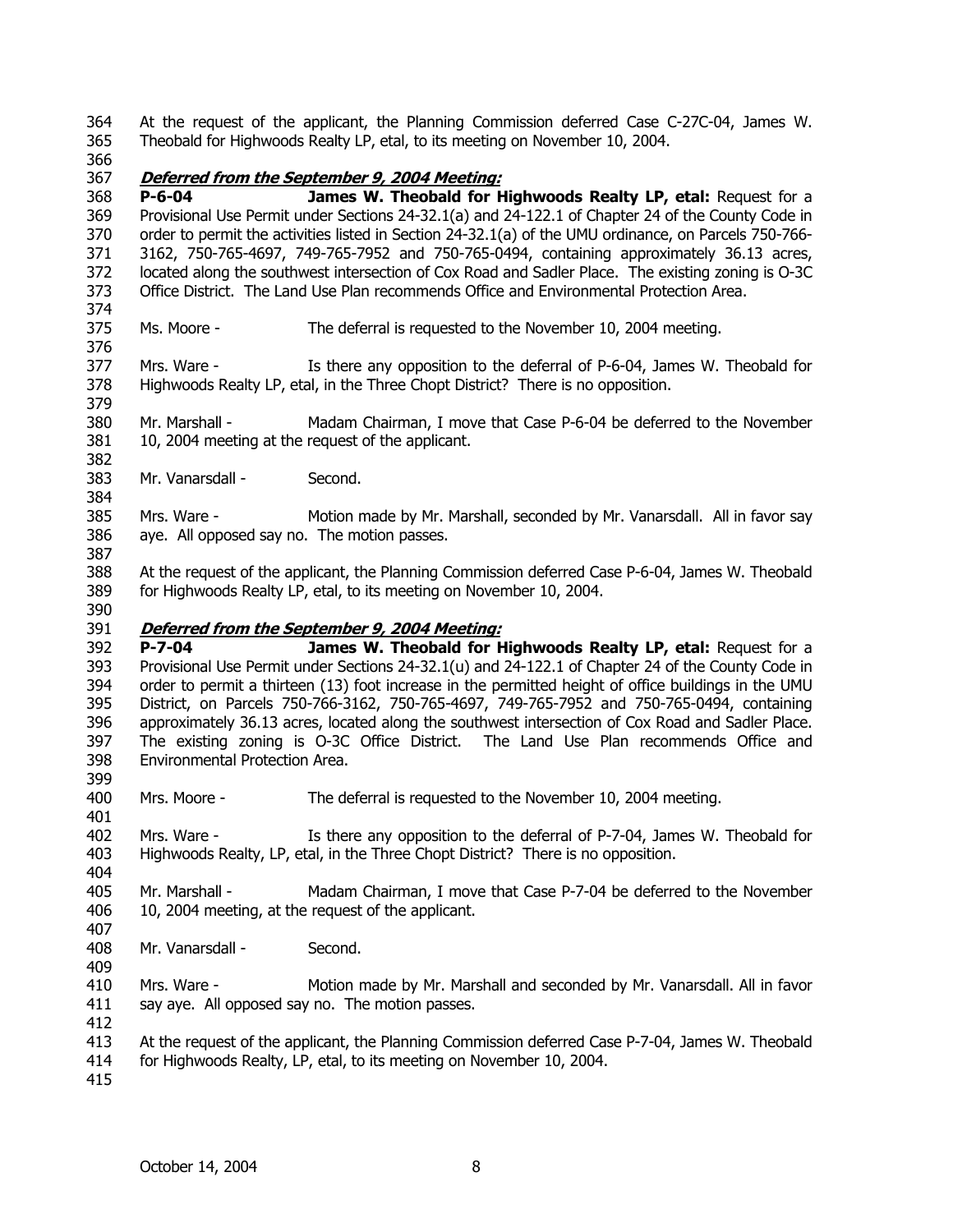At the request of the applicant, the Planning Commission deferred Case C-27C-04, James W. Theobald for Highwoods Realty LP, etal, to its meeting on November 10, 2004.

***Deferred from the September 9, 2004 Meeting:***

**P-6-04** **James W. Theobald for Highwoods Realty LP, etal:** Request for a Provisional Use Permit under Sections 24-32.1(a) and 24-122.1 of Chapter 24 of the County Code in order to permit the activities listed in Section 24-32.1(a) of the UMU ordinance, on Parcels 750-766-3162, 750-765-4697, 749-765-7952 and 750-765-0494, containing approximately 36.13 acres, located along the southwest intersection of Cox Road and Sadler Place. The existing zoning is O-3C Office District. The Land Use Plan recommends Office and Environmental Protection Area.

Ms. Moore - The deferral is requested to the November 10, 2004 meeting.

Mrs. Ware - Is there any opposition to the deferral of P-6-04, James W. Theobald for Highwoods Realty LP, etal, in the Three Chopt District? There is no opposition.

Mr. Marshall - Madam Chairman, I move that Case P-6-04 be deferred to the November 10, 2004 meeting at the request of the applicant.

Mr. Vanarsdall - Second.

Mrs. Ware - Motion made by Mr. Marshall, seconded by Mr. Vanarsdall. All in favor say aye. All opposed say no. The motion passes.

At the request of the applicant, the Planning Commission deferred Case P-6-04, James W. Theobald for Highwoods Realty LP, etal, to its meeting on November 10, 2004.

***Deferred from the September 9, 2004 Meeting:***

**P-7-04** **James W. Theobald for Highwoods Realty LP, etal:** Request for a Provisional Use Permit under Sections 24-32.1(u) and 24-122.1 of Chapter 24 of the County Code in order to permit a thirteen (13) foot increase in the permitted height of office buildings in the UMU District, on Parcels 750-766-3162, 750-765-4697, 749-765-7952 and 750-765-0494, containing approximately 36.13 acres, located along the southwest intersection of Cox Road and Sadler Place. The existing zoning is O-3C Office District. The Land Use Plan recommends Office and Environmental Protection Area.

Mrs. Moore - The deferral is requested to the November 10, 2004 meeting.

Mrs. Ware - Is there any opposition to the deferral of P-7-04, James W. Theobald for Highwoods Realty, LP, etal, in the Three Chopt District? There is no opposition.

Mr. Marshall - Madam Chairman, I move that Case P-7-04 be deferred to the November 10, 2004 meeting, at the request of the applicant.

Mr. Vanarsdall - Second.

Mrs. Ware - Motion made by Mr. Marshall and seconded by Mr. Vanarsdall. All in favor say aye. All opposed say no. The motion passes.

At the request of the applicant, the Planning Commission deferred Case P-7-04, James W. Theobald for Highwoods Realty, LP, etal, to its meeting on November 10, 2004.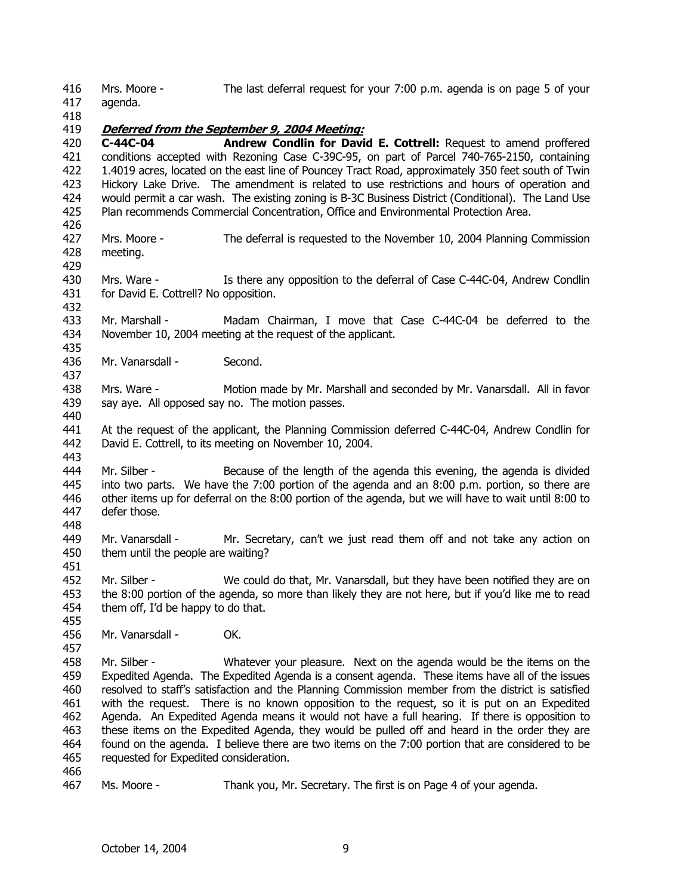Mrs. Moore - The last deferral request for your 7:00 p.m. agenda is on page 5 of your agenda.

***Deferred from the September 9, 2004 Meeting:***

**C-44C-04 Andrew Condlin for David E. Cottrell:** Request to amend proffered conditions accepted with Rezoning Case C-39C-95, on part of Parcel 740-765-2150, containing 1.4019 acres, located on the east line of Pouncey Tract Road, approximately 350 feet south of Twin Hickory Lake Drive. The amendment is related to use restrictions and hours of operation and would permit a car wash. The existing zoning is B-3C Business District (Conditional). The Land Use Plan recommends Commercial Concentration, Office and Environmental Protection Area.

Mrs. Moore - The deferral is requested to the November 10, 2004 Planning Commission meeting.

Mrs. Ware - Is there any opposition to the deferral of Case C-44C-04, Andrew Condlin for David E. Cottrell? No opposition.

Mr. Marshall - Madam Chairman, I move that Case C-44C-04 be deferred to the November 10, 2004 meeting at the request of the applicant.

Mr. Vanarsdall - Second.

Mrs. Ware - Motion made by Mr. Marshall and seconded by Mr. Vanarsdall. All in favor say aye. All opposed say no. The motion passes.

At the request of the applicant, the Planning Commission deferred C-44C-04, Andrew Condlin for David E. Cottrell, to its meeting on November 10, 2004.

Mr. Silber - Because of the length of the agenda this evening, the agenda is divided into two parts. We have the 7:00 portion of the agenda and an 8:00 p.m. portion, so there are other items up for deferral on the 8:00 portion of the agenda, but we will have to wait until 8:00 to defer those.

Mr. Vanarsdall - Mr. Secretary, can't we just read them off and not take any action on them until the people are waiting?

Mr. Silber - We could do that, Mr. Vanarsdall, but they have been notified they are on the 8:00 portion of the agenda, so more than likely they are not here, but if you'd like me to read them off, I'd be happy to do that.

Mr. Vanarsdall - OK.

Mr. Silber - Whatever your pleasure. Next on the agenda would be the items on the Expedited Agenda. The Expedited Agenda is a consent agenda. These items have all of the issues resolved to staff's satisfaction and the Planning Commission member from the district is satisfied with the request. There is no known opposition to the request, so it is put on an Expedited Agenda. An Expedited Agenda means it would not have a full hearing. If there is opposition to these items on the Expedited Agenda, they would be pulled off and heard in the order they are found on the agenda. I believe there are two items on the 7:00 portion that are considered to be requested for Expedited consideration.

Ms. Moore - Thank you, Mr. Secretary. The first is on Page 4 of your agenda.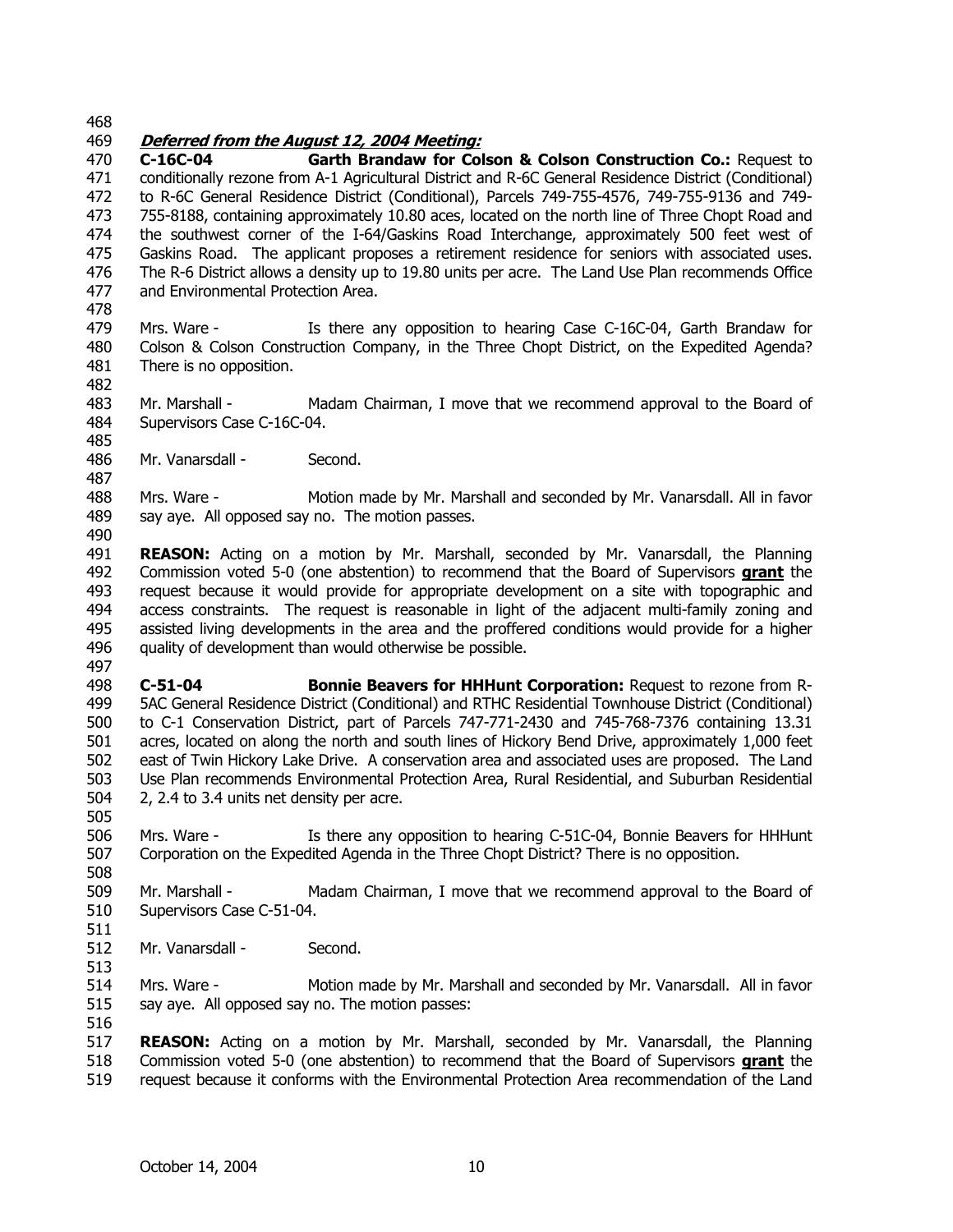***Deferred from the August 12, 2004 Meeting:***

**C-16C-04 Garth Brandaw for Colson & Colson Construction Co.:** Request to conditionally rezone from A-1 Agricultural District and R-6C General Residence District (Conditional) to R-6C General Residence District (Conditional), Parcels 749-755-4576, 749-755-9136 and 749-755-8188, containing approximately 10.80 aces, located on the north line of Three Chopt Road and the southwest corner of the I-64/Gaskins Road Interchange, approximately 500 feet west of Gaskins Road. The applicant proposes a retirement residence for seniors with associated uses. The R-6 District allows a density up to 19.80 units per acre. The Land Use Plan recommends Office and Environmental Protection Area.

Mrs. Ware - Is there any opposition to hearing Case C-16C-04, Garth Brandaw for Colson & Colson Construction Company, in the Three Chopt District, on the Expedited Agenda? There is no opposition.

Mr. Marshall - Madam Chairman, I move that we recommend approval to the Board of Supervisors Case C-16C-04.

Mr. Vanarsdall - Second.

Mrs. Ware - Motion made by Mr. Marshall and seconded by Mr. Vanarsdall. All in favor say aye. All opposed say no. The motion passes.

**REASON:** Acting on a motion by Mr. Marshall, seconded by Mr. Vanarsdall, the Planning Commission voted 5-0 (one abstention) to recommend that the Board of Supervisors **grant** the request because it would provide for appropriate development on a site with topographic and access constraints. The request is reasonable in light of the adjacent multi-family zoning and assisted living developments in the area and the proffered conditions would provide for a higher quality of development than would otherwise be possible.

**C-51-04 Bonnie Beavers for HHHunt Corporation:** Request to rezone from R-5AC General Residence District (Conditional) and RTHC Residential Townhouse District (Conditional) to C-1 Conservation District, part of Parcels 747-771-2430 and 745-768-7376 containing 13.31 acres, located on along the north and south lines of Hickory Bend Drive, approximately 1,000 feet east of Twin Hickory Lake Drive. A conservation area and associated uses are proposed. The Land Use Plan recommends Environmental Protection Area, Rural Residential, and Suburban Residential 2, 2.4 to 3.4 units net density per acre.

Mrs. Ware - Is there any opposition to hearing C-51C-04, Bonnie Beavers for HHHunt Corporation on the Expedited Agenda in the Three Chopt District? There is no opposition.

Mr. Marshall - Madam Chairman, I move that we recommend approval to the Board of Supervisors Case C-51-04.

Mr. Vanarsdall - Second.

Mrs. Ware - Motion made by Mr. Marshall and seconded by Mr. Vanarsdall. All in favor say aye. All opposed say no. The motion passes:

**REASON:** Acting on a motion by Mr. Marshall, seconded by Mr. Vanarsdall, the Planning Commission voted 5-0 (one abstention) to recommend that the Board of Supervisors **grant** the request because it conforms with the Environmental Protection Area recommendation of the Land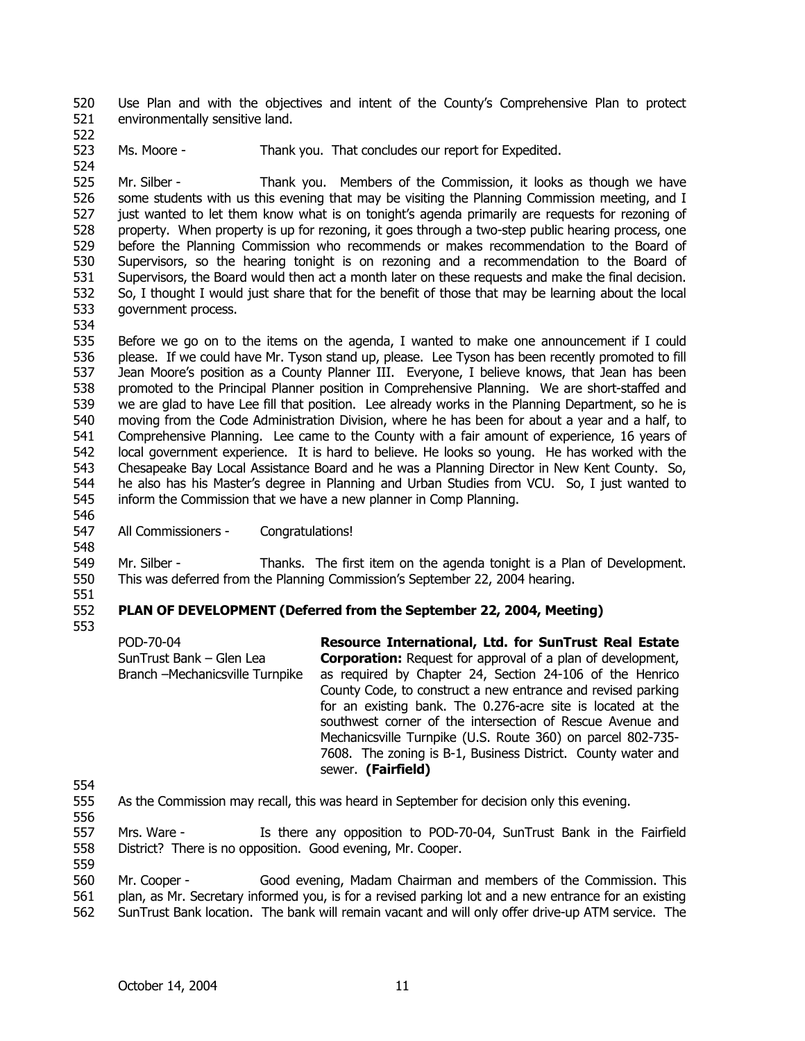Use Plan and with the objectives and intent of the County's Comprehensive Plan to protect environmentally sensitive land.

Ms. Moore - Thank you. That concludes our report for Expedited.

Mr. Silber - Thank you. Members of the Commission, it looks as though we have some students with us this evening that may be visiting the Planning Commission meeting, and I just wanted to let them know what is on tonight's agenda primarily are requests for rezoning of property. When property is up for rezoning, it goes through a two-step public hearing process, one before the Planning Commission who recommends or makes recommendation to the Board of Supervisors, so the hearing tonight is on rezoning and a recommendation to the Board of Supervisors, the Board would then act a month later on these requests and make the final decision. So, I thought I would just share that for the benefit of those that may be learning about the local government process.

Before we go on to the items on the agenda, I wanted to make one announcement if I could please. If we could have Mr. Tyson stand up, please. Lee Tyson has been recently promoted to fill Jean Moore's position as a County Planner III. Everyone, I believe knows, that Jean has been promoted to the Principal Planner position in Comprehensive Planning. We are short-staffed and we are glad to have Lee fill that position. Lee already works in the Planning Department, so he is moving from the Code Administration Division, where he has been for about a year and a half, to Comprehensive Planning. Lee came to the County with a fair amount of experience, 16 years of local government experience. It is hard to believe. He looks so young. He has worked with the Chesapeake Bay Local Assistance Board and he was a Planning Director in New Kent County. So, he also has his Master's degree in Planning and Urban Studies from VCU. So, I just wanted to inform the Commission that we have a new planner in Comp Planning.

All Commissioners - Congratulations!

Mr. Silber - Thanks. The first item on the agenda tonight is a Plan of Development. This was deferred from the Planning Commission's September 22, 2004 hearing.

**PLAN OF DEVELOPMENT (Deferred from the September 22, 2004, Meeting)**

POD-70-04
SunTrust Bank – Glen Lea Branch –Mechanicsville Turnpike

**Resource International, Ltd. for SunTrust Real Estate Corporation:** Request for approval of a plan of development, as required by Chapter 24, Section 24-106 of the Henrico County Code, to construct a new entrance and revised parking for an existing bank. The 0.276-acre site is located at the southwest corner of the intersection of Rescue Avenue and Mechanicsville Turnpike (U.S. Route 360) on parcel 802-735-7608. The zoning is B-1, Business District. County water and sewer. **(Fairfield)**

As the Commission may recall, this was heard in September for decision only this evening.

Mrs. Ware - Is there any opposition to POD-70-04, SunTrust Bank in the Fairfield District? There is no opposition. Good evening, Mr. Cooper.

Mr. Cooper - Good evening, Madam Chairman and members of the Commission. This plan, as Mr. Secretary informed you, is for a revised parking lot and a new entrance for an existing SunTrust Bank location. The bank will remain vacant and will only offer drive-up ATM service. The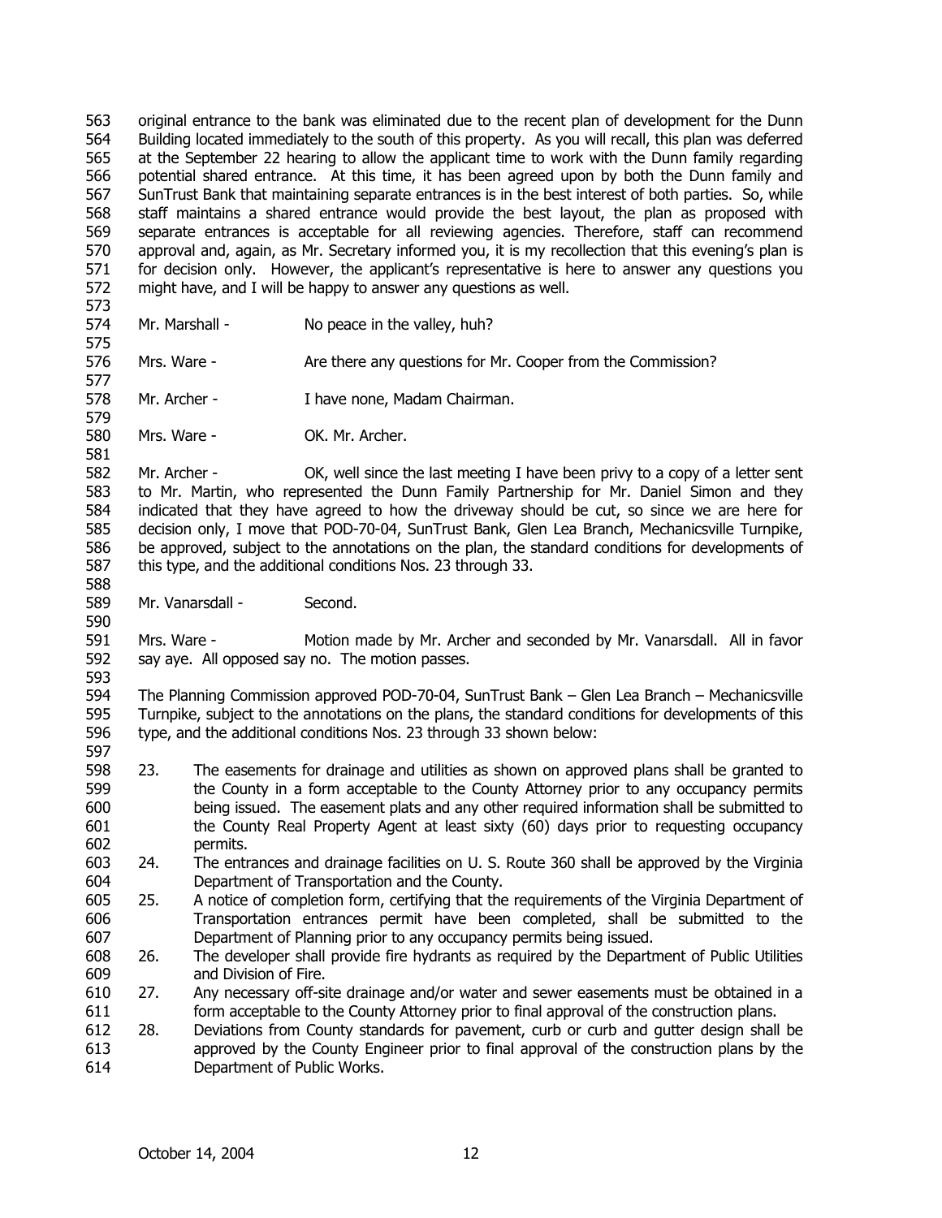original entrance to the bank was eliminated due to the recent plan of development for the Dunn Building located immediately to the south of this property. As you will recall, this plan was deferred at the September 22 hearing to allow the applicant time to work with the Dunn family regarding potential shared entrance. At this time, it has been agreed upon by both the Dunn family and SunTrust Bank that maintaining separate entrances is in the best interest of both parties. So, while staff maintains a shared entrance would provide the best layout, the plan as proposed with separate entrances is acceptable for all reviewing agencies. Therefore, staff can recommend approval and, again, as Mr. Secretary informed you, it is my recollection that this evening's plan is for decision only. However, the applicant's representative is here to answer any questions you might have, and I will be happy to answer any questions as well.

Mr. Marshall - No peace in the valley, huh?

Mrs. Ware - Are there any questions for Mr. Cooper from the Commission?

Mr. Archer - I have none, Madam Chairman.

Mrs. Ware - OK. Mr. Archer.

Mr. Archer - OK, well since the last meeting I have been privy to a copy of a letter sent to Mr. Martin, who represented the Dunn Family Partnership for Mr. Daniel Simon and they indicated that they have agreed to how the driveway should be cut, so since we are here for decision only, I move that POD-70-04, SunTrust Bank, Glen Lea Branch, Mechanicsville Turnpike, be approved, subject to the annotations on the plan, the standard conditions for developments of this type, and the additional conditions Nos. 23 through 33.

Mr. Vanarsdall - Second.

Mrs. Ware - Motion made by Mr. Archer and seconded by Mr. Vanarsdall. All in favor say aye. All opposed say no. The motion passes.

The Planning Commission approved POD-70-04, SunTrust Bank – Glen Lea Branch – Mechanicsville Turnpike, subject to the annotations on the plans, the standard conditions for developments of this type, and the additional conditions Nos. 23 through 33 shown below:

23. The easements for drainage and utilities as shown on approved plans shall be granted to the County in a form acceptable to the County Attorney prior to any occupancy permits being issued. The easement plats and any other required information shall be submitted to the County Real Property Agent at least sixty (60) days prior to requesting occupancy permits.
24. The entrances and drainage facilities on U. S. Route 360 shall be approved by the Virginia Department of Transportation and the County.
25. A notice of completion form, certifying that the requirements of the Virginia Department of Transportation entrances permit have been completed, shall be submitted to the Department of Planning prior to any occupancy permits being issued.
26. The developer shall provide fire hydrants as required by the Department of Public Utilities and Division of Fire.
27. Any necessary off-site drainage and/or water and sewer easements must be obtained in a form acceptable to the County Attorney prior to final approval of the construction plans.
28. Deviations from County standards for pavement, curb or curb and gutter design shall be approved by the County Engineer prior to final approval of the construction plans by the Department of Public Works.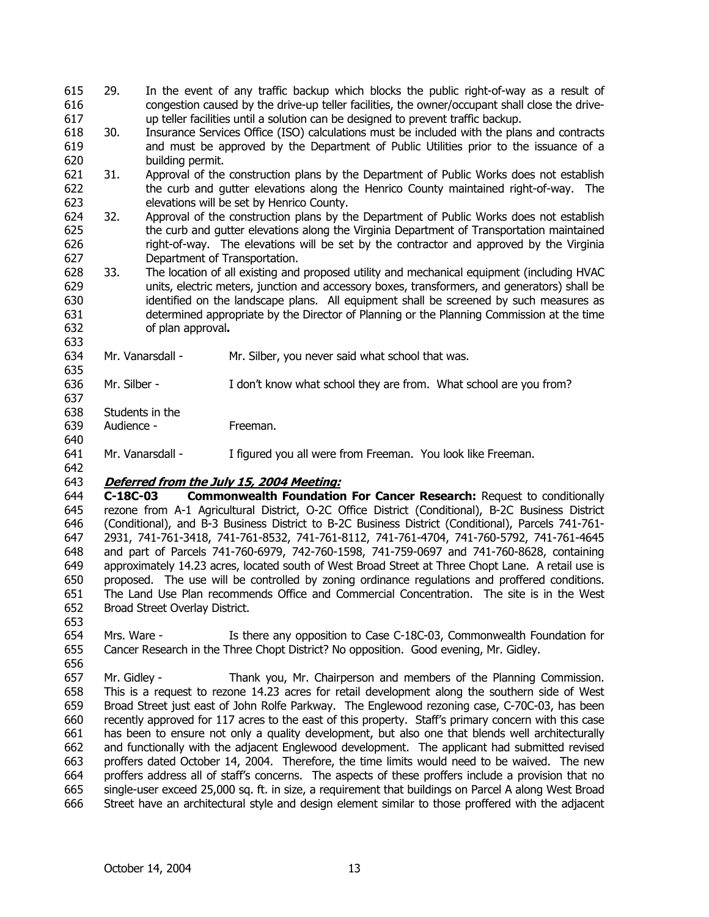29. In the event of any traffic backup which blocks the public right-of-way as a result of congestion caused by the drive-up teller facilities, the owner/occupant shall close the drive-up teller facilities until a solution can be designed to prevent traffic backup.
30. Insurance Services Office (ISO) calculations must be included with the plans and contracts and must be approved by the Department of Public Utilities prior to the issuance of a building permit.
31. Approval of the construction plans by the Department of Public Works does not establish the curb and gutter elevations along the Henrico County maintained right-of-way. The elevations will be set by Henrico County.
32. Approval of the construction plans by the Department of Public Works does not establish the curb and gutter elevations along the Virginia Department of Transportation maintained right-of-way. The elevations will be set by the contractor and approved by the Virginia Department of Transportation.
33. The location of all existing and proposed utility and mechanical equipment (including HVAC units, electric meters, junction and accessory boxes, transformers, and generators) shall be identified on the landscape plans. All equipment shall be screened by such measures as determined appropriate by the Director of Planning or the Planning Commission at the time of plan approval**.**

Mr. Vanarsdall - Mr. Silber, you never said what school that was.

Mr. Silber - I don't know what school they are from. What school are you from?

Students in the Audience - Freeman.

Mr. Vanarsdall - I figured you all were from Freeman. You look like Freeman.

***Deferred from the July 15, 2004 Meeting:***

**C-18C-03 Commonwealth Foundation For Cancer Research:** Request to conditionally rezone from A-1 Agricultural District, O-2C Office District (Conditional), B-2C Business District (Conditional), and B-3 Business District to B-2C Business District (Conditional), Parcels 741-761-2931, 741-761-3418, 741-761-8532, 741-761-8112, 741-761-4704, 741-760-5792, 741-761-4645 and part of Parcels 741-760-6979, 742-760-1598, 741-759-0697 and 741-760-8628, containing approximately 14.23 acres, located south of West Broad Street at Three Chopt Lane. A retail use is proposed. The use will be controlled by zoning ordinance regulations and proffered conditions. The Land Use Plan recommends Office and Commercial Concentration. The site is in the West Broad Street Overlay District.

Mrs. Ware - Is there any opposition to Case C-18C-03, Commonwealth Foundation for Cancer Research in the Three Chopt District? No opposition. Good evening, Mr. Gidley.

Mr. Gidley - Thank you, Mr. Chairperson and members of the Planning Commission. This is a request to rezone 14.23 acres for retail development along the southern side of West Broad Street just east of John Rolfe Parkway. The Englewood rezoning case, C-70C-03, has been recently approved for 117 acres to the east of this property. Staff's primary concern with this case has been to ensure not only a quality development, but also one that blends well architecturally and functionally with the adjacent Englewood development. The applicant had submitted revised proffers dated October 14, 2004. Therefore, the time limits would need to be waived. The new proffers address all of staff's concerns. The aspects of these proffers include a provision that no single-user exceed 25,000 sq. ft. in size, a requirement that buildings on Parcel A along West Broad Street have an architectural style and design element similar to those proffered with the adjacent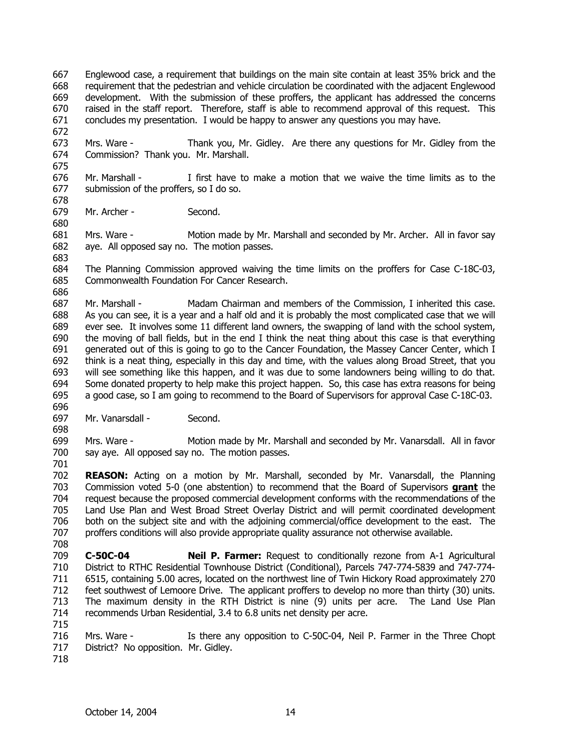Englewood case, a requirement that buildings on the main site contain at least 35% brick and the requirement that the pedestrian and vehicle circulation be coordinated with the adjacent Englewood development. With the submission of these proffers, the applicant has addressed the concerns raised in the staff report. Therefore, staff is able to recommend approval of this request. This concludes my presentation. I would be happy to answer any questions you may have.

Mrs. Ware - Thank you, Mr. Gidley. Are there any questions for Mr. Gidley from the Commission? Thank you. Mr. Marshall.

Mr. Marshall - I first have to make a motion that we waive the time limits as to the submission of the proffers, so I do so.

Mr. Archer - Second.

Mrs. Ware - Motion made by Mr. Marshall and seconded by Mr. Archer. All in favor say aye. All opposed say no. The motion passes.

The Planning Commission approved waiving the time limits on the proffers for Case C-18C-03, Commonwealth Foundation For Cancer Research.

Mr. Marshall - Madam Chairman and members of the Commission, I inherited this case. As you can see, it is a year and a half old and it is probably the most complicated case that we will ever see. It involves some 11 different land owners, the swapping of land with the school system, the moving of ball fields, but in the end I think the neat thing about this case is that everything generated out of this is going to go to the Cancer Foundation, the Massey Cancer Center, which I think is a neat thing, especially in this day and time, with the values along Broad Street, that you will see something like this happen, and it was due to some landowners being willing to do that. Some donated property to help make this project happen. So, this case has extra reasons for being a good case, so I am going to recommend to the Board of Supervisors for approval Case C-18C-03.

Mr. Vanarsdall - Second.

Mrs. Ware - Motion made by Mr. Marshall and seconded by Mr. Vanarsdall. All in favor say aye. All opposed say no. The motion passes.

**REASON:** Acting on a motion by Mr. Marshall, seconded by Mr. Vanarsdall, the Planning Commission voted 5-0 (one abstention) to recommend that the Board of Supervisors **grant** the request because the proposed commercial development conforms with the recommendations of the Land Use Plan and West Broad Street Overlay District and will permit coordinated development both on the subject site and with the adjoining commercial/office development to the east. The proffers conditions will also provide appropriate quality assurance not otherwise available.

**C-50C-04** **Neil P. Farmer:** Request to conditionally rezone from A-1 Agricultural District to RTHC Residential Townhouse District (Conditional), Parcels 747-774-5839 and 747-774-6515, containing 5.00 acres, located on the northwest line of Twin Hickory Road approximately 270 feet southwest of Lemoore Drive. The applicant proffers to develop no more than thirty (30) units. The maximum density in the RTH District is nine (9) units per acre. The Land Use Plan recommends Urban Residential, 3.4 to 6.8 units net density per acre.

Mrs. Ware - Is there any opposition to C-50C-04, Neil P. Farmer in the Three Chopt District? No opposition. Mr. Gidley.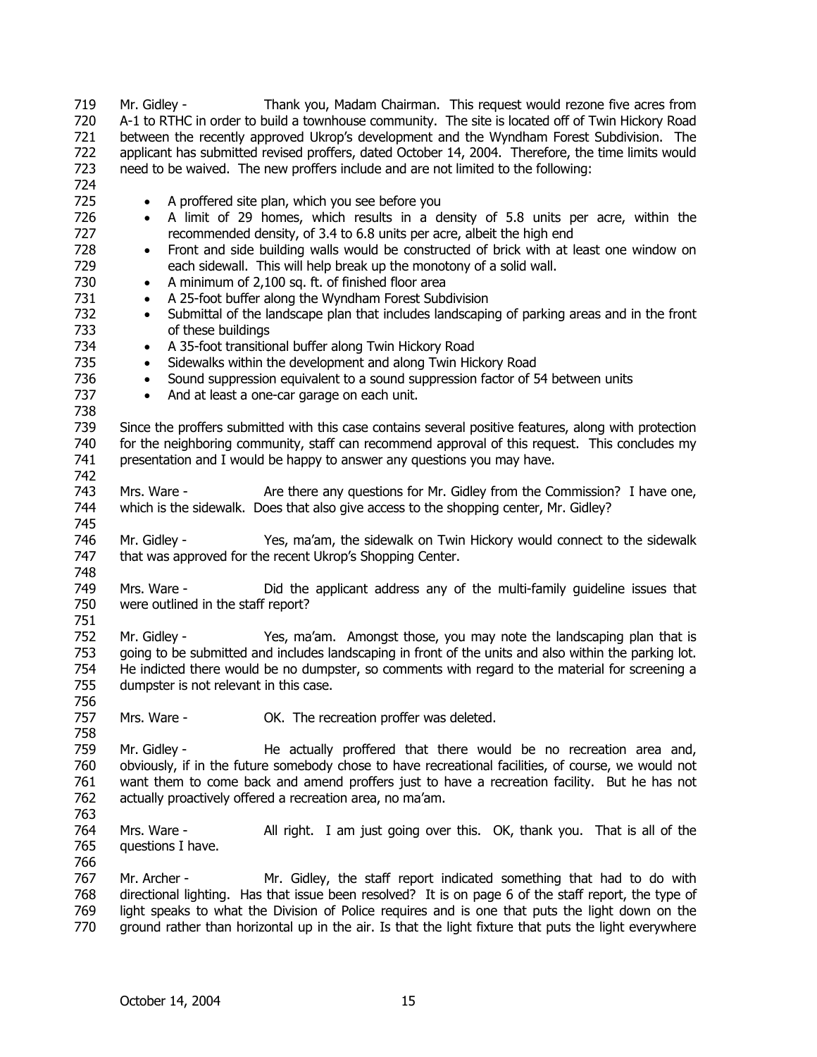Mr. Gidley - Thank you, Madam Chairman. This request would rezone five acres from A-1 to RTHC in order to build a townhouse community. The site is located off of Twin Hickory Road between the recently approved Ukrop's development and the Wyndham Forest Subdivision. The applicant has submitted revised proffers, dated October 14, 2004. Therefore, the time limits would need to be waived. The new proffers include and are not limited to the following:

- A proffered site plan, which you see before you
- A limit of 29 homes, which results in a density of 5.8 units per acre, within the recommended density, of 3.4 to 6.8 units per acre, albeit the high end
- Front and side building walls would be constructed of brick with at least one window on each sidewall. This will help break up the monotony of a solid wall.
- A minimum of 2,100 sq. ft. of finished floor area
- A 25-foot buffer along the Wyndham Forest Subdivision
- Submittal of the landscape plan that includes landscaping of parking areas and in the front of these buildings
- A 35-foot transitional buffer along Twin Hickory Road
- Sidewalks within the development and along Twin Hickory Road
- Sound suppression equivalent to a sound suppression factor of 54 between units
- And at least a one-car garage on each unit.

Since the proffers submitted with this case contains several positive features, along with protection for the neighboring community, staff can recommend approval of this request. This concludes my presentation and I would be happy to answer any questions you may have.

Mrs. Ware - Are there any questions for Mr. Gidley from the Commission? I have one, which is the sidewalk. Does that also give access to the shopping center, Mr. Gidley?

Mr. Gidley - Yes, ma'am, the sidewalk on Twin Hickory would connect to the sidewalk that was approved for the recent Ukrop's Shopping Center.

Mrs. Ware - Did the applicant address any of the multi-family guideline issues that were outlined in the staff report?

Mr. Gidley - Yes, ma'am. Amongst those, you may note the landscaping plan that is going to be submitted and includes landscaping in front of the units and also within the parking lot. He indicted there would be no dumpster, so comments with regard to the material for screening a dumpster is not relevant in this case.

Mrs. Ware - OK. The recreation proffer was deleted.

Mr. Gidley - He actually proffered that there would be no recreation area and, obviously, if in the future somebody chose to have recreational facilities, of course, we would not want them to come back and amend proffers just to have a recreation facility. But he has not actually proactively offered a recreation area, no ma'am.

Mrs. Ware - All right. I am just going over this. OK, thank you. That is all of the questions I have.

Mr. Archer - Mr. Gidley, the staff report indicated something that had to do with directional lighting. Has that issue been resolved? It is on page 6 of the staff report, the type of light speaks to what the Division of Police requires and is one that puts the light down on the ground rather than horizontal up in the air. Is that the light fixture that puts the light everywhere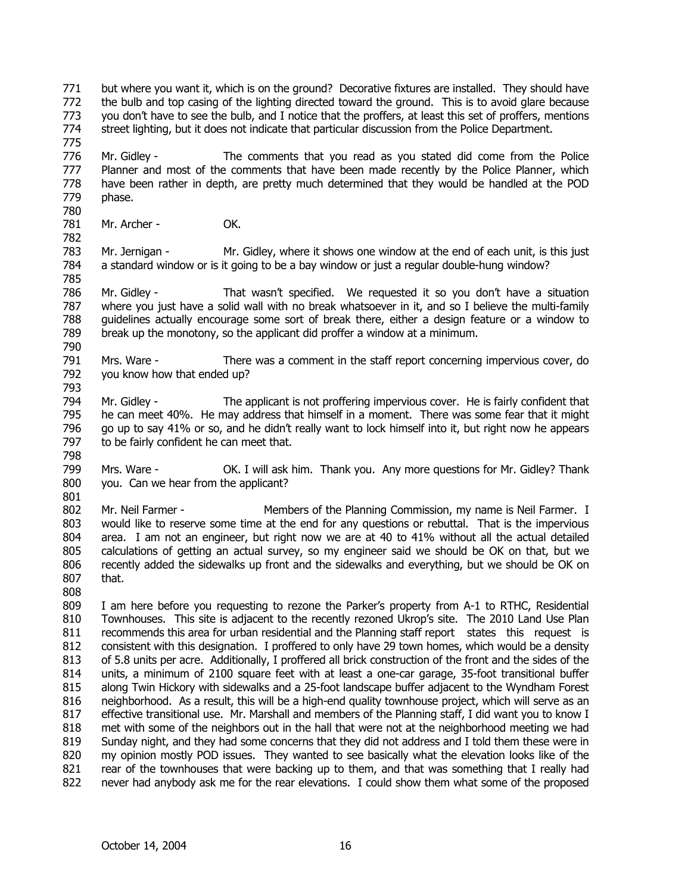but where you want it, which is on the ground? Decorative fixtures are installed. They should have the bulb and top casing of the lighting directed toward the ground. This is to avoid glare because you don't have to see the bulb, and I notice that the proffers, at least this set of proffers, mentions street lighting, but it does not indicate that particular discussion from the Police Department.

Mr. Gidley - The comments that you read as you stated did come from the Police Planner and most of the comments that have been made recently by the Police Planner, which have been rather in depth, are pretty much determined that they would be handled at the POD phase.

Mr. Archer - OK.

Mr. Jernigan - Mr. Gidley, where it shows one window at the end of each unit, is this just a standard window or is it going to be a bay window or just a regular double-hung window?

Mr. Gidley - That wasn't specified. We requested it so you don't have a situation where you just have a solid wall with no break whatsoever in it, and so I believe the multi-family guidelines actually encourage some sort of break there, either a design feature or a window to break up the monotony, so the applicant did proffer a window at a minimum.

Mrs. Ware - There was a comment in the staff report concerning impervious cover, do you know how that ended up?

Mr. Gidley - The applicant is not proffering impervious cover. He is fairly confident that he can meet 40%. He may address that himself in a moment. There was some fear that it might go up to say 41% or so, and he didn't really want to lock himself into it, but right now he appears to be fairly confident he can meet that.

Mrs. Ware - OK. I will ask him. Thank you. Any more questions for Mr. Gidley? Thank you. Can we hear from the applicant?

Mr. Neil Farmer - Members of the Planning Commission, my name is Neil Farmer. I would like to reserve some time at the end for any questions or rebuttal. That is the impervious area. I am not an engineer, but right now we are at 40 to 41% without all the actual detailed calculations of getting an actual survey, so my engineer said we should be OK on that, but we recently added the sidewalks up front and the sidewalks and everything, but we should be OK on that.

I am here before you requesting to rezone the Parker's property from A-1 to RTHC, Residential Townhouses. This site is adjacent to the recently rezoned Ukrop's site. The 2010 Land Use Plan recommends this area for urban residential and the Planning staff report states this request is consistent with this designation. I proffered to only have 29 town homes, which would be a density of 5.8 units per acre. Additionally, I proffered all brick construction of the front and the sides of the units, a minimum of 2100 square feet with at least a one-car garage, 35-foot transitional buffer along Twin Hickory with sidewalks and a 25-foot landscape buffer adjacent to the Wyndham Forest neighborhood. As a result, this will be a high-end quality townhouse project, which will serve as an effective transitional use. Mr. Marshall and members of the Planning staff, I did want you to know I met with some of the neighbors out in the hall that were not at the neighborhood meeting we had Sunday night, and they had some concerns that they did not address and I told them these were in my opinion mostly POD issues. They wanted to see basically what the elevation looks like of the rear of the townhouses that were backing up to them, and that was something that I really had never had anybody ask me for the rear elevations. I could show them what some of the proposed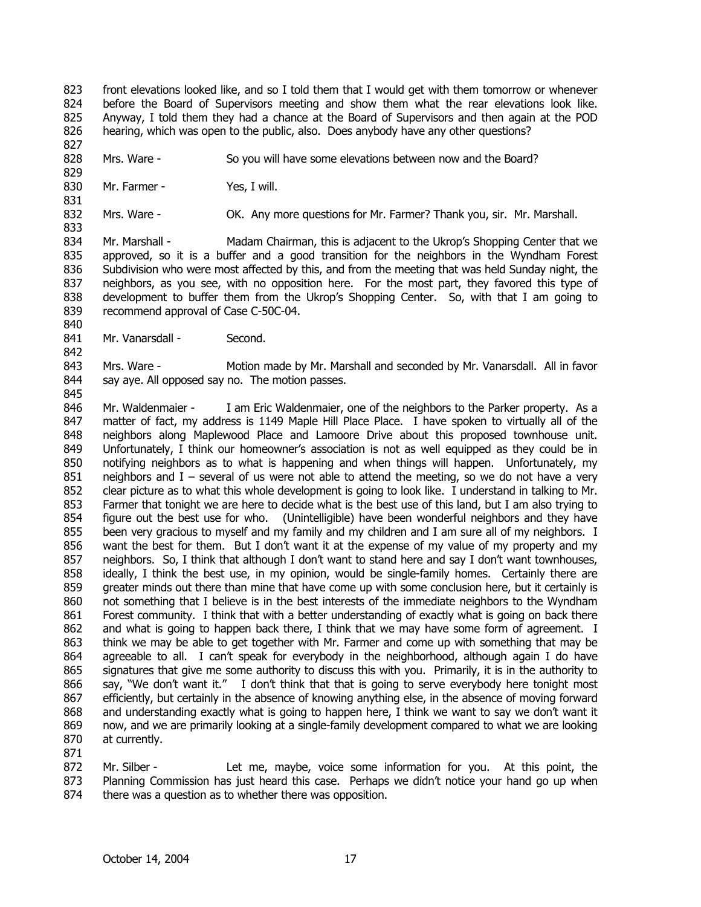front elevations looked like, and so I told them that I would get with them tomorrow or whenever before the Board of Supervisors meeting and show them what the rear elevations look like. Anyway, I told them they had a chance at the Board of Supervisors and then again at the POD hearing, which was open to the public, also. Does anybody have any other questions?

Mrs. Ware - So you will have some elevations between now and the Board?

Mr. Farmer - Yes, I will.

Mrs. Ware - OK. Any more questions for Mr. Farmer? Thank you, sir. Mr. Marshall.

Mr. Marshall - Madam Chairman, this is adjacent to the Ukrop's Shopping Center that we approved, so it is a buffer and a good transition for the neighbors in the Wyndham Forest Subdivision who were most affected by this, and from the meeting that was held Sunday night, the neighbors, as you see, with no opposition here. For the most part, they favored this type of development to buffer them from the Ukrop's Shopping Center. So, with that I am going to recommend approval of Case C-50C-04.

Mr. Vanarsdall - Second.

Mrs. Ware - Motion made by Mr. Marshall and seconded by Mr. Vanarsdall. All in favor say aye. All opposed say no. The motion passes.

Mr. Waldenmaier - I am Eric Waldenmaier, one of the neighbors to the Parker property. As a matter of fact, my address is 1149 Maple Hill Place Place. I have spoken to virtually all of the neighbors along Maplewood Place and Lamoore Drive about this proposed townhouse unit. Unfortunately, I think our homeowner's association is not as well equipped as they could be in notifying neighbors as to what is happening and when things will happen. Unfortunately, my neighbors and I – several of us were not able to attend the meeting, so we do not have a very clear picture as to what this whole development is going to look like. I understand in talking to Mr. Farmer that tonight we are here to decide what is the best use of this land, but I am also trying to figure out the best use for who. (Unintelligible) have been wonderful neighbors and they have been very gracious to myself and my family and my children and I am sure all of my neighbors. I want the best for them. But I don't want it at the expense of my value of my property and my neighbors. So, I think that although I don't want to stand here and say I don't want townhouses, ideally, I think the best use, in my opinion, would be single-family homes. Certainly there are greater minds out there than mine that have come up with some conclusion here, but it certainly is not something that I believe is in the best interests of the immediate neighbors to the Wyndham Forest community. I think that with a better understanding of exactly what is going on back there and what is going to happen back there, I think that we may have some form of agreement. I think we may be able to get together with Mr. Farmer and come up with something that may be agreeable to all. I can't speak for everybody in the neighborhood, although again I do have signatures that give me some authority to discuss this with you. Primarily, it is in the authority to say, "We don't want it." I don't think that that is going to serve everybody here tonight most efficiently, but certainly in the absence of knowing anything else, in the absence of moving forward and understanding exactly what is going to happen here, I think we want to say we don't want it now, and we are primarily looking at a single-family development compared to what we are looking at currently.

Mr. Silber - Let me, maybe, voice some information for you. At this point, the Planning Commission has just heard this case. Perhaps we didn't notice your hand go up when there was a question as to whether there was opposition.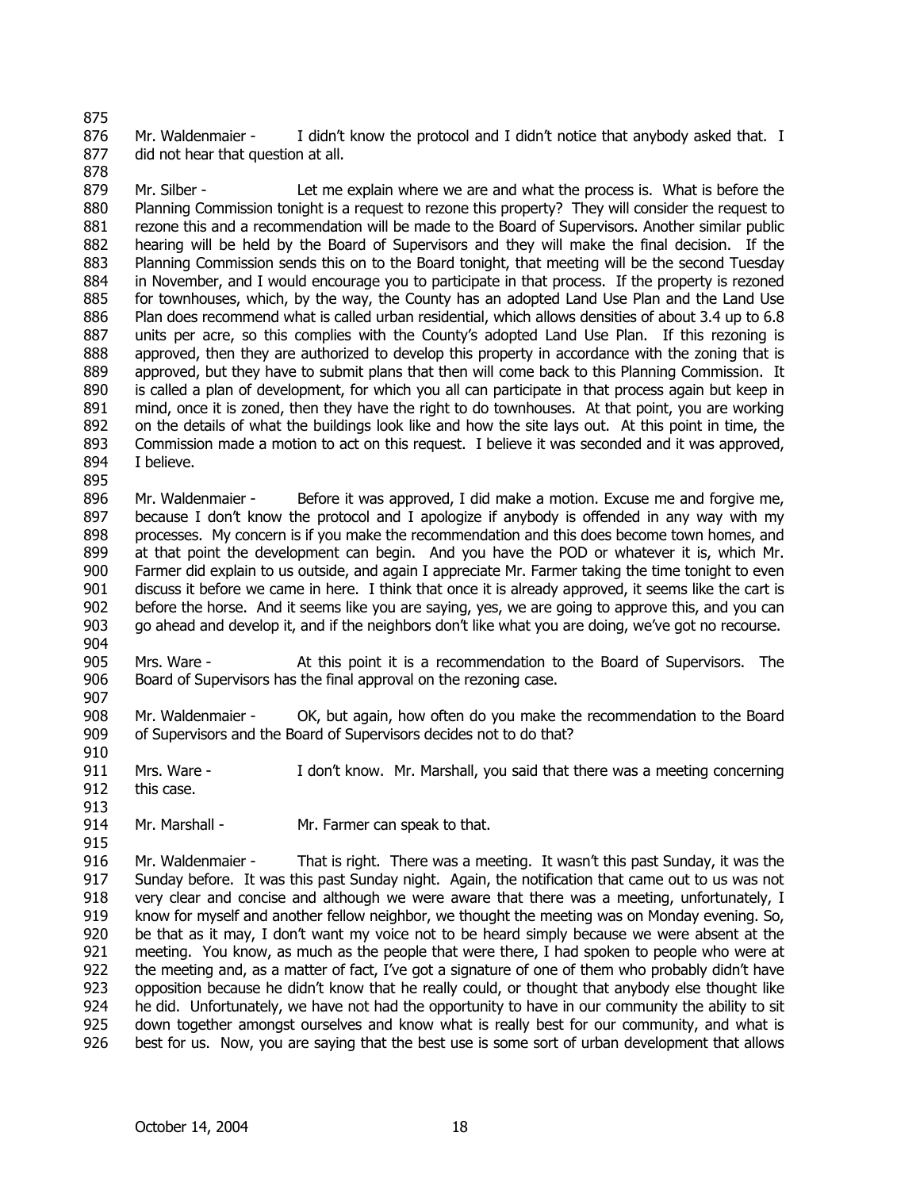Mr. Waldenmaier - I didn't know the protocol and I didn't notice that anybody asked that. I did not hear that question at all.

Mr. Silber - Let me explain where we are and what the process is. What is before the Planning Commission tonight is a request to rezone this property? They will consider the request to rezone this and a recommendation will be made to the Board of Supervisors. Another similar public hearing will be held by the Board of Supervisors and they will make the final decision. If the Planning Commission sends this on to the Board tonight, that meeting will be the second Tuesday in November, and I would encourage you to participate in that process. If the property is rezoned for townhouses, which, by the way, the County has an adopted Land Use Plan and the Land Use Plan does recommend what is called urban residential, which allows densities of about 3.4 up to 6.8 units per acre, so this complies with the County's adopted Land Use Plan. If this rezoning is approved, then they are authorized to develop this property in accordance with the zoning that is approved, but they have to submit plans that then will come back to this Planning Commission. It is called a plan of development, for which you all can participate in that process again but keep in mind, once it is zoned, then they have the right to do townhouses. At that point, you are working on the details of what the buildings look like and how the site lays out. At this point in time, the Commission made a motion to act on this request. I believe it was seconded and it was approved, I believe.

Mr. Waldenmaier - Before it was approved, I did make a motion. Excuse me and forgive me, because I don't know the protocol and I apologize if anybody is offended in any way with my processes. My concern is if you make the recommendation and this does become town homes, and at that point the development can begin. And you have the POD or whatever it is, which Mr. Farmer did explain to us outside, and again I appreciate Mr. Farmer taking the time tonight to even discuss it before we came in here. I think that once it is already approved, it seems like the cart is before the horse. And it seems like you are saying, yes, we are going to approve this, and you can go ahead and develop it, and if the neighbors don't like what you are doing, we've got no recourse.

Mrs. Ware - At this point it is a recommendation to the Board of Supervisors. The Board of Supervisors has the final approval on the rezoning case.

Mr. Waldenmaier - OK, but again, how often do you make the recommendation to the Board of Supervisors and the Board of Supervisors decides not to do that?

Mrs. Ware - I don't know. Mr. Marshall, you said that there was a meeting concerning this case.

Mr. Marshall - Mr. Farmer can speak to that.

Mr. Waldenmaier - That is right. There was a meeting. It wasn't this past Sunday, it was the Sunday before. It was this past Sunday night. Again, the notification that came out to us was not very clear and concise and although we were aware that there was a meeting, unfortunately, I know for myself and another fellow neighbor, we thought the meeting was on Monday evening. So, be that as it may, I don't want my voice not to be heard simply because we were absent at the meeting. You know, as much as the people that were there, I had spoken to people who were at the meeting and, as a matter of fact, I've got a signature of one of them who probably didn't have opposition because he didn't know that he really could, or thought that anybody else thought like he did. Unfortunately, we have not had the opportunity to have in our community the ability to sit down together amongst ourselves and know what is really best for our community, and what is best for us. Now, you are saying that the best use is some sort of urban development that allows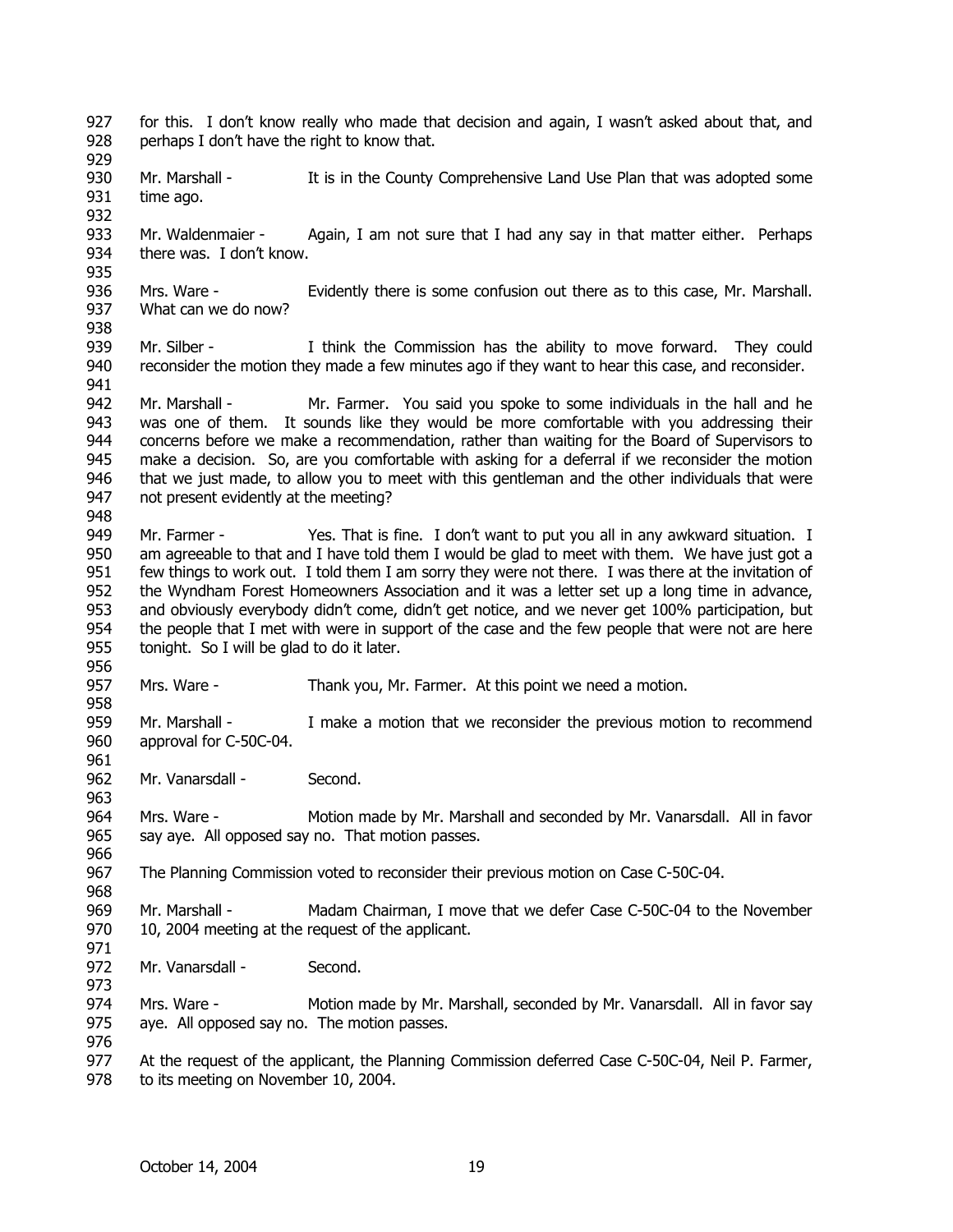for this. I don't know really who made that decision and again, I wasn't asked about that, and perhaps I don't have the right to know that.

Mr. Marshall - It is in the County Comprehensive Land Use Plan that was adopted some time ago.

Mr. Waldenmaier - Again, I am not sure that I had any say in that matter either. Perhaps there was. I don't know.

Mrs. Ware - Evidently there is some confusion out there as to this case, Mr. Marshall. What can we do now?

Mr. Silber - I think the Commission has the ability to move forward. They could reconsider the motion they made a few minutes ago if they want to hear this case, and reconsider.

Mr. Marshall - Mr. Farmer. You said you spoke to some individuals in the hall and he was one of them. It sounds like they would be more comfortable with you addressing their concerns before we make a recommendation, rather than waiting for the Board of Supervisors to make a decision. So, are you comfortable with asking for a deferral if we reconsider the motion that we just made, to allow you to meet with this gentleman and the other individuals that were not present evidently at the meeting?

Mr. Farmer - Yes. That is fine. I don't want to put you all in any awkward situation. I am agreeable to that and I have told them I would be glad to meet with them. We have just got a few things to work out. I told them I am sorry they were not there. I was there at the invitation of the Wyndham Forest Homeowners Association and it was a letter set up a long time in advance, and obviously everybody didn't come, didn't get notice, and we never get 100% participation, but the people that I met with were in support of the case and the few people that were not are here tonight. So I will be glad to do it later.

Mrs. Ware - Thank you, Mr. Farmer. At this point we need a motion.

Mr. Marshall - I make a motion that we reconsider the previous motion to recommend approval for C-50C-04.

Mr. Vanarsdall - Second.

Mrs. Ware - Motion made by Mr. Marshall and seconded by Mr. Vanarsdall. All in favor say aye. All opposed say no. That motion passes.

The Planning Commission voted to reconsider their previous motion on Case C-50C-04.

Mr. Marshall - Madam Chairman, I move that we defer Case C-50C-04 to the November 10, 2004 meeting at the request of the applicant.

Mr. Vanarsdall - Second.

Mrs. Ware - Motion made by Mr. Marshall, seconded by Mr. Vanarsdall. All in favor say aye. All opposed say no. The motion passes.

At the request of the applicant, the Planning Commission deferred Case C-50C-04, Neil P. Farmer, to its meeting on November 10, 2004.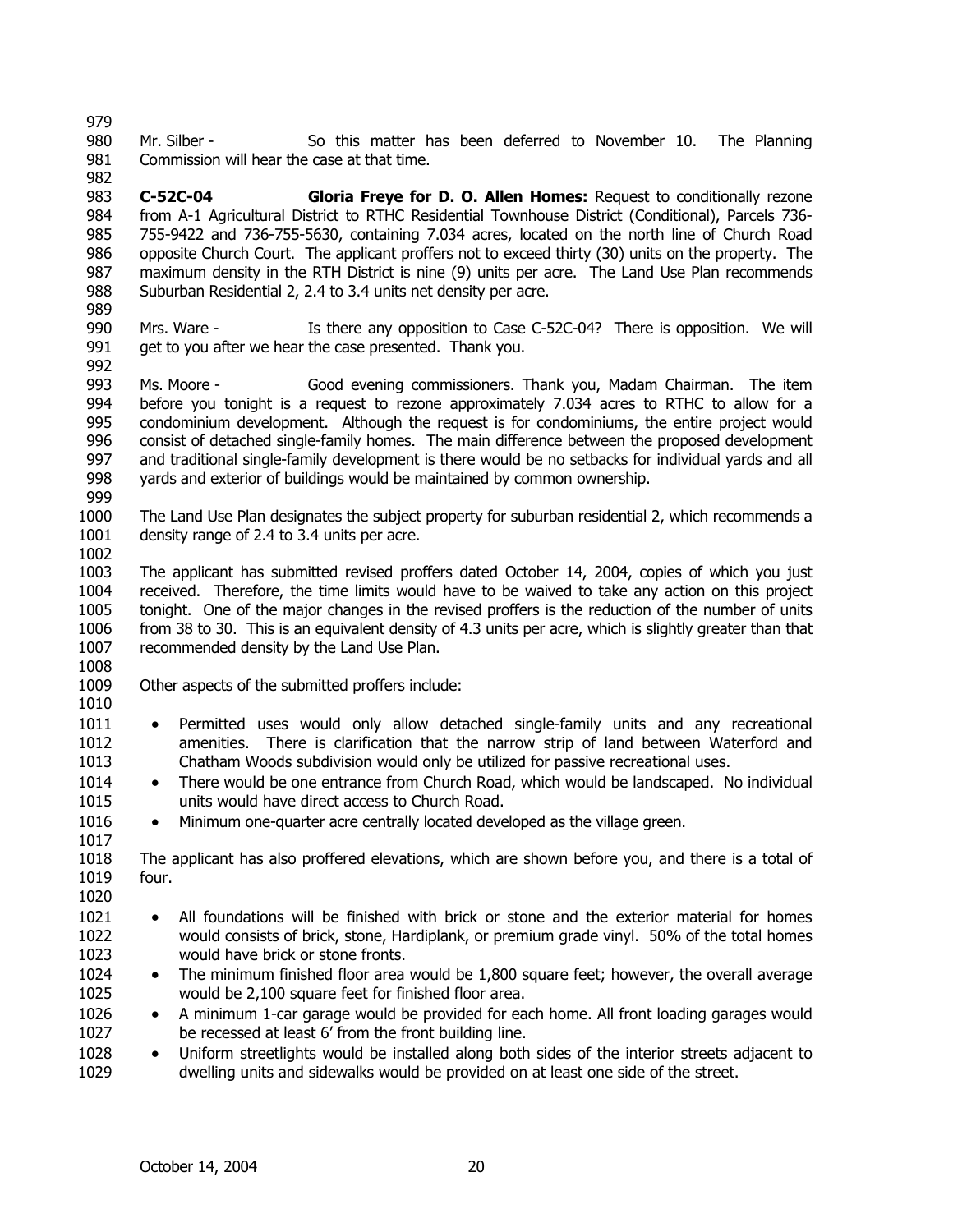Mr. Silber - So this matter has been deferred to November 10. The Planning Commission will hear the case at that time.

**C-52C-04 Gloria Freye for D. O. Allen Homes:** Request to conditionally rezone from A-1 Agricultural District to RTHC Residential Townhouse District (Conditional), Parcels 736-755-9422 and 736-755-5630, containing 7.034 acres, located on the north line of Church Road opposite Church Court. The applicant proffers not to exceed thirty (30) units on the property. The maximum density in the RTH District is nine (9) units per acre. The Land Use Plan recommends Suburban Residential 2, 2.4 to 3.4 units net density per acre.

Mrs. Ware - Is there any opposition to Case C-52C-04? There is opposition. We will get to you after we hear the case presented. Thank you.

Ms. Moore - Good evening commissioners. Thank you, Madam Chairman. The item before you tonight is a request to rezone approximately 7.034 acres to RTHC to allow for a condominium development. Although the request is for condominiums, the entire project would consist of detached single-family homes. The main difference between the proposed development and traditional single-family development is there would be no setbacks for individual yards and all yards and exterior of buildings would be maintained by common ownership.

The Land Use Plan designates the subject property for suburban residential 2, which recommends a density range of 2.4 to 3.4 units per acre.

The applicant has submitted revised proffers dated October 14, 2004, copies of which you just received. Therefore, the time limits would have to be waived to take any action on this project tonight. One of the major changes in the revised proffers is the reduction of the number of units from 38 to 30. This is an equivalent density of 4.3 units per acre, which is slightly greater than that recommended density by the Land Use Plan.

Other aspects of the submitted proffers include:

- Permitted uses would only allow detached single-family units and any recreational amenities. There is clarification that the narrow strip of land between Waterford and Chatham Woods subdivision would only be utilized for passive recreational uses.
- There would be one entrance from Church Road, which would be landscaped. No individual units would have direct access to Church Road.
- Minimum one-quarter acre centrally located developed as the village green.

The applicant has also proffered elevations, which are shown before you, and there is a total of four.

- All foundations will be finished with brick or stone and the exterior material for homes would consists of brick, stone, Hardiplank, or premium grade vinyl. 50% of the total homes would have brick or stone fronts.
- The minimum finished floor area would be 1,800 square feet; however, the overall average would be 2,100 square feet for finished floor area.
- A minimum 1-car garage would be provided for each home. All front loading garages would be recessed at least 6' from the front building line.
- Uniform streetlights would be installed along both sides of the interior streets adjacent to dwelling units and sidewalks would be provided on at least one side of the street.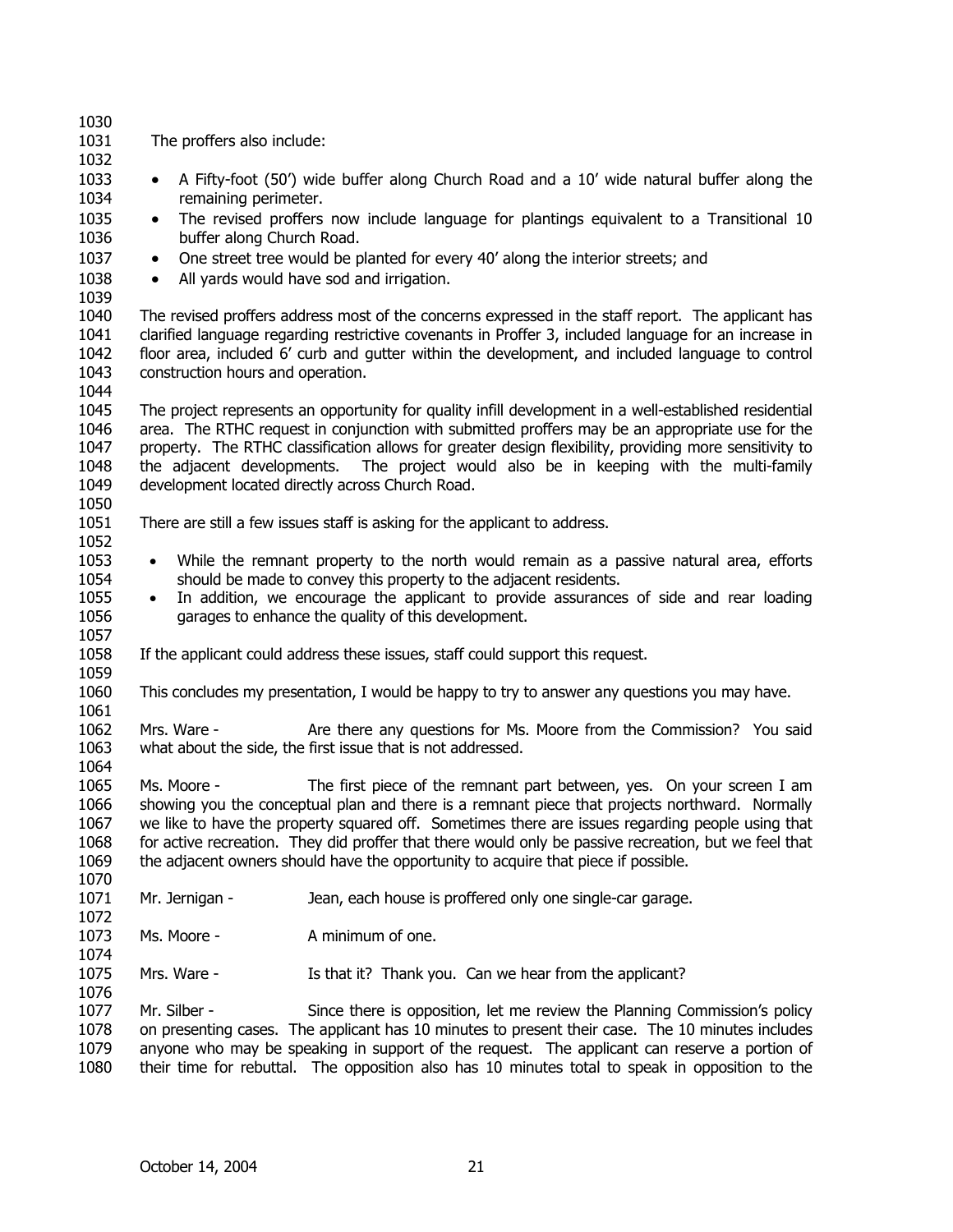The proffers also include:

- A Fifty-foot (50') wide buffer along Church Road and a 10' wide natural buffer along the remaining perimeter.
- The revised proffers now include language for plantings equivalent to a Transitional 10 buffer along Church Road.
- One street tree would be planted for every 40' along the interior streets; and
- All yards would have sod and irrigation.

The revised proffers address most of the concerns expressed in the staff report. The applicant has clarified language regarding restrictive covenants in Proffer 3, included language for an increase in floor area, included 6' curb and gutter within the development, and included language to control construction hours and operation.

The project represents an opportunity for quality infill development in a well-established residential area. The RTHC request in conjunction with submitted proffers may be an appropriate use for the property. The RTHC classification allows for greater design flexibility, providing more sensitivity to the adjacent developments. The project would also be in keeping with the multi-family development located directly across Church Road.

There are still a few issues staff is asking for the applicant to address.

- While the remnant property to the north would remain as a passive natural area, efforts should be made to convey this property to the adjacent residents.
- In addition, we encourage the applicant to provide assurances of side and rear loading garages to enhance the quality of this development.

If the applicant could address these issues, staff could support this request.

This concludes my presentation, I would be happy to try to answer any questions you may have.

Mrs. Ware - Are there any questions for Ms. Moore from the Commission? You said what about the side, the first issue that is not addressed.

Ms. Moore - The first piece of the remnant part between, yes. On your screen I am showing you the conceptual plan and there is a remnant piece that projects northward. Normally we like to have the property squared off. Sometimes there are issues regarding people using that for active recreation. They did proffer that there would only be passive recreation, but we feel that the adjacent owners should have the opportunity to acquire that piece if possible.

Mr. Jernigan - Jean, each house is proffered only one single-car garage.

Ms. Moore - A minimum of one.

Mrs. Ware - Is that it? Thank you. Can we hear from the applicant?

Mr. Silber - Since there is opposition, let me review the Planning Commission's policy on presenting cases. The applicant has 10 minutes to present their case. The 10 minutes includes anyone who may be speaking in support of the request. The applicant can reserve a portion of their time for rebuttal. The opposition also has 10 minutes total to speak in opposition to the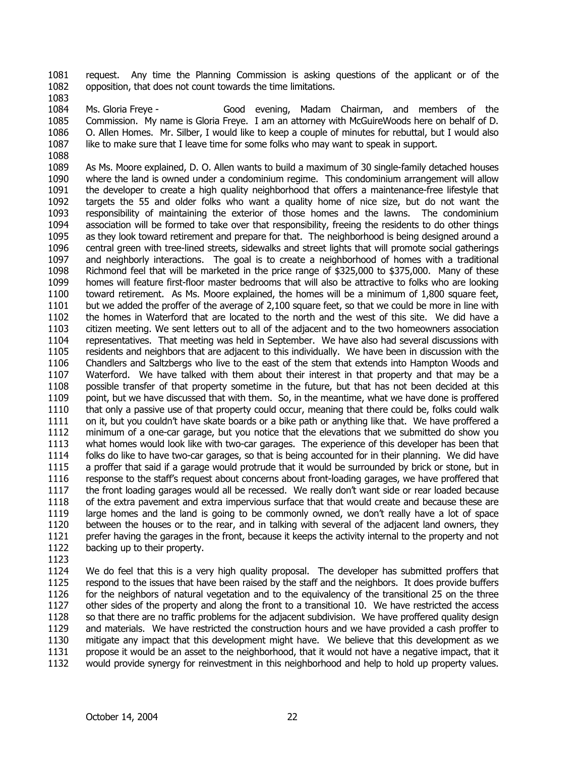request. Any time the Planning Commission is asking questions of the applicant or of the opposition, that does not count towards the time limitations.

Ms. Gloria Freye - Good evening, Madam Chairman, and members of the Commission. My name is Gloria Freye. I am an attorney with McGuireWoods here on behalf of D. O. Allen Homes. Mr. Silber, I would like to keep a couple of minutes for rebuttal, but I would also like to make sure that I leave time for some folks who may want to speak in support.

As Ms. Moore explained, D. O. Allen wants to build a maximum of 30 single-family detached houses where the land is owned under a condominium regime. This condominium arrangement will allow the developer to create a high quality neighborhood that offers a maintenance-free lifestyle that targets the 55 and older folks who want a quality home of nice size, but do not want the responsibility of maintaining the exterior of those homes and the lawns. The condominium association will be formed to take over that responsibility, freeing the residents to do other things as they look toward retirement and prepare for that. The neighborhood is being designed around a central green with tree-lined streets, sidewalks and street lights that will promote social gatherings and neighborly interactions. The goal is to create a neighborhood of homes with a traditional Richmond feel that will be marketed in the price range of $325,000 to $375,000. Many of these homes will feature first-floor master bedrooms that will also be attractive to folks who are looking toward retirement. As Ms. Moore explained, the homes will be a minimum of 1,800 square feet, but we added the proffer of the average of 2,100 square feet, so that we could be more in line with the homes in Waterford that are located to the north and the west of this site. We did have a citizen meeting. We sent letters out to all of the adjacent and to the two homeowners association representatives. That meeting was held in September. We have also had several discussions with residents and neighbors that are adjacent to this individually. We have been in discussion with the Chandlers and Saltzbergs who live to the east of the stem that extends into Hampton Woods and Waterford. We have talked with them about their interest in that property and that may be a possible transfer of that property sometime in the future, but that has not been decided at this point, but we have discussed that with them. So, in the meantime, what we have done is proffered that only a passive use of that property could occur, meaning that there could be, folks could walk on it, but you couldn't have skate boards or a bike path or anything like that. We have proffered a minimum of a one-car garage, but you notice that the elevations that we submitted do show you what homes would look like with two-car garages. The experience of this developer has been that folks do like to have two-car garages, so that is being accounted for in their planning. We did have a proffer that said if a garage would protrude that it would be surrounded by brick or stone, but in response to the staff's request about concerns about front-loading garages, we have proffered that the front loading garages would all be recessed. We really don't want side or rear loaded because of the extra pavement and extra impervious surface that that would create and because these are large homes and the land is going to be commonly owned, we don't really have a lot of space between the houses or to the rear, and in talking with several of the adjacent land owners, they prefer having the garages in the front, because it keeps the activity internal to the property and not backing up to their property.

We do feel that this is a very high quality proposal. The developer has submitted proffers that respond to the issues that have been raised by the staff and the neighbors. It does provide buffers for the neighbors of natural vegetation and to the equivalency of the transitional 25 on the three other sides of the property and along the front to a transitional 10. We have restricted the access so that there are no traffic problems for the adjacent subdivision. We have proffered quality design and materials. We have restricted the construction hours and we have provided a cash proffer to mitigate any impact that this development might have. We believe that this development as we propose it would be an asset to the neighborhood, that it would not have a negative impact, that it would provide synergy for reinvestment in this neighborhood and help to hold up property values.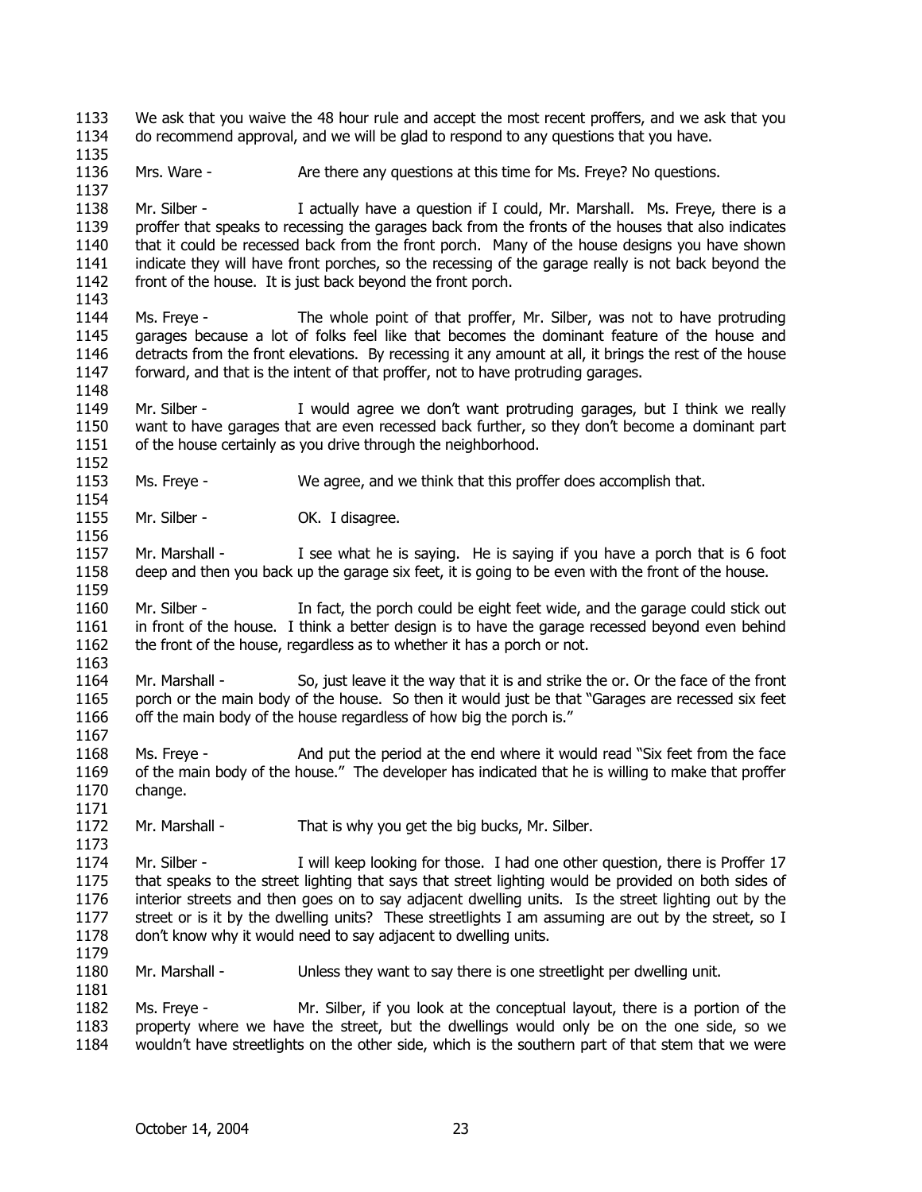1133 We ask that you waive the 48 hour rule and accept the most recent proffers, and we ask that you
1134 do recommend approval, and we will be glad to respond to any questions that you have.
1135
1136 Mrs. Ware - Are there any questions at this time for Ms. Freye? No questions.
1137
1138 Mr. Silber - I actually have a question if I could, Mr. Marshall. Ms. Freye, there is a
1139 proffer that speaks to recessing the garages back from the fronts of the houses that also indicates
1140 that it could be recessed back from the front porch. Many of the house designs you have shown
1141 indicate they will have front porches, so the recessing of the garage really is not back beyond the
1142 front of the house. It is just back beyond the front porch.
1143
1144 Ms. Freye - The whole point of that proffer, Mr. Silber, was not to have protruding
1145 garages because a lot of folks feel like that becomes the dominant feature of the house and
1146 detracts from the front elevations. By recessing it any amount at all, it brings the rest of the house
1147 forward, and that is the intent of that proffer, not to have protruding garages.
1148
1149 Mr. Silber - I would agree we don't want protruding garages, but I think we really
1150 want to have garages that are even recessed back further, so they don't become a dominant part
1151 of the house certainly as you drive through the neighborhood.
1152
1153 Ms. Freye - We agree, and we think that this proffer does accomplish that.
1154
1155 Mr. Silber - OK. I disagree.
1156
1157 Mr. Marshall - I see what he is saying. He is saying if you have a porch that is 6 foot
1158 deep and then you back up the garage six feet, it is going to be even with the front of the house.
1159
1160 Mr. Silber - In fact, the porch could be eight feet wide, and the garage could stick out
1161 in front of the house. I think a better design is to have the garage recessed beyond even behind
1162 the front of the house, regardless as to whether it has a porch or not.
1163
1164 Mr. Marshall - So, just leave it the way that it is and strike the or. Or the face of the front
1165 porch or the main body of the house. So then it would just be that "Garages are recessed six feet
1166 off the main body of the house regardless of how big the porch is."
1167
1168 Ms. Freye - And put the period at the end where it would read "Six feet from the face
1169 of the main body of the house." The developer has indicated that he is willing to make that proffer
1170 change.
1171
1172 Mr. Marshall - That is why you get the big bucks, Mr. Silber.
1173
1174 Mr. Silber - I will keep looking for those. I had one other question, there is Proffer 17
1175 that speaks to the street lighting that says that street lighting would be provided on both sides of
1176 interior streets and then goes on to say adjacent dwelling units. Is the street lighting out by the
1177 street or is it by the dwelling units? These streetlights I am assuming are out by the street, so I
1178 don't know why it would need to say adjacent to dwelling units.
1179
1180 Mr. Marshall - Unless they want to say there is one streetlight per dwelling unit.
1181
1182 Ms. Freye - Mr. Silber, if you look at the conceptual layout, there is a portion of the
1183 property where we have the street, but the dwellings would only be on the one side, so we
1184 wouldn't have streetlights on the other side, which is the southern part of that stem that we were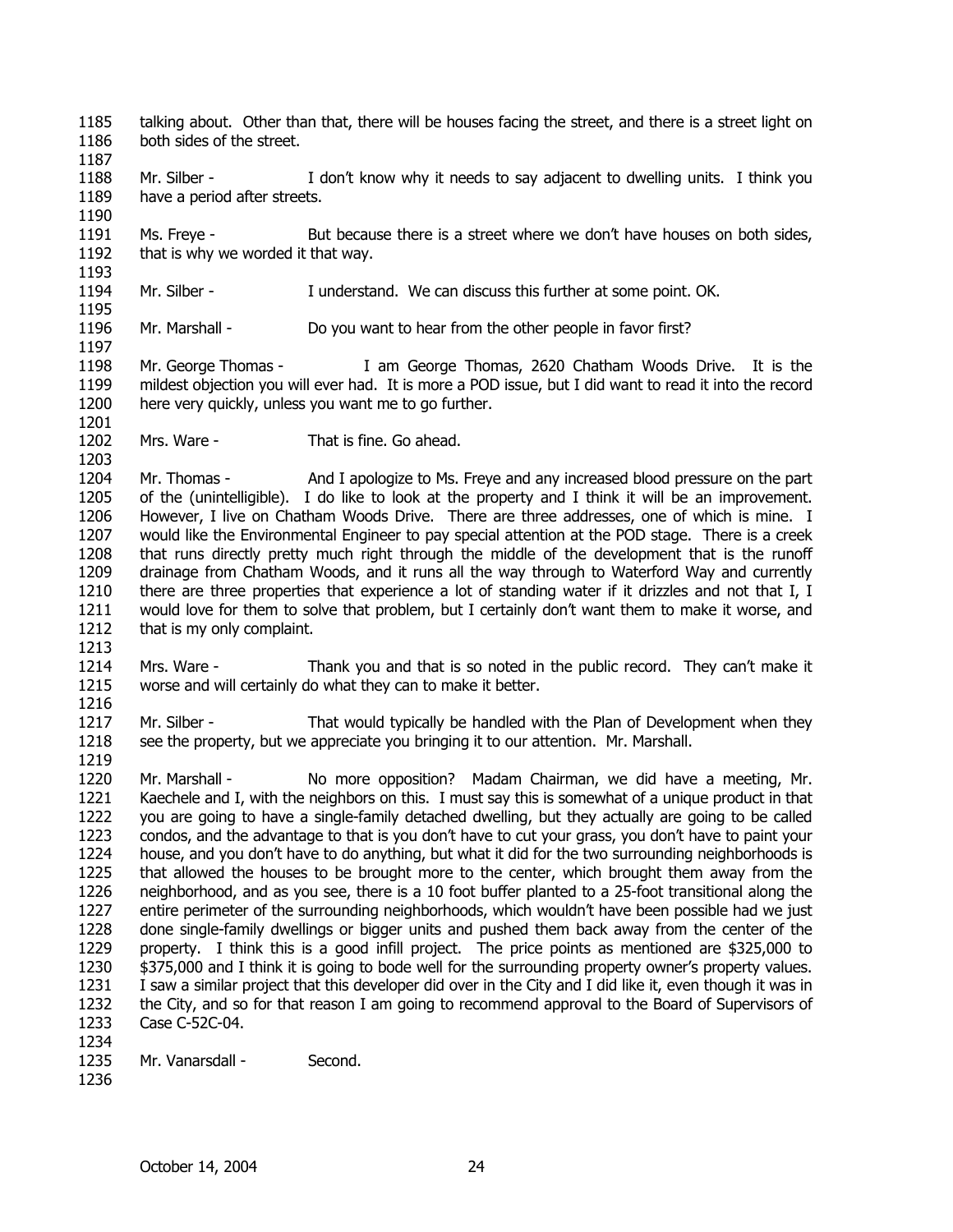talking about. Other than that, there will be houses facing the street, and there is a street light on both sides of the street.

Mr. Silber - I don't know why it needs to say adjacent to dwelling units. I think you have a period after streets.

Ms. Freye - But because there is a street where we don't have houses on both sides, that is why we worded it that way.

Mr. Silber - I understand. We can discuss this further at some point. OK.

Mr. Marshall - Do you want to hear from the other people in favor first?

Mr. George Thomas - I am George Thomas, 2620 Chatham Woods Drive. It is the mildest objection you will ever had. It is more a POD issue, but I did want to read it into the record here very quickly, unless you want me to go further.

Mrs. Ware - That is fine. Go ahead.

Mr. Thomas - And I apologize to Ms. Freye and any increased blood pressure on the part of the (unintelligible). I do like to look at the property and I think it will be an improvement. However, I live on Chatham Woods Drive. There are three addresses, one of which is mine. I would like the Environmental Engineer to pay special attention at the POD stage. There is a creek that runs directly pretty much right through the middle of the development that is the runoff drainage from Chatham Woods, and it runs all the way through to Waterford Way and currently there are three properties that experience a lot of standing water if it drizzles and not that I, I would love for them to solve that problem, but I certainly don't want them to make it worse, and that is my only complaint.

Mrs. Ware - Thank you and that is so noted in the public record. They can't make it worse and will certainly do what they can to make it better.

Mr. Silber - That would typically be handled with the Plan of Development when they see the property, but we appreciate you bringing it to our attention. Mr. Marshall.

Mr. Marshall - No more opposition? Madam Chairman, we did have a meeting, Mr. Kaechele and I, with the neighbors on this. I must say this is somewhat of a unique product in that you are going to have a single-family detached dwelling, but they actually are going to be called condos, and the advantage to that is you don't have to cut your grass, you don't have to paint your house, and you don't have to do anything, but what it did for the two surrounding neighborhoods is that allowed the houses to be brought more to the center, which brought them away from the neighborhood, and as you see, there is a 10 foot buffer planted to a 25-foot transitional along the entire perimeter of the surrounding neighborhoods, which wouldn't have been possible had we just done single-family dwellings or bigger units and pushed them back away from the center of the property. I think this is a good infill project. The price points as mentioned are $325,000 to $375,000 and I think it is going to bode well for the surrounding property owner's property values. I saw a similar project that this developer did over in the City and I did like it, even though it was in the City, and so for that reason I am going to recommend approval to the Board of Supervisors of Case C-52C-04.

Mr. Vanarsdall - Second.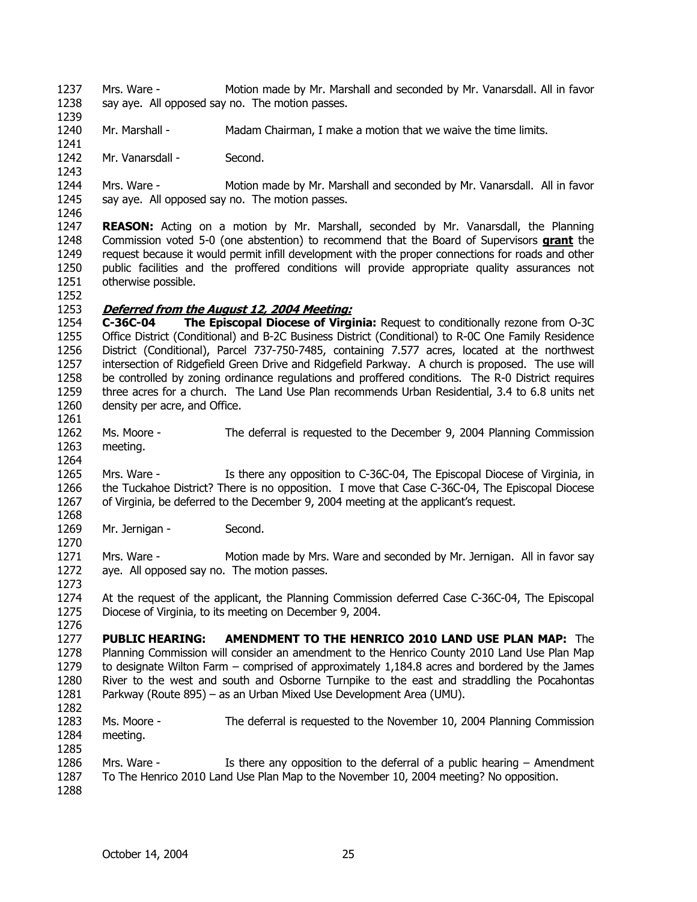Mrs. Ware - Motion made by Mr. Marshall and seconded by Mr. Vanarsdall. All in favor say aye. All opposed say no. The motion passes.

Mr. Marshall - Madam Chairman, I make a motion that we waive the time limits.

Mr. Vanarsdall - Second.

Mrs. Ware - Motion made by Mr. Marshall and seconded by Mr. Vanarsdall. All in favor say aye. All opposed say no. The motion passes.

**REASON:** Acting on a motion by Mr. Marshall, seconded by Mr. Vanarsdall, the Planning Commission voted 5-0 (one abstention) to recommend that the Board of Supervisors **grant** the request because it would permit infill development with the proper connections for roads and other public facilities and the proffered conditions will provide appropriate quality assurances not otherwise possible.

***Deferred from the August 12, 2004 Meeting:***

**C-36C-04 The Episcopal Diocese of Virginia:** Request to conditionally rezone from O-3C Office District (Conditional) and B-2C Business District (Conditional) to R-0C One Family Residence District (Conditional), Parcel 737-750-7485, containing 7.577 acres, located at the northwest intersection of Ridgefield Green Drive and Ridgefield Parkway. A church is proposed. The use will be controlled by zoning ordinance regulations and proffered conditions. The R-0 District requires three acres for a church. The Land Use Plan recommends Urban Residential, 3.4 to 6.8 units net density per acre, and Office.

Ms. Moore - The deferral is requested to the December 9, 2004 Planning Commission meeting.

Mrs. Ware - Is there any opposition to C-36C-04, The Episcopal Diocese of Virginia, in the Tuckahoe District? There is no opposition. I move that Case C-36C-04, The Episcopal Diocese of Virginia, be deferred to the December 9, 2004 meeting at the applicant's request.

Mr. Jernigan - Second.

Mrs. Ware - Motion made by Mrs. Ware and seconded by Mr. Jernigan. All in favor say aye. All opposed say no. The motion passes.

At the request of the applicant, the Planning Commission deferred Case C-36C-04, The Episcopal Diocese of Virginia, to its meeting on December 9, 2004.

**PUBLIC HEARING: AMENDMENT TO THE HENRICO 2010 LAND USE PLAN MAP:** The Planning Commission will consider an amendment to the Henrico County 2010 Land Use Plan Map to designate Wilton Farm – comprised of approximately 1,184.8 acres and bordered by the James River to the west and south and Osborne Turnpike to the east and straddling the Pocahontas Parkway (Route 895) – as an Urban Mixed Use Development Area (UMU).

Ms. Moore - The deferral is requested to the November 10, 2004 Planning Commission meeting.

Mrs. Ware - Is there any opposition to the deferral of a public hearing – Amendment To The Henrico 2010 Land Use Plan Map to the November 10, 2004 meeting? No opposition.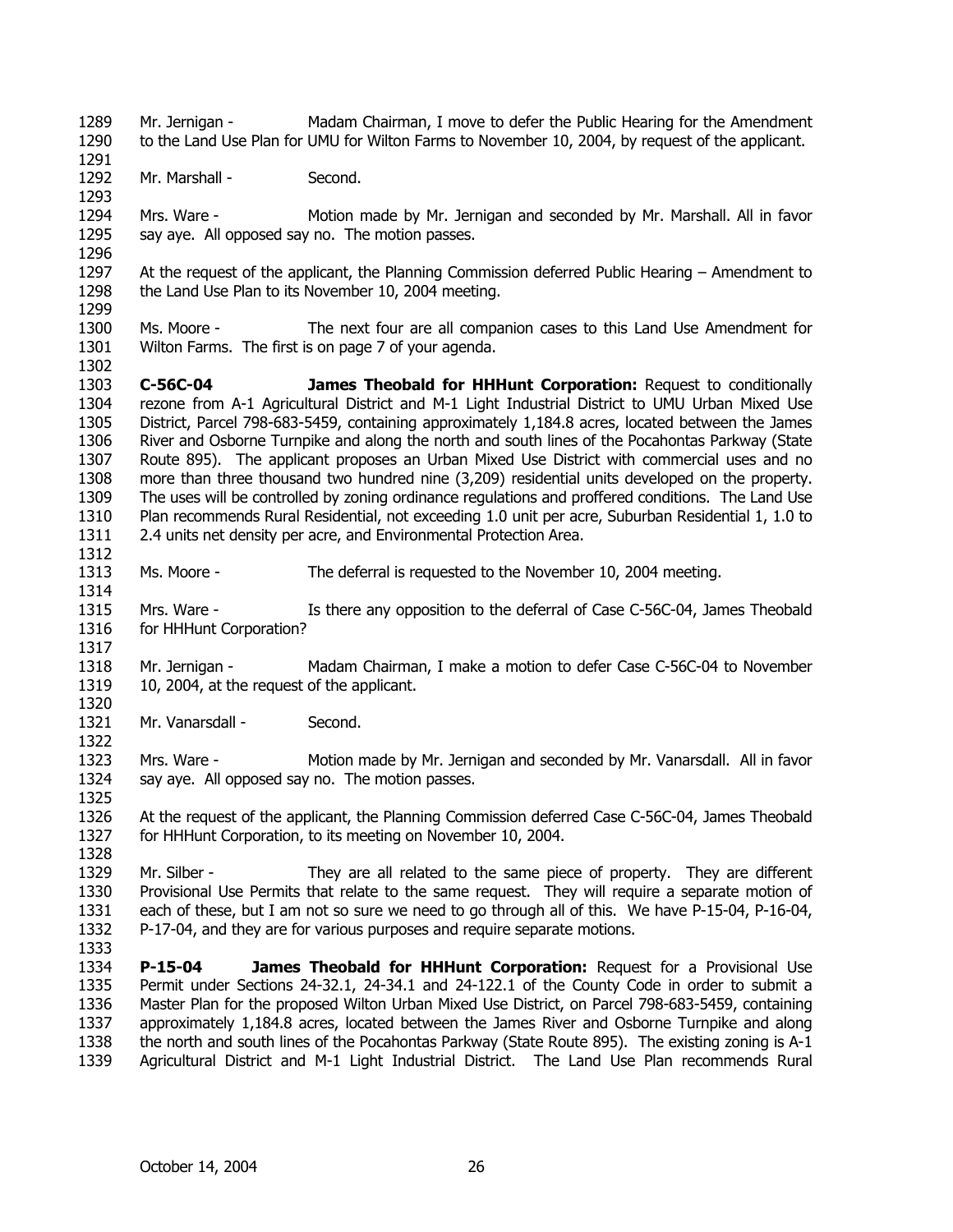Mr. Jernigan - Madam Chairman, I move to defer the Public Hearing for the Amendment to the Land Use Plan for UMU for Wilton Farms to November 10, 2004, by request of the applicant.

Mr. Marshall - Second.

Mrs. Ware - Motion made by Mr. Jernigan and seconded by Mr. Marshall. All in favor say aye. All opposed say no. The motion passes.

At the request of the applicant, the Planning Commission deferred Public Hearing – Amendment to the Land Use Plan to its November 10, 2004 meeting.

Ms. Moore - The next four are all companion cases to this Land Use Amendment for Wilton Farms. The first is on page 7 of your agenda.

**C-56C-04 James Theobald for HHHunt Corporation:** Request to conditionally rezone from A-1 Agricultural District and M-1 Light Industrial District to UMU Urban Mixed Use District, Parcel 798-683-5459, containing approximately 1,184.8 acres, located between the James River and Osborne Turnpike and along the north and south lines of the Pocahontas Parkway (State Route 895). The applicant proposes an Urban Mixed Use District with commercial uses and no more than three thousand two hundred nine (3,209) residential units developed on the property. The uses will be controlled by zoning ordinance regulations and proffered conditions. The Land Use Plan recommends Rural Residential, not exceeding 1.0 unit per acre, Suburban Residential 1, 1.0 to 2.4 units net density per acre, and Environmental Protection Area.

Ms. Moore - The deferral is requested to the November 10, 2004 meeting.

Mrs. Ware - Is there any opposition to the deferral of Case C-56C-04, James Theobald for HHHunt Corporation?

Mr. Jernigan - Madam Chairman, I make a motion to defer Case C-56C-04 to November 10, 2004, at the request of the applicant.

Mr. Vanarsdall - Second.

Mrs. Ware - Motion made by Mr. Jernigan and seconded by Mr. Vanarsdall. All in favor say aye. All opposed say no. The motion passes.

At the request of the applicant, the Planning Commission deferred Case C-56C-04, James Theobald for HHHunt Corporation, to its meeting on November 10, 2004.

Mr. Silber - They are all related to the same piece of property. They are different Provisional Use Permits that relate to the same request. They will require a separate motion of each of these, but I am not so sure we need to go through all of this. We have P-15-04, P-16-04, P-17-04, and they are for various purposes and require separate motions.

**P-15-04 James Theobald for HHHunt Corporation:** Request for a Provisional Use Permit under Sections 24-32.1, 24-34.1 and 24-122.1 of the County Code in order to submit a Master Plan for the proposed Wilton Urban Mixed Use District, on Parcel 798-683-5459, containing approximately 1,184.8 acres, located between the James River and Osborne Turnpike and along the north and south lines of the Pocahontas Parkway (State Route 895). The existing zoning is A-1 Agricultural District and M-1 Light Industrial District. The Land Use Plan recommends Rural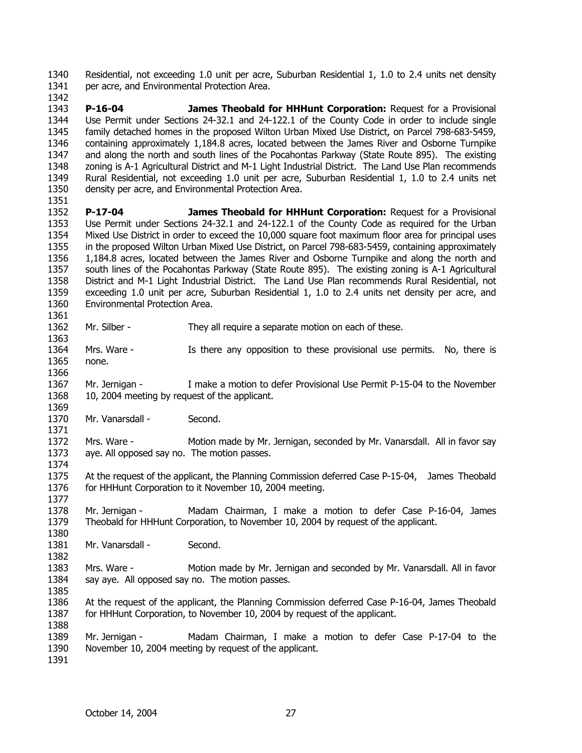Residential, not exceeding 1.0 unit per acre, Suburban Residential 1, 1.0 to 2.4 units net density per acre, and Environmental Protection Area.

**P-16-04** **James Theobald for HHHunt Corporation:** Request for a Provisional Use Permit under Sections 24-32.1 and 24-122.1 of the County Code in order to include single family detached homes in the proposed Wilton Urban Mixed Use District, on Parcel 798-683-5459, containing approximately 1,184.8 acres, located between the James River and Osborne Turnpike and along the north and south lines of the Pocahontas Parkway (State Route 895). The existing zoning is A-1 Agricultural District and M-1 Light Industrial District. The Land Use Plan recommends Rural Residential, not exceeding 1.0 unit per acre, Suburban Residential 1, 1.0 to 2.4 units net density per acre, and Environmental Protection Area.

**P-17-04** **James Theobald for HHHunt Corporation:** Request for a Provisional Use Permit under Sections 24-32.1 and 24-122.1 of the County Code as required for the Urban Mixed Use District in order to exceed the 10,000 square foot maximum floor area for principal uses in the proposed Wilton Urban Mixed Use District, on Parcel 798-683-5459, containing approximately 1,184.8 acres, located between the James River and Osborne Turnpike and along the north and south lines of the Pocahontas Parkway (State Route 895). The existing zoning is A-1 Agricultural District and M-1 Light Industrial District. The Land Use Plan recommends Rural Residential, not exceeding 1.0 unit per acre, Suburban Residential 1, 1.0 to 2.4 units net density per acre, and Environmental Protection Area.

Mr. Silber - They all require a separate motion on each of these.

Mrs. Ware - Is there any opposition to these provisional use permits. No, there is none.

Mr. Jernigan - I make a motion to defer Provisional Use Permit P-15-04 to the November 10, 2004 meeting by request of the applicant.

Mr. Vanarsdall - Second.

Mrs. Ware - Motion made by Mr. Jernigan, seconded by Mr. Vanarsdall. All in favor say aye. All opposed say no. The motion passes.

At the request of the applicant, the Planning Commission deferred Case P-15-04, James Theobald for HHHunt Corporation to it November 10, 2004 meeting.

Mr. Jernigan - Madam Chairman, I make a motion to defer Case P-16-04, James Theobald for HHHunt Corporation, to November 10, 2004 by request of the applicant.

Mr. Vanarsdall - Second.

Mrs. Ware - Motion made by Mr. Jernigan and seconded by Mr. Vanarsdall. All in favor say aye. All opposed say no. The motion passes.

At the request of the applicant, the Planning Commission deferred Case P-16-04, James Theobald for HHHunt Corporation, to November 10, 2004 by request of the applicant.

Mr. Jernigan - Madam Chairman, I make a motion to defer Case P-17-04 to the November 10, 2004 meeting by request of the applicant.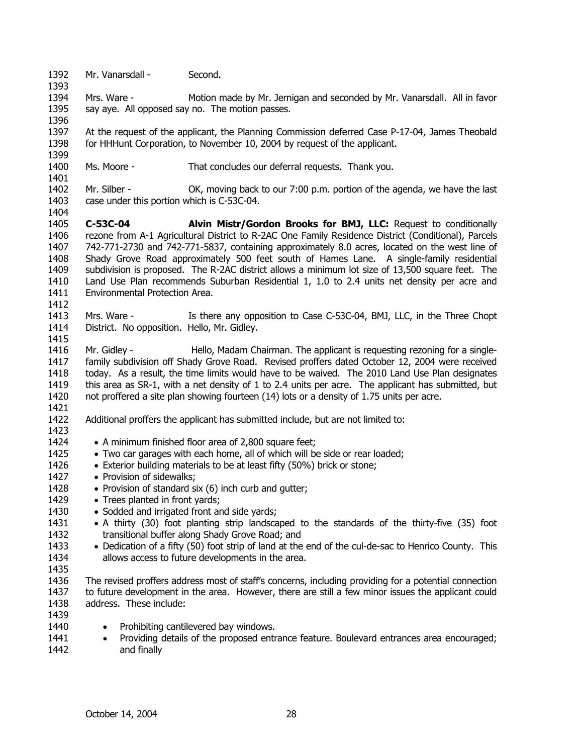Mr. Vanarsdall - Second.

Mrs. Ware - Motion made by Mr. Jernigan and seconded by Mr. Vanarsdall. All in favor say aye. All opposed say no. The motion passes.

At the request of the applicant, the Planning Commission deferred Case P-17-04, James Theobald for HHHunt Corporation, to November 10, 2004 by request of the applicant.

Ms. Moore - That concludes our deferral requests. Thank you.

Mr. Silber - OK, moving back to our 7:00 p.m. portion of the agenda, we have the last case under this portion which is C-53C-04.

**C-53C-04 Alvin Mistr/Gordon Brooks for BMJ, LLC:** Request to conditionally rezone from A-1 Agricultural District to R-2AC One Family Residence District (Conditional), Parcels 742-771-2730 and 742-771-5837, containing approximately 8.0 acres, located on the west line of Shady Grove Road approximately 500 feet south of Hames Lane. A single-family residential subdivision is proposed. The R-2AC district allows a minimum lot size of 13,500 square feet. The Land Use Plan recommends Suburban Residential 1, 1.0 to 2.4 units net density per acre and Environmental Protection Area.

Mrs. Ware - Is there any opposition to Case C-53C-04, BMJ, LLC, in the Three Chopt District. No opposition. Hello, Mr. Gidley.

Mr. Gidley - Hello, Madam Chairman. The applicant is requesting rezoning for a single-family subdivision off Shady Grove Road. Revised proffers dated October 12, 2004 were received today. As a result, the time limits would have to be waived. The 2010 Land Use Plan designates this area as SR-1, with a net density of 1 to 2.4 units per acre. The applicant has submitted, but not proffered a site plan showing fourteen (14) lots or a density of 1.75 units per acre.

Additional proffers the applicant has submitted include, but are not limited to:

- A minimum finished floor area of 2,800 square feet;
- Two car garages with each home, all of which will be side or rear loaded;
- Exterior building materials to be at least fifty (50%) brick or stone;
- Provision of sidewalks;
- Provision of standard six (6) inch curb and gutter;
- Trees planted in front yards;
- Sodded and irrigated front and side yards;
- A thirty (30) foot planting strip landscaped to the standards of the thirty-five (35) foot transitional buffer along Shady Grove Road; and
- Dedication of a fifty (50) foot strip of land at the end of the cul-de-sac to Henrico County. This allows access to future developments in the area.

The revised proffers address most of staff's concerns, including providing for a potential connection to future development in the area. However, there are still a few minor issues the applicant could address. These include:

- Prohibiting cantilevered bay windows.
- Providing details of the proposed entrance feature. Boulevard entrances area encouraged; and finally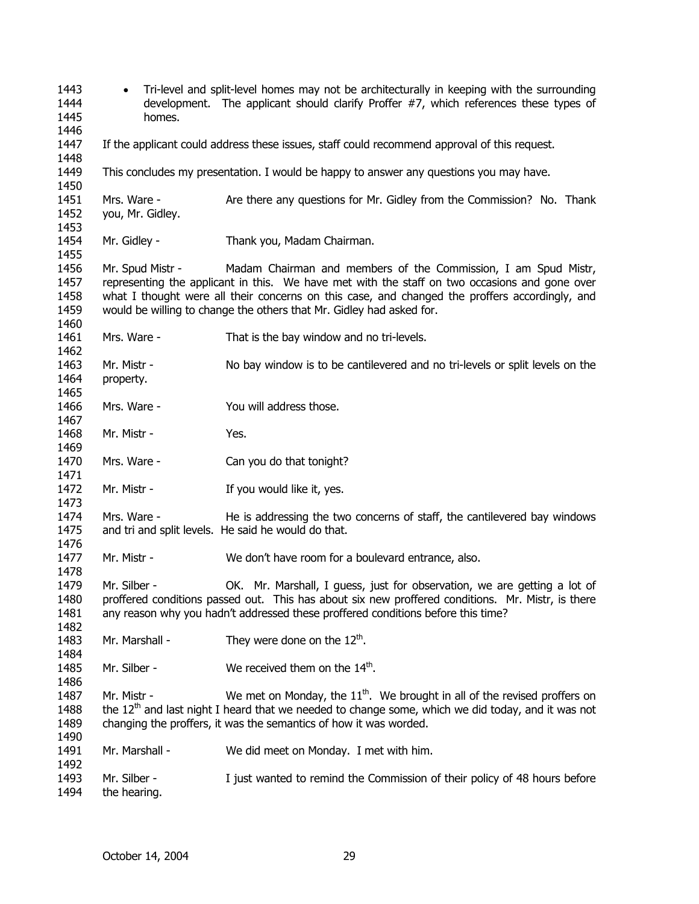- Tri-level and split-level homes may not be architecturally in keeping with the surrounding development. The applicant should clarify Proffer #7, which references these types of homes.

If the applicant could address these issues, staff could recommend approval of this request.

This concludes my presentation. I would be happy to answer any questions you may have.

Mrs. Ware - Are there any questions for Mr. Gidley from the Commission? No. Thank you, Mr. Gidley.

Mr. Gidley - Thank you, Madam Chairman.

Mr. Spud Mistr - Madam Chairman and members of the Commission, I am Spud Mistr, representing the applicant in this. We have met with the staff on two occasions and gone over what I thought were all their concerns on this case, and changed the proffers accordingly, and would be willing to change the others that Mr. Gidley had asked for.

Mrs. Ware - That is the bay window and no tri-levels.

Mr. Mistr - No bay window is to be cantilevered and no tri-levels or split levels on the property.

Mrs. Ware - You will address those.

Mr. Mistr - Yes.

Mrs. Ware - Can you do that tonight?

Mr. Mistr - If you would like it, yes.

Mrs. Ware - He is addressing the two concerns of staff, the cantilevered bay windows and tri and split levels. He said he would do that.

Mr. Mistr - We don't have room for a boulevard entrance, also.

Mr. Silber - OK. Mr. Marshall, I guess, just for observation, we are getting a lot of proffered conditions passed out. This has about six new proffered conditions. Mr. Mistr, is there any reason why you hadn't addressed these proffered conditions before this time?

Mr. Marshall - They were done on the 12th.

Mr. Silber - We received them on the 14th.

Mr. Mistr - We met on Monday, the 11th. We brought in all of the revised proffers on the 12th and last night I heard that we needed to change some, which we did today, and it was not changing the proffers, it was the semantics of how it was worded.

Mr. Marshall - We did meet on Monday. I met with him.

Mr. Silber - I just wanted to remind the Commission of their policy of 48 hours before the hearing.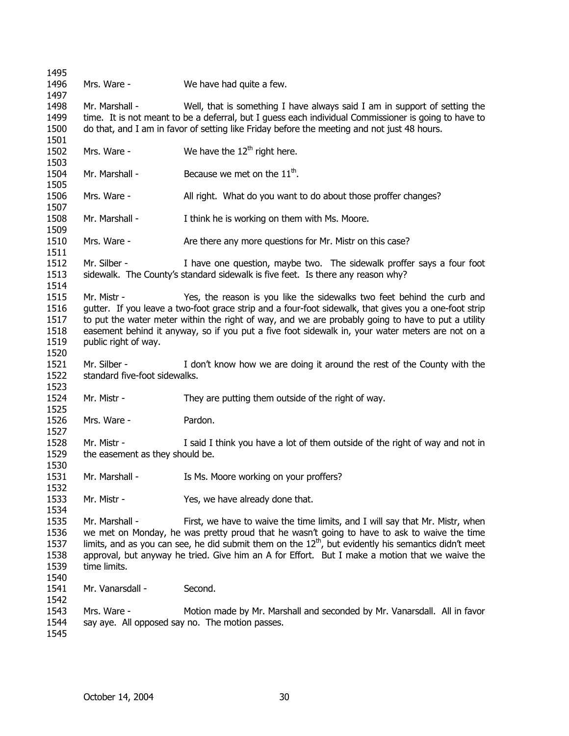Mrs. Ware - We have had quite a few.

Mr. Marshall - Well, that is something I have always said I am in support of setting the time. It is not meant to be a deferral, but I guess each individual Commissioner is going to have to do that, and I am in favor of setting like Friday before the meeting and not just 48 hours.

Mrs. Ware - We have the 12th right here.

Mr. Marshall - Because we met on the 11th.

Mrs. Ware - All right. What do you want to do about those proffer changes?

Mr. Marshall - I think he is working on them with Ms. Moore.

Mrs. Ware - Are there any more questions for Mr. Mistr on this case?

Mr. Silber - I have one question, maybe two. The sidewalk proffer says a four foot sidewalk. The County's standard sidewalk is five feet. Is there any reason why?

Mr. Mistr - Yes, the reason is you like the sidewalks two feet behind the curb and gutter. If you leave a two-foot grace strip and a four-foot sidewalk, that gives you a one-foot strip to put the water meter within the right of way, and we are probably going to have to put a utility easement behind it anyway, so if you put a five foot sidewalk in, your water meters are not on a public right of way.

Mr. Silber - I don't know how we are doing it around the rest of the County with the standard five-foot sidewalks.

Mr. Mistr - They are putting them outside of the right of way.

Mrs. Ware - Pardon.

Mr. Mistr - I said I think you have a lot of them outside of the right of way and not in the easement as they should be.

Mr. Marshall - Is Ms. Moore working on your proffers?

Mr. Mistr - Yes, we have already done that.

Mr. Marshall - First, we have to waive the time limits, and I will say that Mr. Mistr, when we met on Monday, he was pretty proud that he wasn't going to have to ask to waive the time limits, and as you can see, he did submit them on the 12th, but evidently his semantics didn't meet approval, but anyway he tried. Give him an A for Effort. But I make a motion that we waive the time limits.

Mr. Vanarsdall - Second.

Mrs. Ware - Motion made by Mr. Marshall and seconded by Mr. Vanarsdall. All in favor say aye. All opposed say no. The motion passes.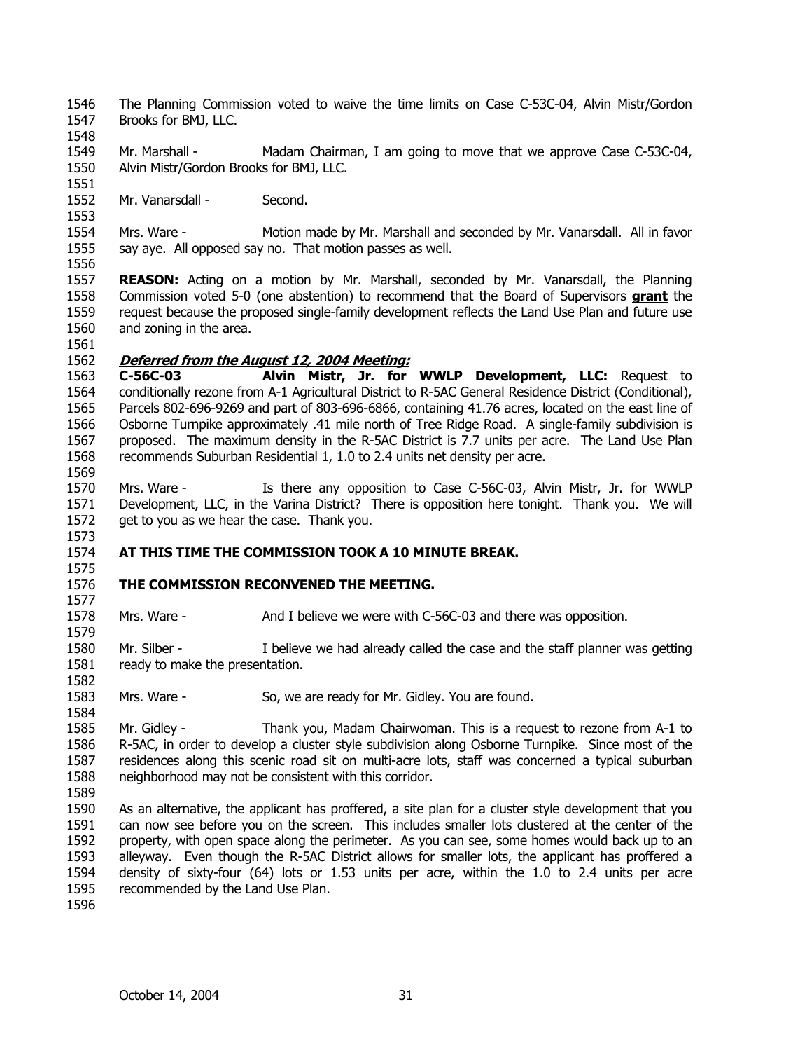The Planning Commission voted to waive the time limits on Case C-53C-04, Alvin Mistr/Gordon Brooks for BMJ, LLC.

Mr. Marshall - Madam Chairman, I am going to move that we approve Case C-53C-04, Alvin Mistr/Gordon Brooks for BMJ, LLC.

Mr. Vanarsdall - Second.

Mrs. Ware - Motion made by Mr. Marshall and seconded by Mr. Vanarsdall. All in favor say aye. All opposed say no. That motion passes as well.

**REASON:** Acting on a motion by Mr. Marshall, seconded by Mr. Vanarsdall, the Planning Commission voted 5-0 (one abstention) to recommend that the Board of Supervisors **grant** the request because the proposed single-family development reflects the Land Use Plan and future use and zoning in the area.

***Deferred from the August 12, 2004 Meeting:***

**C-56C-03 Alvin Mistr, Jr. for WWLP Development, LLC:** Request to conditionally rezone from A-1 Agricultural District to R-5AC General Residence District (Conditional), Parcels 802-696-9269 and part of 803-696-6866, containing 41.76 acres, located on the east line of Osborne Turnpike approximately .41 mile north of Tree Ridge Road. A single-family subdivision is proposed. The maximum density in the R-5AC District is 7.7 units per acre. The Land Use Plan recommends Suburban Residential 1, 1.0 to 2.4 units net density per acre.

Mrs. Ware - Is there any opposition to Case C-56C-03, Alvin Mistr, Jr. for WWLP Development, LLC, in the Varina District? There is opposition here tonight. Thank you. We will get to you as we hear the case. Thank you.

**AT THIS TIME THE COMMISSION TOOK A 10 MINUTE BREAK.**

**THE COMMISSION RECONVENED THE MEETING.**

Mrs. Ware - And I believe we were with C-56C-03 and there was opposition.

Mr. Silber - I believe we had already called the case and the staff planner was getting ready to make the presentation.

Mrs. Ware - So, we are ready for Mr. Gidley. You are found.

Mr. Gidley - Thank you, Madam Chairwoman. This is a request to rezone from A-1 to R-5AC, in order to develop a cluster style subdivision along Osborne Turnpike. Since most of the residences along this scenic road sit on multi-acre lots, staff was concerned a typical suburban neighborhood may not be consistent with this corridor.

As an alternative, the applicant has proffered, a site plan for a cluster style development that you can now see before you on the screen. This includes smaller lots clustered at the center of the property, with open space along the perimeter. As you can see, some homes would back up to an alleyway. Even though the R-5AC District allows for smaller lots, the applicant has proffered a density of sixty-four (64) lots or 1.53 units per acre, within the 1.0 to 2.4 units per acre recommended by the Land Use Plan.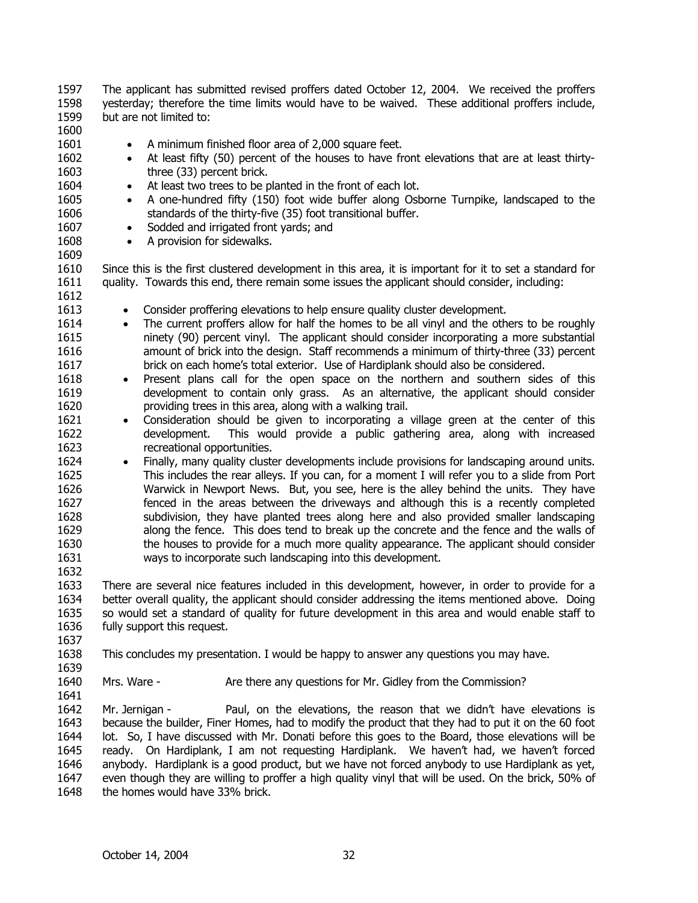The applicant has submitted revised proffers dated October 12, 2004. We received the proffers yesterday; therefore the time limits would have to be waived. These additional proffers include, but are not limited to:

- A minimum finished floor area of 2,000 square feet.
- At least fifty (50) percent of the houses to have front elevations that are at least thirty-three (33) percent brick.
- At least two trees to be planted in the front of each lot.
- A one-hundred fifty (150) foot wide buffer along Osborne Turnpike, landscaped to the standards of the thirty-five (35) foot transitional buffer.
- Sodded and irrigated front yards; and
- A provision for sidewalks.

Since this is the first clustered development in this area, it is important for it to set a standard for quality. Towards this end, there remain some issues the applicant should consider, including:

- Consider proffering elevations to help ensure quality cluster development.
- The current proffers allow for half the homes to be all vinyl and the others to be roughly ninety (90) percent vinyl. The applicant should consider incorporating a more substantial amount of brick into the design. Staff recommends a minimum of thirty-three (33) percent brick on each home's total exterior. Use of Hardiplank should also be considered.
- Present plans call for the open space on the northern and southern sides of this development to contain only grass. As an alternative, the applicant should consider providing trees in this area, along with a walking trail.
- Consideration should be given to incorporating a village green at the center of this development. This would provide a public gathering area, along with increased recreational opportunities.
- Finally, many quality cluster developments include provisions for landscaping around units. This includes the rear alleys. If you can, for a moment I will refer you to a slide from Port Warwick in Newport News. But, you see, here is the alley behind the units. They have fenced in the areas between the driveways and although this is a recently completed subdivision, they have planted trees along here and also provided smaller landscaping along the fence. This does tend to break up the concrete and the fence and the walls of the houses to provide for a much more quality appearance. The applicant should consider ways to incorporate such landscaping into this development.

There are several nice features included in this development, however, in order to provide for a better overall quality, the applicant should consider addressing the items mentioned above. Doing so would set a standard of quality for future development in this area and would enable staff to fully support this request.

This concludes my presentation. I would be happy to answer any questions you may have.

Mrs. Ware - Are there any questions for Mr. Gidley from the Commission?

Mr. Jernigan - Paul, on the elevations, the reason that we didn't have elevations is because the builder, Finer Homes, had to modify the product that they had to put it on the 60 foot lot. So, I have discussed with Mr. Donati before this goes to the Board, those elevations will be ready. On Hardiplank, I am not requesting Hardiplank. We haven't had, we haven't forced anybody. Hardiplank is a good product, but we have not forced anybody to use Hardiplank as yet, even though they are willing to proffer a high quality vinyl that will be used. On the brick, 50% of the homes would have 33% brick.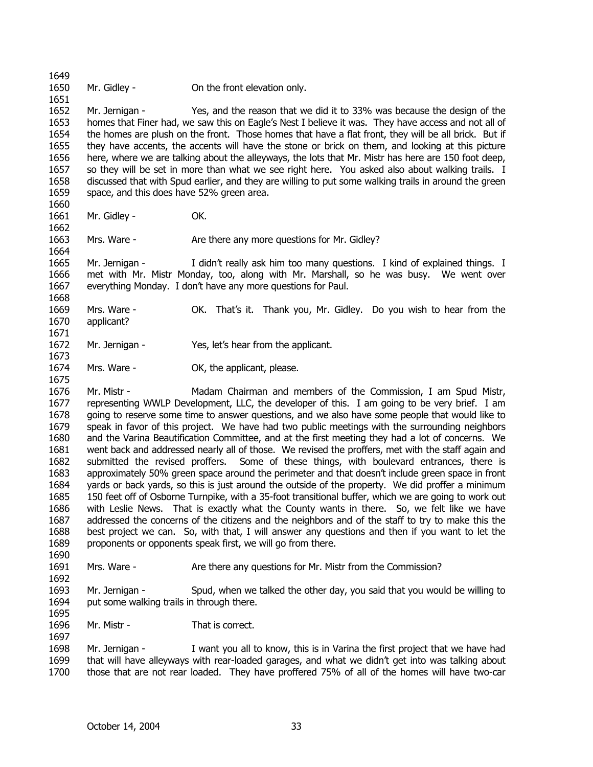1649

1650 Mr. Gidley - On the front elevation only.

1651

1652 Mr. Jernigan - Yes, and the reason that we did it to 33% was because the design of the
1653 homes that Finer had, we saw this on Eagle's Nest I believe it was. They have access and not all of
1654 the homes are plush on the front. Those homes that have a flat front, they will be all brick. But if
1655 they have accents, the accents will have the stone or brick on them, and looking at this picture
1656 here, where we are talking about the alleyways, the lots that Mr. Mistr has here are 150 foot deep,
1657 so they will be set in more than what we see right here. You asked also about walking trails. I
1658 discussed that with Spud earlier, and they are willing to put some walking trails in around the green
1659 space, and this does have 52% green area.

1660

1661 Mr. Gidley - OK.

1662

1663 Mrs. Ware - Are there any more questions for Mr. Gidley?

1664

1665 Mr. Jernigan - I didn't really ask him too many questions. I kind of explained things. I
1666 met with Mr. Mistr Monday, too, along with Mr. Marshall, so he was busy. We went over
1667 everything Monday. I don't have any more questions for Paul.

1668

1669 Mrs. Ware - OK. That's it. Thank you, Mr. Gidley. Do you wish to hear from the
1670 applicant?

1671

1672 Mr. Jernigan - Yes, let's hear from the applicant.

1673

1674 Mrs. Ware - OK, the applicant, please.

1675

1676 Mr. Mistr - Madam Chairman and members of the Commission, I am Spud Mistr,
1677 representing WWLP Development, LLC, the developer of this. I am going to be very brief. I am
1678 going to reserve some time to answer questions, and we also have some people that would like to
1679 speak in favor of this project. We have had two public meetings with the surrounding neighbors
1680 and the Varina Beautification Committee, and at the first meeting they had a lot of concerns. We
1681 went back and addressed nearly all of those. We revised the proffers, met with the staff again and
1682 submitted the revised proffers. Some of these things, with boulevard entrances, there is
1683 approximately 50% green space around the perimeter and that doesn't include green space in front
1684 yards or back yards, so this is just around the outside of the property. We did proffer a minimum
1685 150 feet off of Osborne Turnpike, with a 35-foot transitional buffer, which we are going to work out
1686 with Leslie News. That is exactly what the County wants in there. So, we felt like we have
1687 addressed the concerns of the citizens and the neighbors and of the staff to try to make this the
1688 best project we can. So, with that, I will answer any questions and then if you want to let the
1689 proponents or opponents speak first, we will go from there.

1690

1691 Mrs. Ware - Are there any questions for Mr. Mistr from the Commission?

1692

1693 Mr. Jernigan - Spud, when we talked the other day, you said that you would be willing to
1694 put some walking trails in through there.

1695

1696 Mr. Mistr - That is correct.

1697

1698 Mr. Jernigan - I want you all to know, this is in Varina the first project that we have had
1699 that will have alleyways with rear-loaded garages, and what we didn't get into was talking about
1700 those that are not rear loaded. They have proffered 75% of all of the homes will have two-car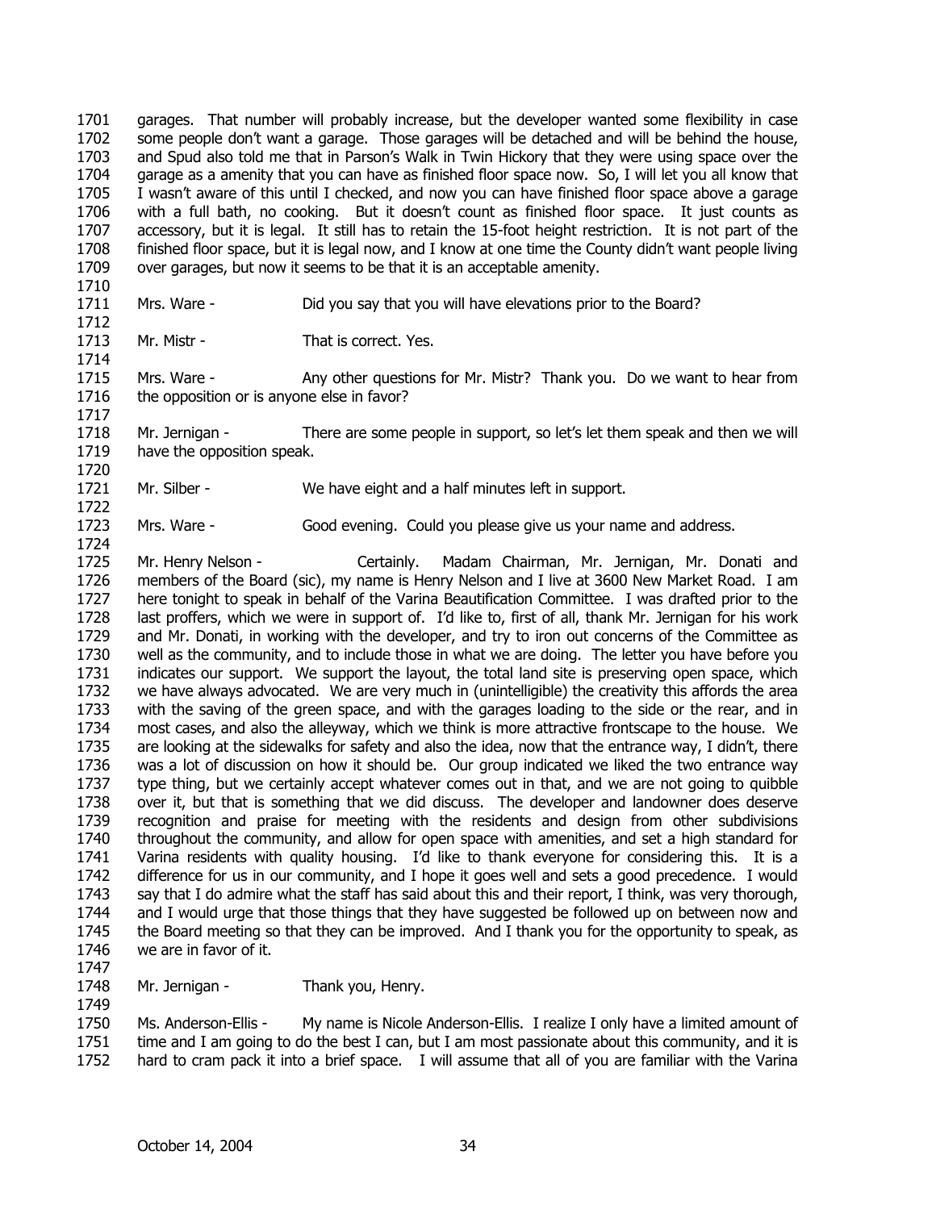garages. That number will probably increase, but the developer wanted some flexibility in case some people don't want a garage. Those garages will be detached and will be behind the house, and Spud also told me that in Parson's Walk in Twin Hickory that they were using space over the garage as a amenity that you can have as finished floor space now. So, I will let you all know that I wasn't aware of this until I checked, and now you can have finished floor space above a garage with a full bath, no cooking. But it doesn't count as finished floor space. It just counts as accessory, but it is legal. It still has to retain the 15-foot height restriction. It is not part of the finished floor space, but it is legal now, and I know at one time the County didn't want people living over garages, but now it seems to be that it is an acceptable amenity.

Mrs. Ware - Did you say that you will have elevations prior to the Board?

Mr. Mistr - That is correct. Yes.

Mrs. Ware - Any other questions for Mr. Mistr? Thank you. Do we want to hear from the opposition or is anyone else in favor?

Mr. Jernigan - There are some people in support, so let's let them speak and then we will have the opposition speak.

Mr. Silber - We have eight and a half minutes left in support.

Mrs. Ware - Good evening. Could you please give us your name and address.

Mr. Henry Nelson - Certainly. Madam Chairman, Mr. Jernigan, Mr. Donati and members of the Board (sic), my name is Henry Nelson and I live at 3600 New Market Road. I am here tonight to speak in behalf of the Varina Beautification Committee. I was drafted prior to the last proffers, which we were in support of. I'd like to, first of all, thank Mr. Jernigan for his work and Mr. Donati, in working with the developer, and try to iron out concerns of the Committee as well as the community, and to include those in what we are doing. The letter you have before you indicates our support. We support the layout, the total land site is preserving open space, which we have always advocated. We are very much in (unintelligible) the creativity this affords the area with the saving of the green space, and with the garages loading to the side or the rear, and in most cases, and also the alleyway, which we think is more attractive frontscape to the house. We are looking at the sidewalks for safety and also the idea, now that the entrance way, I didn't, there was a lot of discussion on how it should be. Our group indicated we liked the two entrance way type thing, but we certainly accept whatever comes out in that, and we are not going to quibble over it, but that is something that we did discuss. The developer and landowner does deserve recognition and praise for meeting with the residents and design from other subdivisions throughout the community, and allow for open space with amenities, and set a high standard for Varina residents with quality housing. I'd like to thank everyone for considering this. It is a difference for us in our community, and I hope it goes well and sets a good precedence. I would say that I do admire what the staff has said about this and their report, I think, was very thorough, and I would urge that those things that they have suggested be followed up on between now and the Board meeting so that they can be improved. And I thank you for the opportunity to speak, as we are in favor of it.

Mr. Jernigan - Thank you, Henry.

Ms. Anderson-Ellis - My name is Nicole Anderson-Ellis. I realize I only have a limited amount of time and I am going to do the best I can, but I am most passionate about this community, and it is hard to cram pack it into a brief space. I will assume that all of you are familiar with the Varina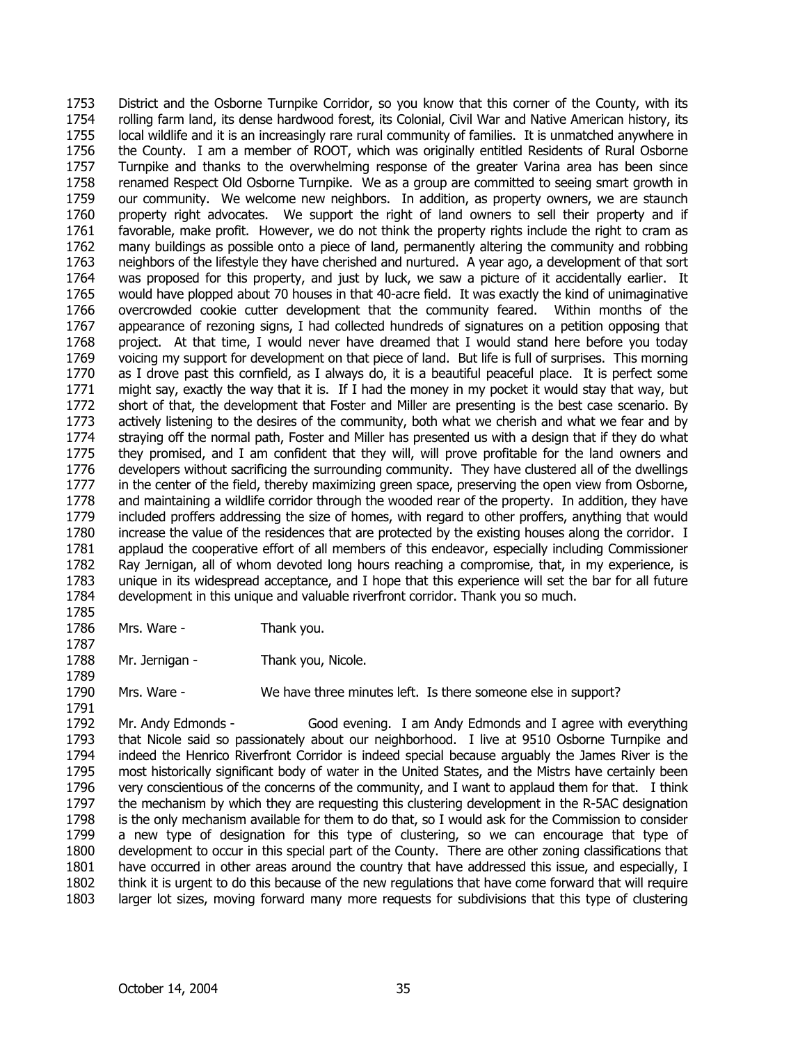District and the Osborne Turnpike Corridor, so you know that this corner of the County, with its rolling farm land, its dense hardwood forest, its Colonial, Civil War and Native American history, its local wildlife and it is an increasingly rare rural community of families. It is unmatched anywhere in the County. I am a member of ROOT, which was originally entitled Residents of Rural Osborne Turnpike and thanks to the overwhelming response of the greater Varina area has been since renamed Respect Old Osborne Turnpike. We as a group are committed to seeing smart growth in our community. We welcome new neighbors. In addition, as property owners, we are staunch property right advocates. We support the right of land owners to sell their property and if favorable, make profit. However, we do not think the property rights include the right to cram as many buildings as possible onto a piece of land, permanently altering the community and robbing neighbors of the lifestyle they have cherished and nurtured. A year ago, a development of that sort was proposed for this property, and just by luck, we saw a picture of it accidentally earlier. It would have plopped about 70 houses in that 40-acre field. It was exactly the kind of unimaginative overcrowded cookie cutter development that the community feared. Within months of the appearance of rezoning signs, I had collected hundreds of signatures on a petition opposing that project. At that time, I would never have dreamed that I would stand here before you today voicing my support for development on that piece of land. But life is full of surprises. This morning as I drove past this cornfield, as I always do, it is a beautiful peaceful place. It is perfect some might say, exactly the way that it is. If I had the money in my pocket it would stay that way, but short of that, the development that Foster and Miller are presenting is the best case scenario. By actively listening to the desires of the community, both what we cherish and what we fear and by straying off the normal path, Foster and Miller has presented us with a design that if they do what they promised, and I am confident that they will, will prove profitable for the land owners and developers without sacrificing the surrounding community. They have clustered all of the dwellings in the center of the field, thereby maximizing green space, preserving the open view from Osborne, and maintaining a wildlife corridor through the wooded rear of the property. In addition, they have included proffers addressing the size of homes, with regard to other proffers, anything that would increase the value of the residences that are protected by the existing houses along the corridor. I applaud the cooperative effort of all members of this endeavor, especially including Commissioner Ray Jernigan, all of whom devoted long hours reaching a compromise, that, in my experience, is unique in its widespread acceptance, and I hope that this experience will set the bar for all future development in this unique and valuable riverfront corridor. Thank you so much.

Mrs. Ware - Thank you.

Mr. Jernigan - Thank you, Nicole.

Mrs. Ware - We have three minutes left. Is there someone else in support?

Mr. Andy Edmonds - Good evening. I am Andy Edmonds and I agree with everything that Nicole said so passionately about our neighborhood. I live at 9510 Osborne Turnpike and indeed the Henrico Riverfront Corridor is indeed special because arguably the James River is the most historically significant body of water in the United States, and the Mistrs have certainly been very conscientious of the concerns of the community, and I want to applaud them for that. I think the mechanism by which they are requesting this clustering development in the R-5AC designation is the only mechanism available for them to do that, so I would ask for the Commission to consider a new type of designation for this type of clustering, so we can encourage that type of development to occur in this special part of the County. There are other zoning classifications that have occurred in other areas around the country that have addressed this issue, and especially, I think it is urgent to do this because of the new regulations that have come forward that will require larger lot sizes, moving forward many more requests for subdivisions that this type of clustering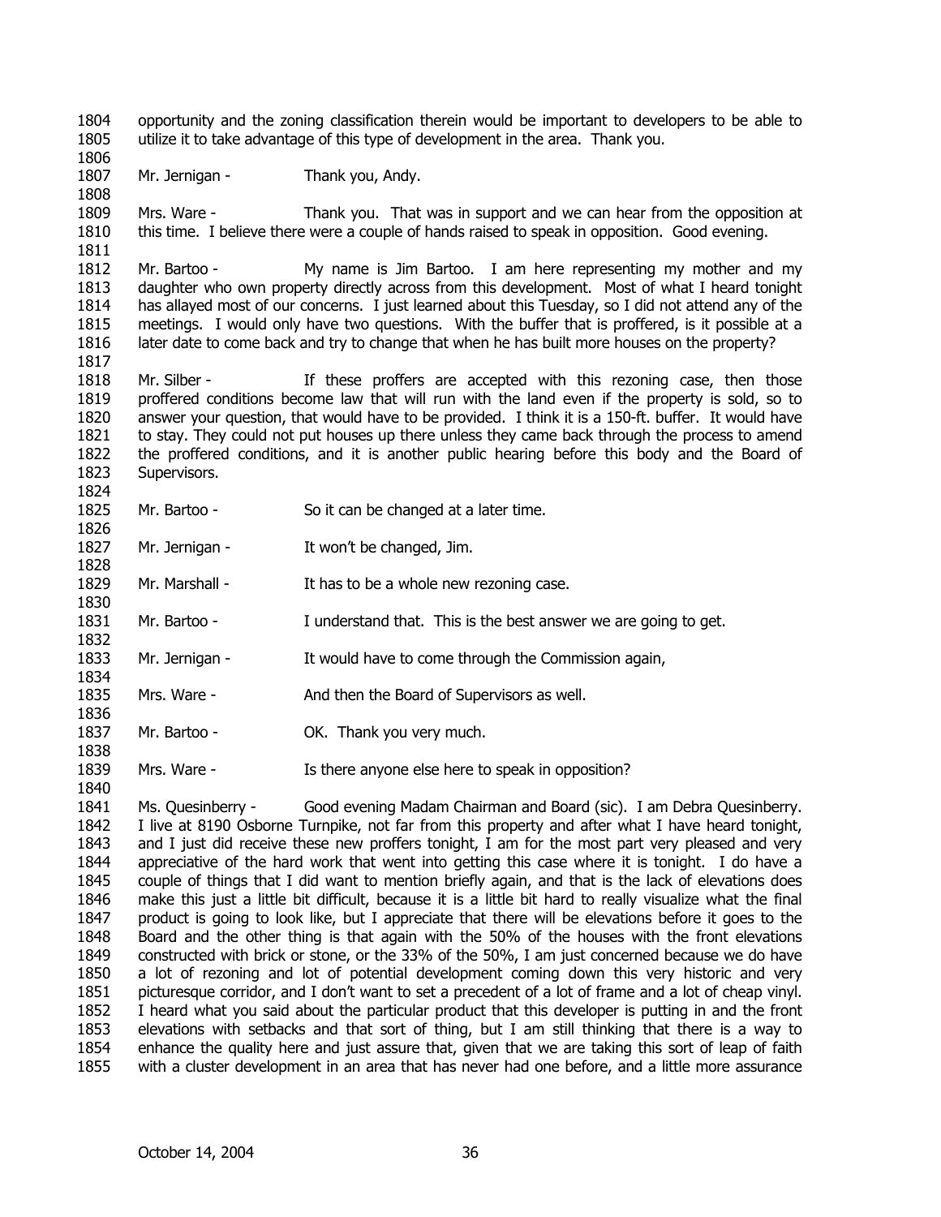opportunity and the zoning classification therein would be important to developers to be able to utilize it to take advantage of this type of development in the area. Thank you.

Mr. Jernigan - Thank you, Andy.

Mrs. Ware - Thank you. That was in support and we can hear from the opposition at this time. I believe there were a couple of hands raised to speak in opposition. Good evening.

Mr. Bartoo - My name is Jim Bartoo. I am here representing my mother and my daughter who own property directly across from this development. Most of what I heard tonight has allayed most of our concerns. I just learned about this Tuesday, so I did not attend any of the meetings. I would only have two questions. With the buffer that is proffered, is it possible at a later date to come back and try to change that when he has built more houses on the property?

Mr. Silber - If these proffers are accepted with this rezoning case, then those proffered conditions become law that will run with the land even if the property is sold, so to answer your question, that would have to be provided. I think it is a 150-ft. buffer. It would have to stay. They could not put houses up there unless they came back through the process to amend the proffered conditions, and it is another public hearing before this body and the Board of Supervisors.

Mr. Bartoo - So it can be changed at a later time.

Mr. Jernigan - It won't be changed, Jim.

Mr. Marshall - It has to be a whole new rezoning case.

Mr. Bartoo - I understand that. This is the best answer we are going to get.

Mr. Jernigan - It would have to come through the Commission again,

Mrs. Ware - And then the Board of Supervisors as well.

Mr. Bartoo - OK. Thank you very much.

Mrs. Ware - Is there anyone else here to speak in opposition?

Ms. Quesinberry - Good evening Madam Chairman and Board (sic). I am Debra Quesinberry. I live at 8190 Osborne Turnpike, not far from this property and after what I have heard tonight, and I just did receive these new proffers tonight, I am for the most part very pleased and very appreciative of the hard work that went into getting this case where it is tonight. I do have a couple of things that I did want to mention briefly again, and that is the lack of elevations does make this just a little bit difficult, because it is a little bit hard to really visualize what the final product is going to look like, but I appreciate that there will be elevations before it goes to the Board and the other thing is that again with the 50% of the houses with the front elevations constructed with brick or stone, or the 33% of the 50%, I am just concerned because we do have a lot of rezoning and lot of potential development coming down this very historic and very picturesque corridor, and I don't want to set a precedent of a lot of frame and a lot of cheap vinyl. I heard what you said about the particular product that this developer is putting in and the front elevations with setbacks and that sort of thing, but I am still thinking that there is a way to enhance the quality here and just assure that, given that we are taking this sort of leap of faith with a cluster development in an area that has never had one before, and a little more assurance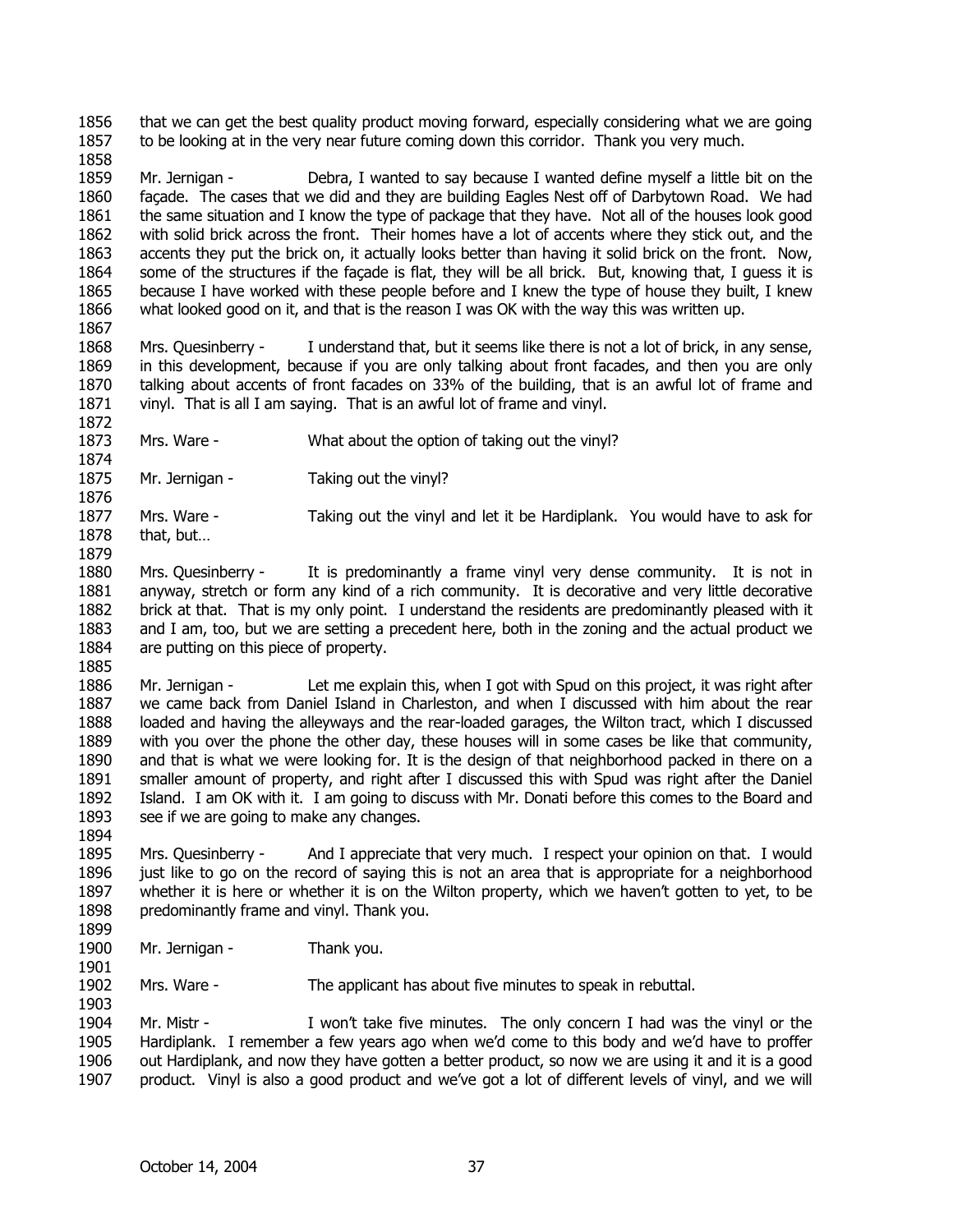that we can get the best quality product moving forward, especially considering what we are going to be looking at in the very near future coming down this corridor. Thank you very much.

Mr. Jernigan - Debra, I wanted to say because I wanted define myself a little bit on the façade. The cases that we did and they are building Eagles Nest off of Darbytown Road. We had the same situation and I know the type of package that they have. Not all of the houses look good with solid brick across the front. Their homes have a lot of accents where they stick out, and the accents they put the brick on, it actually looks better than having it solid brick on the front. Now, some of the structures if the façade is flat, they will be all brick. But, knowing that, I guess it is because I have worked with these people before and I knew the type of house they built, I knew what looked good on it, and that is the reason I was OK with the way this was written up.

Mrs. Quesinberry - I understand that, but it seems like there is not a lot of brick, in any sense, in this development, because if you are only talking about front facades, and then you are only talking about accents of front facades on 33% of the building, that is an awful lot of frame and vinyl. That is all I am saying. That is an awful lot of frame and vinyl.

Mrs. Ware - What about the option of taking out the vinyl?

Mr. Jernigan - Taking out the vinyl?

Mrs. Ware - Taking out the vinyl and let it be Hardiplank. You would have to ask for that, but…

Mrs. Quesinberry - It is predominantly a frame vinyl very dense community. It is not in anyway, stretch or form any kind of a rich community. It is decorative and very little decorative brick at that. That is my only point. I understand the residents are predominantly pleased with it and I am, too, but we are setting a precedent here, both in the zoning and the actual product we are putting on this piece of property.

Mr. Jernigan - Let me explain this, when I got with Spud on this project, it was right after we came back from Daniel Island in Charleston, and when I discussed with him about the rear loaded and having the alleyways and the rear-loaded garages, the Wilton tract, which I discussed with you over the phone the other day, these houses will in some cases be like that community, and that is what we were looking for. It is the design of that neighborhood packed in there on a smaller amount of property, and right after I discussed this with Spud was right after the Daniel Island. I am OK with it. I am going to discuss with Mr. Donati before this comes to the Board and see if we are going to make any changes.

Mrs. Quesinberry - And I appreciate that very much. I respect your opinion on that. I would just like to go on the record of saying this is not an area that is appropriate for a neighborhood whether it is here or whether it is on the Wilton property, which we haven't gotten to yet, to be predominantly frame and vinyl. Thank you.

Mr. Jernigan - Thank you.

Mrs. Ware - The applicant has about five minutes to speak in rebuttal.

Mr. Mistr - I won't take five minutes. The only concern I had was the vinyl or the Hardiplank. I remember a few years ago when we'd come to this body and we'd have to proffer out Hardiplank, and now they have gotten a better product, so now we are using it and it is a good product. Vinyl is also a good product and we've got a lot of different levels of vinyl, and we will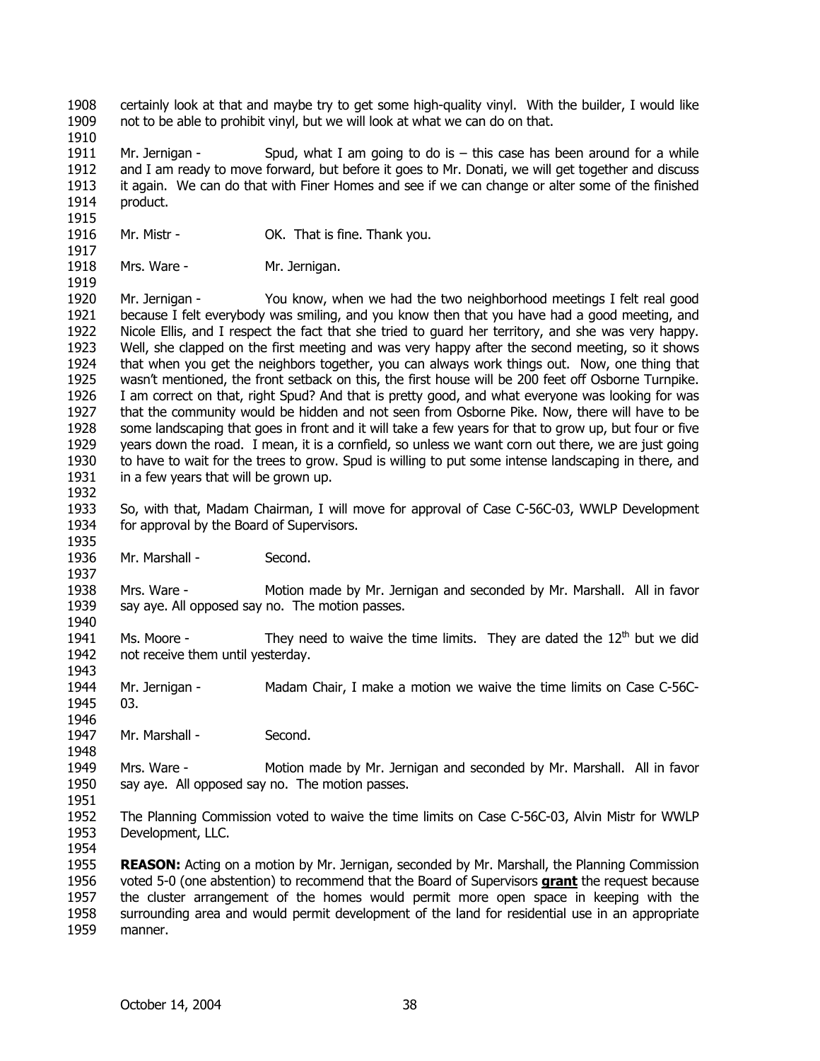certainly look at that and maybe try to get some high-quality vinyl. With the builder, I would like not to be able to prohibit vinyl, but we will look at what we can do on that.

Mr. Jernigan - Spud, what I am going to do is – this case has been around for a while and I am ready to move forward, but before it goes to Mr. Donati, we will get together and discuss it again. We can do that with Finer Homes and see if we can change or alter some of the finished product.

Mr. Mistr - OK. That is fine. Thank you.

Mrs. Ware - Mr. Jernigan.

Mr. Jernigan - You know, when we had the two neighborhood meetings I felt real good because I felt everybody was smiling, and you know then that you have had a good meeting, and Nicole Ellis, and I respect the fact that she tried to guard her territory, and she was very happy. Well, she clapped on the first meeting and was very happy after the second meeting, so it shows that when you get the neighbors together, you can always work things out. Now, one thing that wasn't mentioned, the front setback on this, the first house will be 200 feet off Osborne Turnpike. I am correct on that, right Spud? And that is pretty good, and what everyone was looking for was that the community would be hidden and not seen from Osborne Pike. Now, there will have to be some landscaping that goes in front and it will take a few years for that to grow up, but four or five years down the road. I mean, it is a cornfield, so unless we want corn out there, we are just going to have to wait for the trees to grow. Spud is willing to put some intense landscaping in there, and in a few years that will be grown up.

So, with that, Madam Chairman, I will move for approval of Case C-56C-03, WWLP Development for approval by the Board of Supervisors.

Mr. Marshall - Second.

Mrs. Ware - Motion made by Mr. Jernigan and seconded by Mr. Marshall. All in favor say aye. All opposed say no. The motion passes.

Ms. Moore - They need to waive the time limits. They are dated the 12th but we did not receive them until yesterday.

Mr. Jernigan - Madam Chair, I make a motion we waive the time limits on Case C-56C-03.

Mr. Marshall - Second.

Mrs. Ware - Motion made by Mr. Jernigan and seconded by Mr. Marshall. All in favor say aye. All opposed say no. The motion passes.

The Planning Commission voted to waive the time limits on Case C-56C-03, Alvin Mistr for WWLP Development, LLC.

**REASON:** Acting on a motion by Mr. Jernigan, seconded by Mr. Marshall, the Planning Commission voted 5-0 (one abstention) to recommend that the Board of Supervisors **grant** the request because the cluster arrangement of the homes would permit more open space in keeping with the surrounding area and would permit development of the land for residential use in an appropriate manner.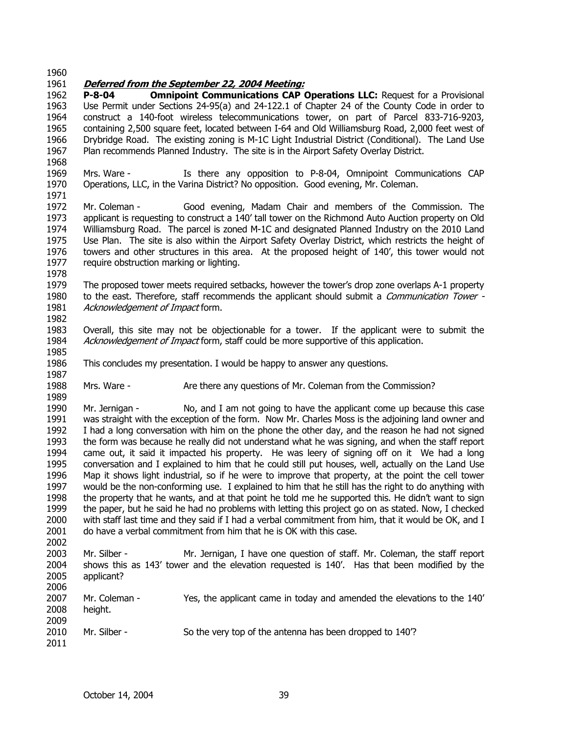***Deferred from the September 22, 2004 Meeting:***

**P-8-04 Omnipoint Communications CAP Operations LLC:** Request for a Provisional Use Permit under Sections 24-95(a) and 24-122.1 of Chapter 24 of the County Code in order to construct a 140-foot wireless telecommunications tower, on part of Parcel 833-716-9203, containing 2,500 square feet, located between I-64 and Old Williamsburg Road, 2,000 feet west of Drybridge Road. The existing zoning is M-1C Light Industrial District (Conditional). The Land Use Plan recommends Planned Industry. The site is in the Airport Safety Overlay District.

Mrs. Ware - Is there any opposition to P-8-04, Omnipoint Communications CAP Operations, LLC, in the Varina District? No opposition. Good evening, Mr. Coleman.

Mr. Coleman - Good evening, Madam Chair and members of the Commission. The applicant is requesting to construct a 140' tall tower on the Richmond Auto Auction property on Old Williamsburg Road. The parcel is zoned M-1C and designated Planned Industry on the 2010 Land Use Plan. The site is also within the Airport Safety Overlay District, which restricts the height of towers and other structures in this area. At the proposed height of 140', this tower would not require obstruction marking or lighting.

The proposed tower meets required setbacks, however the tower's drop zone overlaps A-1 property to the east. Therefore, staff recommends the applicant should submit a *Communication Tower - Acknowledgement of Impact* form.

Overall, this site may not be objectionable for a tower. If the applicant were to submit the *Acknowledgement of Impact* form, staff could be more supportive of this application.

This concludes my presentation. I would be happy to answer any questions.

Mrs. Ware - Are there any questions of Mr. Coleman from the Commission?

Mr. Jernigan - No, and I am not going to have the applicant come up because this case was straight with the exception of the form. Now Mr. Charles Moss is the adjoining land owner and I had a long conversation with him on the phone the other day, and the reason he had not signed the form was because he really did not understand what he was signing, and when the staff report came out, it said it impacted his property. He was leery of signing off on it We had a long conversation and I explained to him that he could still put houses, well, actually on the Land Use Map it shows light industrial, so if he were to improve that property, at the point the cell tower would be the non-conforming use. I explained to him that he still has the right to do anything with the property that he wants, and at that point he told me he supported this. He didn't want to sign the paper, but he said he had no problems with letting this project go on as stated. Now, I checked with staff last time and they said if I had a verbal commitment from him, that it would be OK, and I do have a verbal commitment from him that he is OK with this case.

Mr. Silber - Mr. Jernigan, I have one question of staff. Mr. Coleman, the staff report shows this as 143' tower and the elevation requested is 140'. Has that been modified by the applicant?

Mr. Coleman - Yes, the applicant came in today and amended the elevations to the 140' height.

Mr. Silber - So the very top of the antenna has been dropped to 140'?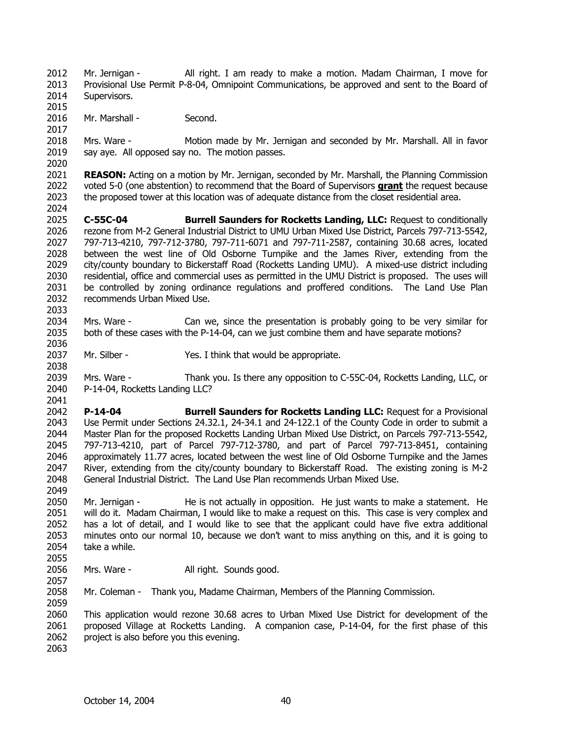Mr. Jernigan - All right. I am ready to make a motion. Madam Chairman, I move for Provisional Use Permit P-8-04, Omnipoint Communications, be approved and sent to the Board of Supervisors.

Mr. Marshall - Second.

Mrs. Ware - Motion made by Mr. Jernigan and seconded by Mr. Marshall. All in favor say aye. All opposed say no. The motion passes.

**REASON:** Acting on a motion by Mr. Jernigan, seconded by Mr. Marshall, the Planning Commission voted 5-0 (one abstention) to recommend that the Board of Supervisors **grant** the request because the proposed tower at this location was of adequate distance from the closet residential area.

**C-55C-04 Burrell Saunders for Rocketts Landing, LLC:** Request to conditionally rezone from M-2 General Industrial District to UMU Urban Mixed Use District, Parcels 797-713-5542, 797-713-4210, 797-712-3780, 797-711-6071 and 797-711-2587, containing 30.68 acres, located between the west line of Old Osborne Turnpike and the James River, extending from the city/county boundary to Bickerstaff Road (Rocketts Landing UMU). A mixed-use district including residential, office and commercial uses as permitted in the UMU District is proposed. The uses will be controlled by zoning ordinance regulations and proffered conditions. The Land Use Plan recommends Urban Mixed Use.

Mrs. Ware - Can we, since the presentation is probably going to be very similar for both of these cases with the P-14-04, can we just combine them and have separate motions?

Mr. Silber - Yes. I think that would be appropriate.

Mrs. Ware - Thank you. Is there any opposition to C-55C-04, Rocketts Landing, LLC, or P-14-04, Rocketts Landing LLC?

**P-14-04 Burrell Saunders for Rocketts Landing LLC:** Request for a Provisional Use Permit under Sections 24.32.1, 24-34.1 and 24-122.1 of the County Code in order to submit a Master Plan for the proposed Rocketts Landing Urban Mixed Use District, on Parcels 797-713-5542, 797-713-4210, part of Parcel 797-712-3780, and part of Parcel 797-713-8451, containing approximately 11.77 acres, located between the west line of Old Osborne Turnpike and the James River, extending from the city/county boundary to Bickerstaff Road. The existing zoning is M-2 General Industrial District. The Land Use Plan recommends Urban Mixed Use.

Mr. Jernigan - He is not actually in opposition. He just wants to make a statement. He will do it. Madam Chairman, I would like to make a request on this. This case is very complex and has a lot of detail, and I would like to see that the applicant could have five extra additional minutes onto our normal 10, because we don't want to miss anything on this, and it is going to take a while.

Mrs. Ware - All right. Sounds good.

Mr. Coleman - Thank you, Madame Chairman, Members of the Planning Commission.

This application would rezone 30.68 acres to Urban Mixed Use District for development of the proposed Village at Rocketts Landing. A companion case, P-14-04, for the first phase of this project is also before you this evening.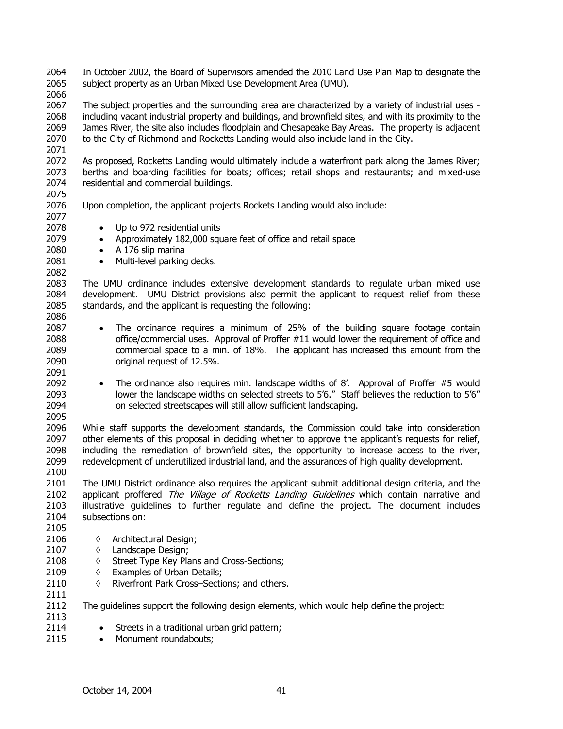In October 2002, the Board of Supervisors amended the 2010 Land Use Plan Map to designate the subject property as an Urban Mixed Use Development Area (UMU).

The subject properties and the surrounding area are characterized by a variety of industrial uses - including vacant industrial property and buildings, and brownfield sites, and with its proximity to the James River, the site also includes floodplain and Chesapeake Bay Areas. The property is adjacent to the City of Richmond and Rocketts Landing would also include land in the City.

As proposed, Rocketts Landing would ultimately include a waterfront park along the James River; berths and boarding facilities for boats; offices; retail shops and restaurants; and mixed-use residential and commercial buildings.

Upon completion, the applicant projects Rockets Landing would also include:

- Up to 972 residential units
- Approximately 182,000 square feet of office and retail space
- A 176 slip marina
- Multi-level parking decks.

The UMU ordinance includes extensive development standards to regulate urban mixed use development. UMU District provisions also permit the applicant to request relief from these standards, and the applicant is requesting the following:

- The ordinance requires a minimum of 25% of the building square footage contain office/commercial uses. Approval of Proffer #11 would lower the requirement of office and commercial space to a min. of 18%. The applicant has increased this amount from the original request of 12.5%.

- The ordinance also requires min. landscape widths of 8'. Approval of Proffer #5 would lower the landscape widths on selected streets to 5'6." Staff believes the reduction to 5'6" on selected streetscapes will still allow sufficient landscaping.

While staff supports the development standards, the Commission could take into consideration other elements of this proposal in deciding whether to approve the applicant's requests for relief, including the remediation of brownfield sites, the opportunity to increase access to the river, redevelopment of underutilized industrial land, and the assurances of high quality development.

The UMU District ordinance also requires the applicant submit additional design criteria, and the applicant proffered *The Village of Rocketts Landing Guidelines* which contain narrative and illustrative guidelines to further regulate and define the project. The document includes subsections on:

- ◊ Architectural Design;
- ◊ Landscape Design;
- ◊ Street Type Key Plans and Cross-Sections;
- ◊ Examples of Urban Details;
- ◊ Riverfront Park Cross–Sections; and others.

The guidelines support the following design elements, which would help define the project:

- Streets in a traditional urban grid pattern;
- Monument roundabouts;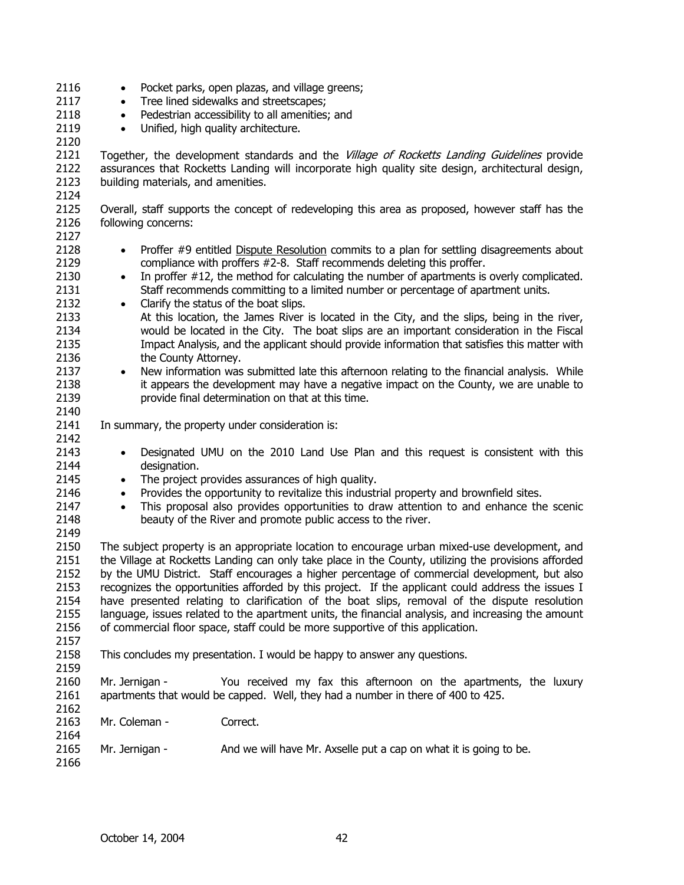- Pocket parks, open plazas, and village greens;
- Tree lined sidewalks and streetscapes;
- Pedestrian accessibility to all amenities; and
- Unified, high quality architecture.

Together, the development standards and the *Village of Rocketts Landing Guidelines* provide assurances that Rocketts Landing will incorporate high quality site design, architectural design, building materials, and amenities.

Overall, staff supports the concept of redeveloping this area as proposed, however staff has the following concerns:

- Proffer #9 entitled Dispute Resolution commits to a plan for settling disagreements about compliance with proffers #2-8. Staff recommends deleting this proffer.
- In proffer #12, the method for calculating the number of apartments is overly complicated. Staff recommends committing to a limited number or percentage of apartment units.
- Clarify the status of the boat slips.
  At this location, the James River is located in the City, and the slips, being in the river, would be located in the City. The boat slips are an important consideration in the Fiscal Impact Analysis, and the applicant should provide information that satisfies this matter with the County Attorney.
- New information was submitted late this afternoon relating to the financial analysis. While it appears the development may have a negative impact on the County, we are unable to provide final determination on that at this time.

In summary, the property under consideration is:

- Designated UMU on the 2010 Land Use Plan and this request is consistent with this designation.
- The project provides assurances of high quality.
- Provides the opportunity to revitalize this industrial property and brownfield sites.
- This proposal also provides opportunities to draw attention to and enhance the scenic beauty of the River and promote public access to the river.

The subject property is an appropriate location to encourage urban mixed-use development, and the Village at Rocketts Landing can only take place in the County, utilizing the provisions afforded by the UMU District. Staff encourages a higher percentage of commercial development, but also recognizes the opportunities afforded by this project. If the applicant could address the issues I have presented relating to clarification of the boat slips, removal of the dispute resolution language, issues related to the apartment units, the financial analysis, and increasing the amount of commercial floor space, staff could be more supportive of this application.

This concludes my presentation. I would be happy to answer any questions.

Mr. Jernigan - You received my fax this afternoon on the apartments, the luxury apartments that would be capped. Well, they had a number in there of 400 to 425.

Mr. Coleman - Correct.

Mr. Jernigan - And we will have Mr. Axselle put a cap on what it is going to be.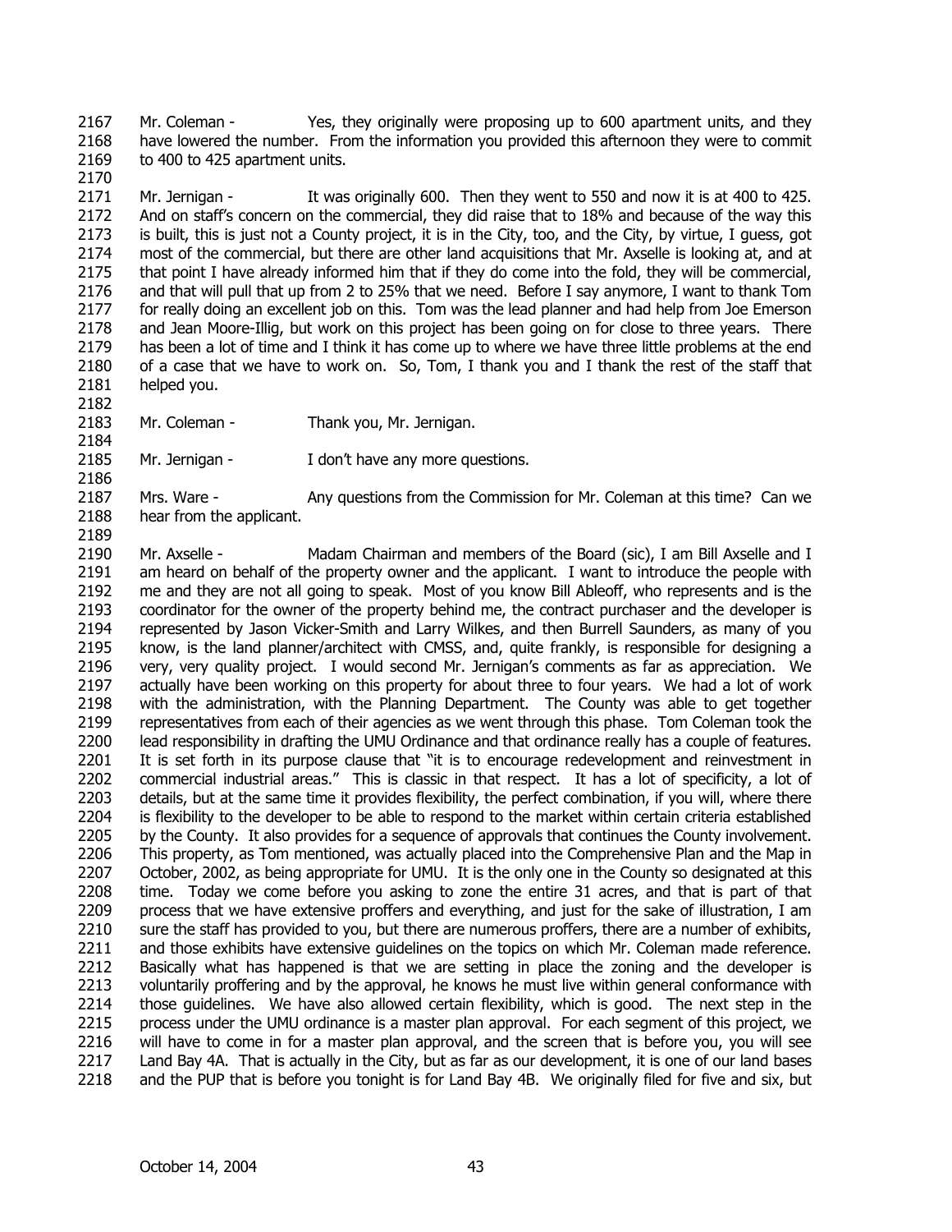2167 Mr. Coleman - Yes, they originally were proposing up to 600 apartment units, and they
2168 have lowered the number. From the information you provided this afternoon they were to commit
2169 to 400 to 425 apartment units.
2170
2171 Mr. Jernigan - It was originally 600. Then they went to 550 and now it is at 400 to 425.
2172 And on staff's concern on the commercial, they did raise that to 18% and because of the way this
2173 is built, this is just not a County project, it is in the City, too, and the City, by virtue, I guess, got
2174 most of the commercial, but there are other land acquisitions that Mr. Axselle is looking at, and at
2175 that point I have already informed him that if they do come into the fold, they will be commercial,
2176 and that will pull that up from 2 to 25% that we need. Before I say anymore, I want to thank Tom
2177 for really doing an excellent job on this. Tom was the lead planner and had help from Joe Emerson
2178 and Jean Moore-Illig, but work on this project has been going on for close to three years. There
2179 has been a lot of time and I think it has come up to where we have three little problems at the end
2180 of a case that we have to work on. So, Tom, I thank you and I thank the rest of the staff that
2181 helped you.
2182
2183 Mr. Coleman - Thank you, Mr. Jernigan.
2184
2185 Mr. Jernigan - I don't have any more questions.
2186
2187 Mrs. Ware - Any questions from the Commission for Mr. Coleman at this time? Can we
2188 hear from the applicant.
2189
2190 Mr. Axselle - Madam Chairman and members of the Board (sic), I am Bill Axselle and I
2191 am heard on behalf of the property owner and the applicant. I want to introduce the people with
2192 me and they are not all going to speak. Most of you know Bill Ableoff, who represents and is the
2193 coordinator for the owner of the property behind me, the contract purchaser and the developer is
2194 represented by Jason Vicker-Smith and Larry Wilkes, and then Burrell Saunders, as many of you
2195 know, is the land planner/architect with CMSS, and, quite frankly, is responsible for designing a
2196 very, very quality project. I would second Mr. Jernigan's comments as far as appreciation. We
2197 actually have been working on this property for about three to four years. We had a lot of work
2198 with the administration, with the Planning Department. The County was able to get together
2199 representatives from each of their agencies as we went through this phase. Tom Coleman took the
2200 lead responsibility in drafting the UMU Ordinance and that ordinance really has a couple of features.
2201 It is set forth in its purpose clause that "it is to encourage redevelopment and reinvestment in
2202 commercial industrial areas." This is classic in that respect. It has a lot of specificity, a lot of
2203 details, but at the same time it provides flexibility, the perfect combination, if you will, where there
2204 is flexibility to the developer to be able to respond to the market within certain criteria established
2205 by the County. It also provides for a sequence of approvals that continues the County involvement.
2206 This property, as Tom mentioned, was actually placed into the Comprehensive Plan and the Map in
2207 October, 2002, as being appropriate for UMU. It is the only one in the County so designated at this
2208 time. Today we come before you asking to zone the entire 31 acres, and that is part of that
2209 process that we have extensive proffers and everything, and just for the sake of illustration, I am
2210 sure the staff has provided to you, but there are numerous proffers, there are a number of exhibits,
2211 and those exhibits have extensive guidelines on the topics on which Mr. Coleman made reference.
2212 Basically what has happened is that we are setting in place the zoning and the developer is
2213 voluntarily proffering and by the approval, he knows he must live within general conformance with
2214 those guidelines. We have also allowed certain flexibility, which is good. The next step in the
2215 process under the UMU ordinance is a master plan approval. For each segment of this project, we
2216 will have to come in for a master plan approval, and the screen that is before you, you will see
2217 Land Bay 4A. That is actually in the City, but as far as our development, it is one of our land bases
2218 and the PUP that is before you tonight is for Land Bay 4B. We originally filed for five and six, but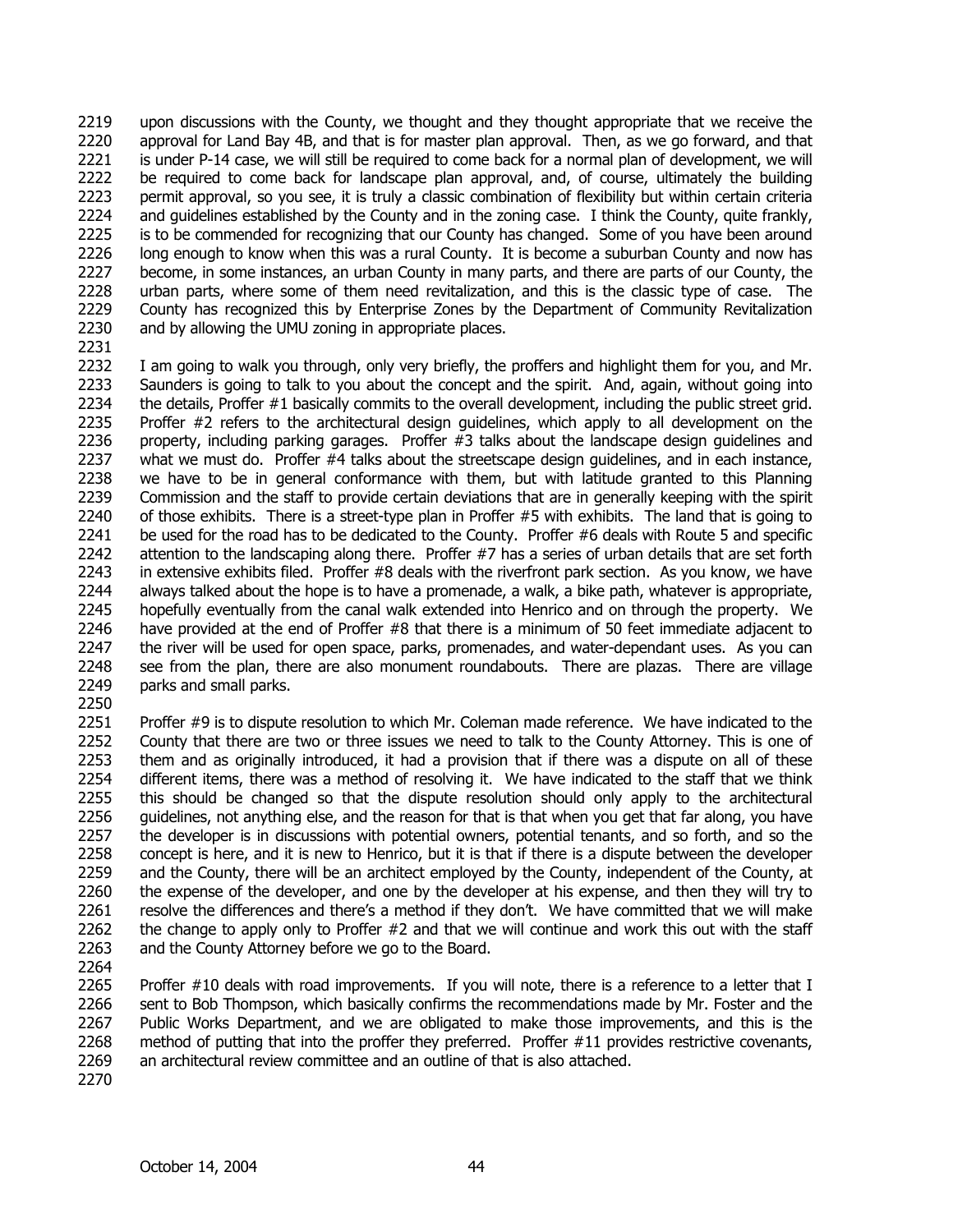upon discussions with the County, we thought and they thought appropriate that we receive the approval for Land Bay 4B, and that is for master plan approval. Then, as we go forward, and that is under P-14 case, we will still be required to come back for a normal plan of development, we will be required to come back for landscape plan approval, and, of course, ultimately the building permit approval, so you see, it is truly a classic combination of flexibility but within certain criteria and guidelines established by the County and in the zoning case. I think the County, quite frankly, is to be commended for recognizing that our County has changed. Some of you have been around long enough to know when this was a rural County. It is become a suburban County and now has become, in some instances, an urban County in many parts, and there are parts of our County, the urban parts, where some of them need revitalization, and this is the classic type of case. The County has recognized this by Enterprise Zones by the Department of Community Revitalization and by allowing the UMU zoning in appropriate places.

I am going to walk you through, only very briefly, the proffers and highlight them for you, and Mr. Saunders is going to talk to you about the concept and the spirit. And, again, without going into the details, Proffer #1 basically commits to the overall development, including the public street grid. Proffer #2 refers to the architectural design guidelines, which apply to all development on the property, including parking garages. Proffer #3 talks about the landscape design guidelines and what we must do. Proffer #4 talks about the streetscape design guidelines, and in each instance, we have to be in general conformance with them, but with latitude granted to this Planning Commission and the staff to provide certain deviations that are in generally keeping with the spirit of those exhibits. There is a street-type plan in Proffer #5 with exhibits. The land that is going to be used for the road has to be dedicated to the County. Proffer #6 deals with Route 5 and specific attention to the landscaping along there. Proffer #7 has a series of urban details that are set forth in extensive exhibits filed. Proffer #8 deals with the riverfront park section. As you know, we have always talked about the hope is to have a promenade, a walk, a bike path, whatever is appropriate, hopefully eventually from the canal walk extended into Henrico and on through the property. We have provided at the end of Proffer #8 that there is a minimum of 50 feet immediate adjacent to the river will be used for open space, parks, promenades, and water-dependant uses. As you can see from the plan, there are also monument roundabouts. There are plazas. There are village parks and small parks.

Proffer #9 is to dispute resolution to which Mr. Coleman made reference. We have indicated to the County that there are two or three issues we need to talk to the County Attorney. This is one of them and as originally introduced, it had a provision that if there was a dispute on all of these different items, there was a method of resolving it. We have indicated to the staff that we think this should be changed so that the dispute resolution should only apply to the architectural guidelines, not anything else, and the reason for that is that when you get that far along, you have the developer is in discussions with potential owners, potential tenants, and so forth, and so the concept is here, and it is new to Henrico, but it is that if there is a dispute between the developer and the County, there will be an architect employed by the County, independent of the County, at the expense of the developer, and one by the developer at his expense, and then they will try to resolve the differences and there's a method if they don't. We have committed that we will make the change to apply only to Proffer #2 and that we will continue and work this out with the staff and the County Attorney before we go to the Board.

Proffer #10 deals with road improvements. If you will note, there is a reference to a letter that I sent to Bob Thompson, which basically confirms the recommendations made by Mr. Foster and the Public Works Department, and we are obligated to make those improvements, and this is the method of putting that into the proffer they preferred. Proffer #11 provides restrictive covenants, an architectural review committee and an outline of that is also attached.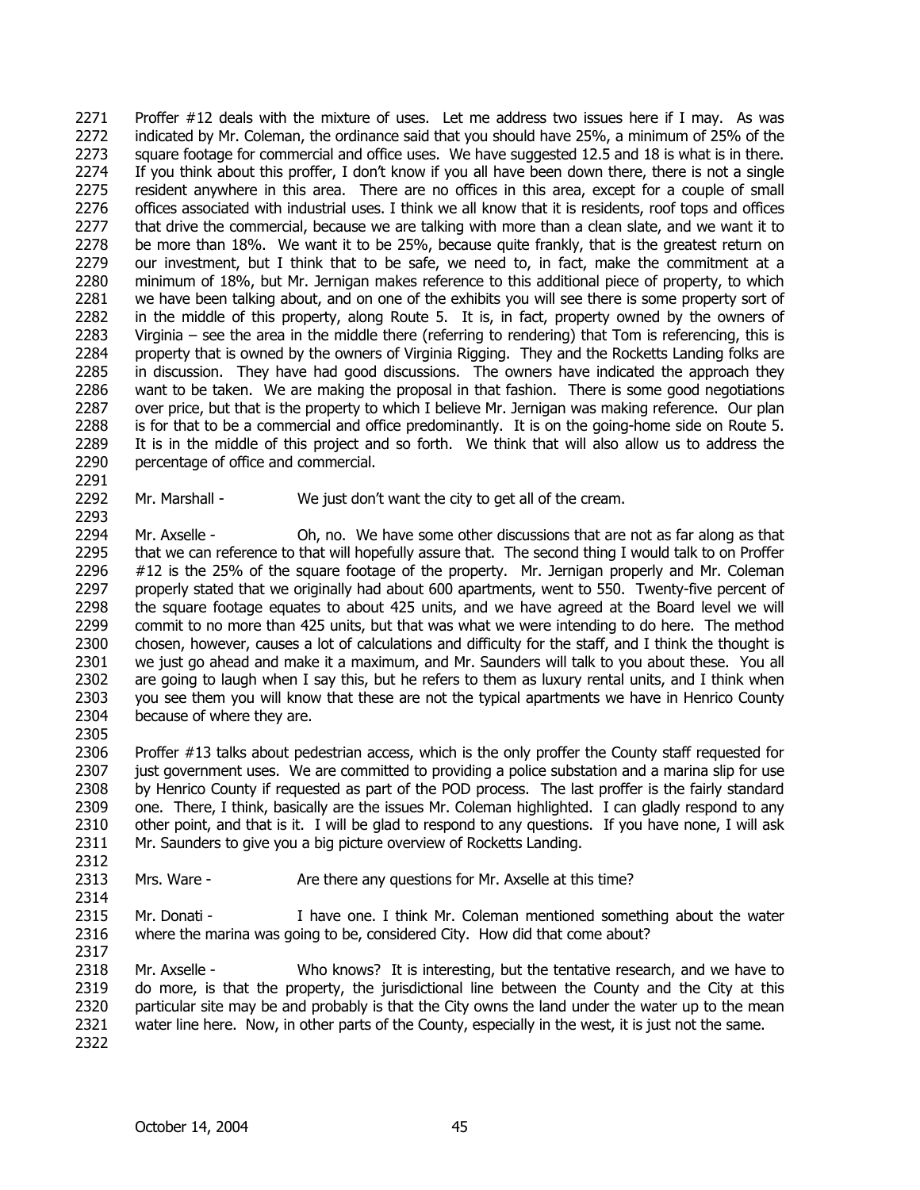Proffer #12 deals with the mixture of uses. Let me address two issues here if I may. As was indicated by Mr. Coleman, the ordinance said that you should have 25%, a minimum of 25% of the square footage for commercial and office uses. We have suggested 12.5 and 18 is what is in there. If you think about this proffer, I don't know if you all have been down there, there is not a single resident anywhere in this area. There are no offices in this area, except for a couple of small offices associated with industrial uses. I think we all know that it is residents, roof tops and offices that drive the commercial, because we are talking with more than a clean slate, and we want it to be more than 18%. We want it to be 25%, because quite frankly, that is the greatest return on our investment, but I think that to be safe, we need to, in fact, make the commitment at a minimum of 18%, but Mr. Jernigan makes reference to this additional piece of property, to which we have been talking about, and on one of the exhibits you will see there is some property sort of in the middle of this property, along Route 5. It is, in fact, property owned by the owners of Virginia – see the area in the middle there (referring to rendering) that Tom is referencing, this is property that is owned by the owners of Virginia Rigging. They and the Rocketts Landing folks are in discussion. They have had good discussions. The owners have indicated the approach they want to be taken. We are making the proposal in that fashion. There is some good negotiations over price, but that is the property to which I believe Mr. Jernigan was making reference. Our plan is for that to be a commercial and office predominantly. It is on the going-home side on Route 5. It is in the middle of this project and so forth. We think that will also allow us to address the percentage of office and commercial.

Mr. Marshall - We just don't want the city to get all of the cream.

Mr. Axselle - Oh, no. We have some other discussions that are not as far along as that that we can reference to that will hopefully assure that. The second thing I would talk to on Proffer #12 is the 25% of the square footage of the property. Mr. Jernigan properly and Mr. Coleman properly stated that we originally had about 600 apartments, went to 550. Twenty-five percent of the square footage equates to about 425 units, and we have agreed at the Board level we will commit to no more than 425 units, but that was what we were intending to do here. The method chosen, however, causes a lot of calculations and difficulty for the staff, and I think the thought is we just go ahead and make it a maximum, and Mr. Saunders will talk to you about these. You all are going to laugh when I say this, but he refers to them as luxury rental units, and I think when you see them you will know that these are not the typical apartments we have in Henrico County because of where they are.

Proffer #13 talks about pedestrian access, which is the only proffer the County staff requested for just government uses. We are committed to providing a police substation and a marina slip for use by Henrico County if requested as part of the POD process. The last proffer is the fairly standard one. There, I think, basically are the issues Mr. Coleman highlighted. I can gladly respond to any other point, and that is it. I will be glad to respond to any questions. If you have none, I will ask Mr. Saunders to give you a big picture overview of Rocketts Landing.

Mrs. Ware - Are there any questions for Mr. Axselle at this time?

Mr. Donati - I have one. I think Mr. Coleman mentioned something about the water where the marina was going to be, considered City. How did that come about?

Mr. Axselle - Who knows? It is interesting, but the tentative research, and we have to do more, is that the property, the jurisdictional line between the County and the City at this particular site may be and probably is that the City owns the land under the water up to the mean water line here. Now, in other parts of the County, especially in the west, it is just not the same.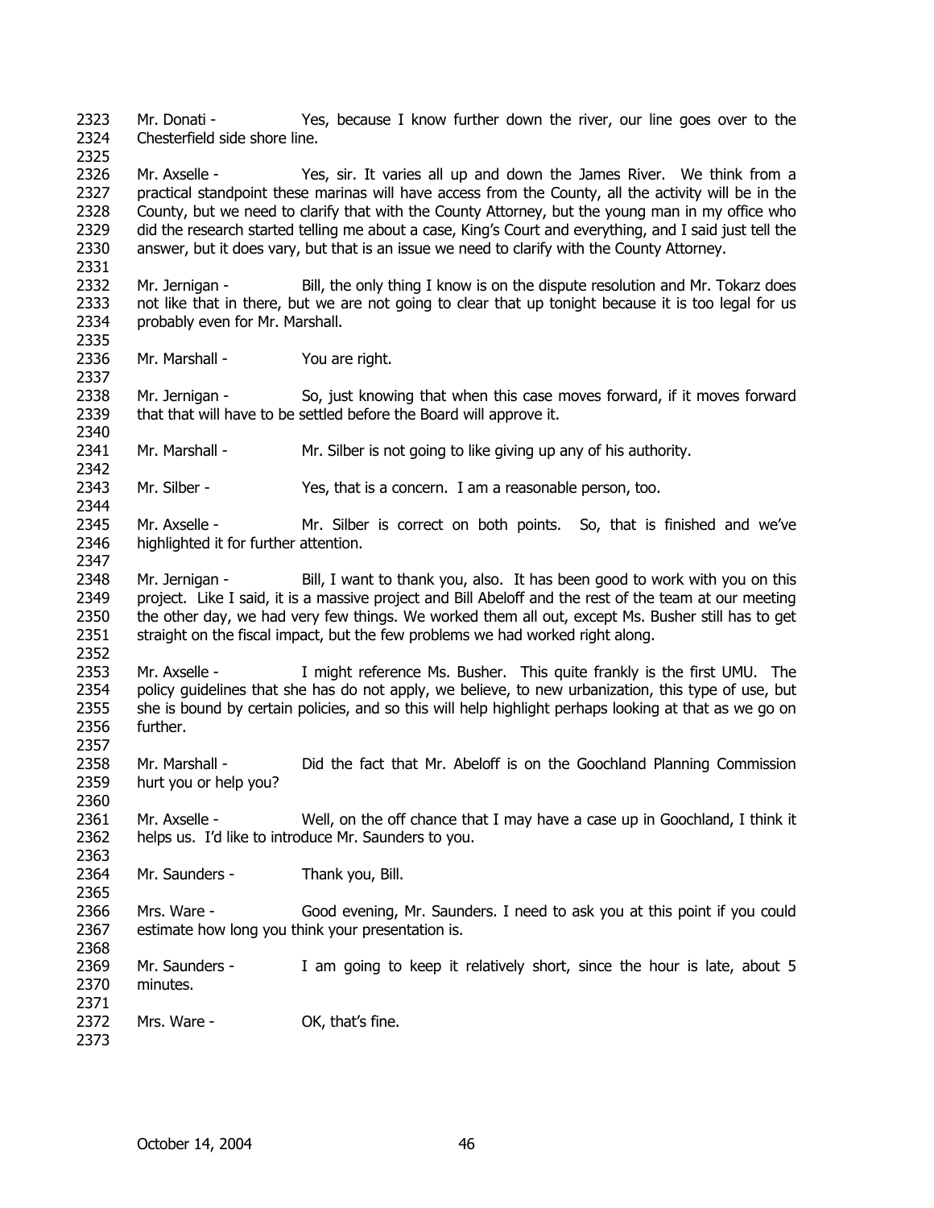Mr. Donati - Yes, because I know further down the river, our line goes over to the Chesterfield side shore line.

Mr. Axselle - Yes, sir. It varies all up and down the James River. We think from a practical standpoint these marinas will have access from the County, all the activity will be in the County, but we need to clarify that with the County Attorney, but the young man in my office who did the research started telling me about a case, King's Court and everything, and I said just tell the answer, but it does vary, but that is an issue we need to clarify with the County Attorney.

Mr. Jernigan - Bill, the only thing I know is on the dispute resolution and Mr. Tokarz does not like that in there, but we are not going to clear that up tonight because it is too legal for us probably even for Mr. Marshall.

Mr. Marshall - You are right.

Mr. Jernigan - So, just knowing that when this case moves forward, if it moves forward that that will have to be settled before the Board will approve it.

Mr. Marshall - Mr. Silber is not going to like giving up any of his authority.

Mr. Silber - Yes, that is a concern. I am a reasonable person, too.

Mr. Axselle - Mr. Silber is correct on both points. So, that is finished and we've highlighted it for further attention.

Mr. Jernigan - Bill, I want to thank you, also. It has been good to work with you on this project. Like I said, it is a massive project and Bill Abeloff and the rest of the team at our meeting the other day, we had very few things. We worked them all out, except Ms. Busher still has to get straight on the fiscal impact, but the few problems we had worked right along.

Mr. Axselle - I might reference Ms. Busher. This quite frankly is the first UMU. The policy guidelines that she has do not apply, we believe, to new urbanization, this type of use, but she is bound by certain policies, and so this will help highlight perhaps looking at that as we go on further.

Mr. Marshall - Did the fact that Mr. Abeloff is on the Goochland Planning Commission hurt you or help you?

Mr. Axselle - Well, on the off chance that I may have a case up in Goochland, I think it helps us. I'd like to introduce Mr. Saunders to you.

Mr. Saunders - Thank you, Bill.

Mrs. Ware - Good evening, Mr. Saunders. I need to ask you at this point if you could estimate how long you think your presentation is.

Mr. Saunders - I am going to keep it relatively short, since the hour is late, about 5 minutes.

Mrs. Ware - OK, that's fine.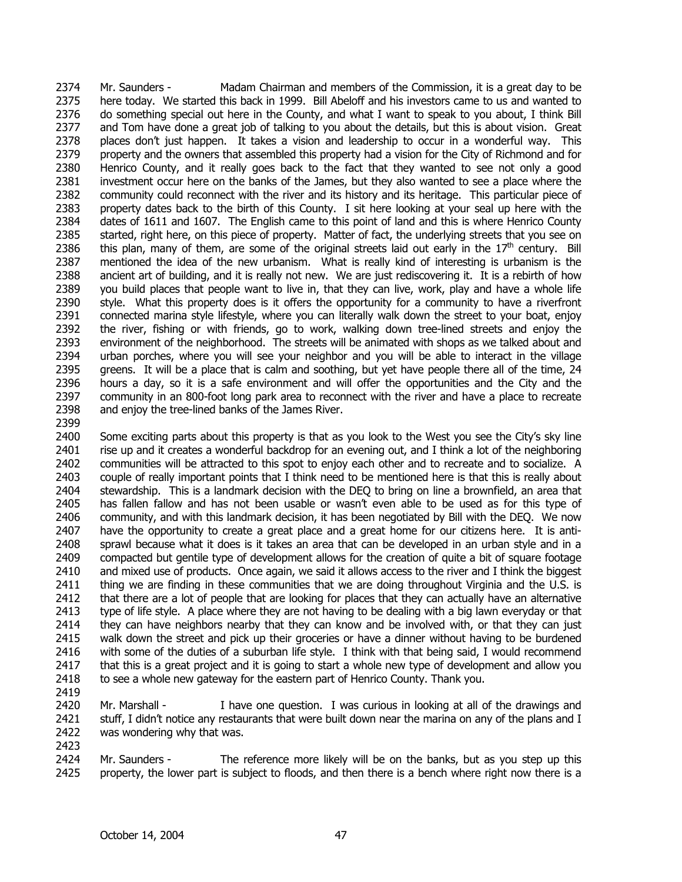Mr. Saunders - Madam Chairman and members of the Commission, it is a great day to be here today. We started this back in 1999. Bill Abeloff and his investors came to us and wanted to do something special out here in the County, and what I want to speak to you about, I think Bill and Tom have done a great job of talking to you about the details, but this is about vision. Great places don't just happen. It takes a vision and leadership to occur in a wonderful way. This property and the owners that assembled this property had a vision for the City of Richmond and for Henrico County, and it really goes back to the fact that they wanted to see not only a good investment occur here on the banks of the James, but they also wanted to see a place where the community could reconnect with the river and its history and its heritage. This particular piece of property dates back to the birth of this County. I sit here looking at your seal up here with the dates of 1611 and 1607. The English came to this point of land and this is where Henrico County started, right here, on this piece of property. Matter of fact, the underlying streets that you see on this plan, many of them, are some of the original streets laid out early in the 17th century. Bill mentioned the idea of the new urbanism. What is really kind of interesting is urbanism is the ancient art of building, and it is really not new. We are just rediscovering it. It is a rebirth of how you build places that people want to live in, that they can live, work, play and have a whole life style. What this property does is it offers the opportunity for a community to have a riverfront connected marina style lifestyle, where you can literally walk down the street to your boat, enjoy the river, fishing or with friends, go to work, walking down tree-lined streets and enjoy the environment of the neighborhood. The streets will be animated with shops as we talked about and urban porches, where you will see your neighbor and you will be able to interact in the village greens. It will be a place that is calm and soothing, but yet have people there all of the time, 24 hours a day, so it is a safe environment and will offer the opportunities and the City and the community in an 800-foot long park area to reconnect with the river and have a place to recreate and enjoy the tree-lined banks of the James River.

Some exciting parts about this property is that as you look to the West you see the City's sky line rise up and it creates a wonderful backdrop for an evening out, and I think a lot of the neighboring communities will be attracted to this spot to enjoy each other and to recreate and to socialize. A couple of really important points that I think need to be mentioned here is that this is really about stewardship. This is a landmark decision with the DEQ to bring on line a brownfield, an area that has fallen fallow and has not been usable or wasn't even able to be used as for this type of community, and with this landmark decision, it has been negotiated by Bill with the DEQ. We now have the opportunity to create a great place and a great home for our citizens here. It is anti-sprawl because what it does is it takes an area that can be developed in an urban style and in a compacted but gentile type of development allows for the creation of quite a bit of square footage and mixed use of products. Once again, we said it allows access to the river and I think the biggest thing we are finding in these communities that we are doing throughout Virginia and the U.S. is that there are a lot of people that are looking for places that they can actually have an alternative type of life style. A place where they are not having to be dealing with a big lawn everyday or that they can have neighbors nearby that they can know and be involved with, or that they can just walk down the street and pick up their groceries or have a dinner without having to be burdened with some of the duties of a suburban life style. I think with that being said, I would recommend that this is a great project and it is going to start a whole new type of development and allow you to see a whole new gateway for the eastern part of Henrico County. Thank you.

Mr. Marshall - I have one question. I was curious in looking at all of the drawings and stuff, I didn't notice any restaurants that were built down near the marina on any of the plans and I was wondering why that was.

Mr. Saunders - The reference more likely will be on the banks, but as you step up this property, the lower part is subject to floods, and then there is a bench where right now there is a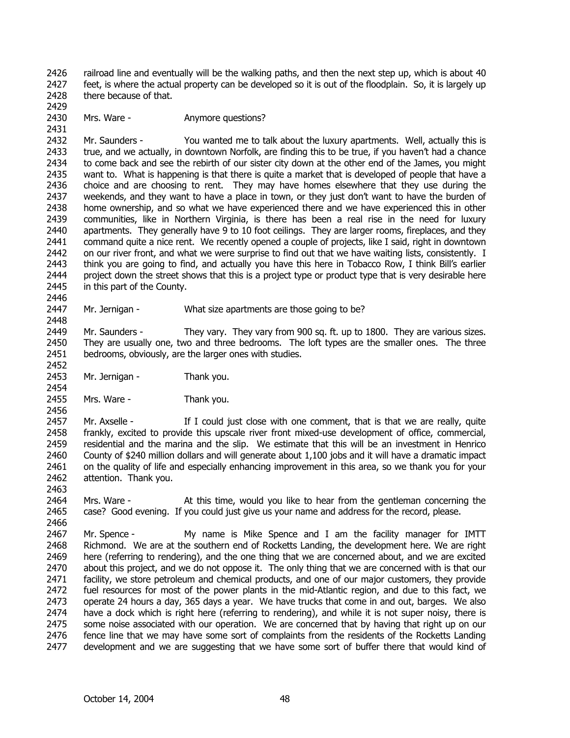railroad line and eventually will be the walking paths, and then the next step up, which is about 40 feet, is where the actual property can be developed so it is out of the floodplain. So, it is largely up there because of that.

Mrs. Ware - Anymore questions?

Mr. Saunders - You wanted me to talk about the luxury apartments. Well, actually this is true, and we actually, in downtown Norfolk, are finding this to be true, if you haven't had a chance to come back and see the rebirth of our sister city down at the other end of the James, you might want to. What is happening is that there is quite a market that is developed of people that have a choice and are choosing to rent. They may have homes elsewhere that they use during the weekends, and they want to have a place in town, or they just don't want to have the burden of home ownership, and so what we have experienced there and we have experienced this in other communities, like in Northern Virginia, is there has been a real rise in the need for luxury apartments. They generally have 9 to 10 foot ceilings. They are larger rooms, fireplaces, and they command quite a nice rent. We recently opened a couple of projects, like I said, right in downtown on our river front, and what we were surprise to find out that we have waiting lists, consistently. I think you are going to find, and actually you have this here in Tobacco Row, I think Bill's earlier project down the street shows that this is a project type or product type that is very desirable here in this part of the County.

Mr. Jernigan - What size apartments are those going to be?

Mr. Saunders - They vary. They vary from 900 sq. ft. up to 1800. They are various sizes. They are usually one, two and three bedrooms. The loft types are the smaller ones. The three bedrooms, obviously, are the larger ones with studies.

Mr. Jernigan - Thank you.

Mrs. Ware - Thank you.

Mr. Axselle - If I could just close with one comment, that is that we are really, quite frankly, excited to provide this upscale river front mixed-use development of office, commercial, residential and the marina and the slip. We estimate that this will be an investment in Henrico County of $240 million dollars and will generate about 1,100 jobs and it will have a dramatic impact on the quality of life and especially enhancing improvement in this area, so we thank you for your attention. Thank you.

Mrs. Ware - At this time, would you like to hear from the gentleman concerning the case? Good evening. If you could just give us your name and address for the record, please.

Mr. Spence - My name is Mike Spence and I am the facility manager for IMTT Richmond. We are at the southern end of Rocketts Landing, the development here. We are right here (referring to rendering), and the one thing that we are concerned about, and we are excited about this project, and we do not oppose it. The only thing that we are concerned with is that our facility, we store petroleum and chemical products, and one of our major customers, they provide fuel resources for most of the power plants in the mid-Atlantic region, and due to this fact, we operate 24 hours a day, 365 days a year. We have trucks that come in and out, barges. We also have a dock which is right here (referring to rendering), and while it is not super noisy, there is some noise associated with our operation. We are concerned that by having that right up on our fence line that we may have some sort of complaints from the residents of the Rocketts Landing development and we are suggesting that we have some sort of buffer there that would kind of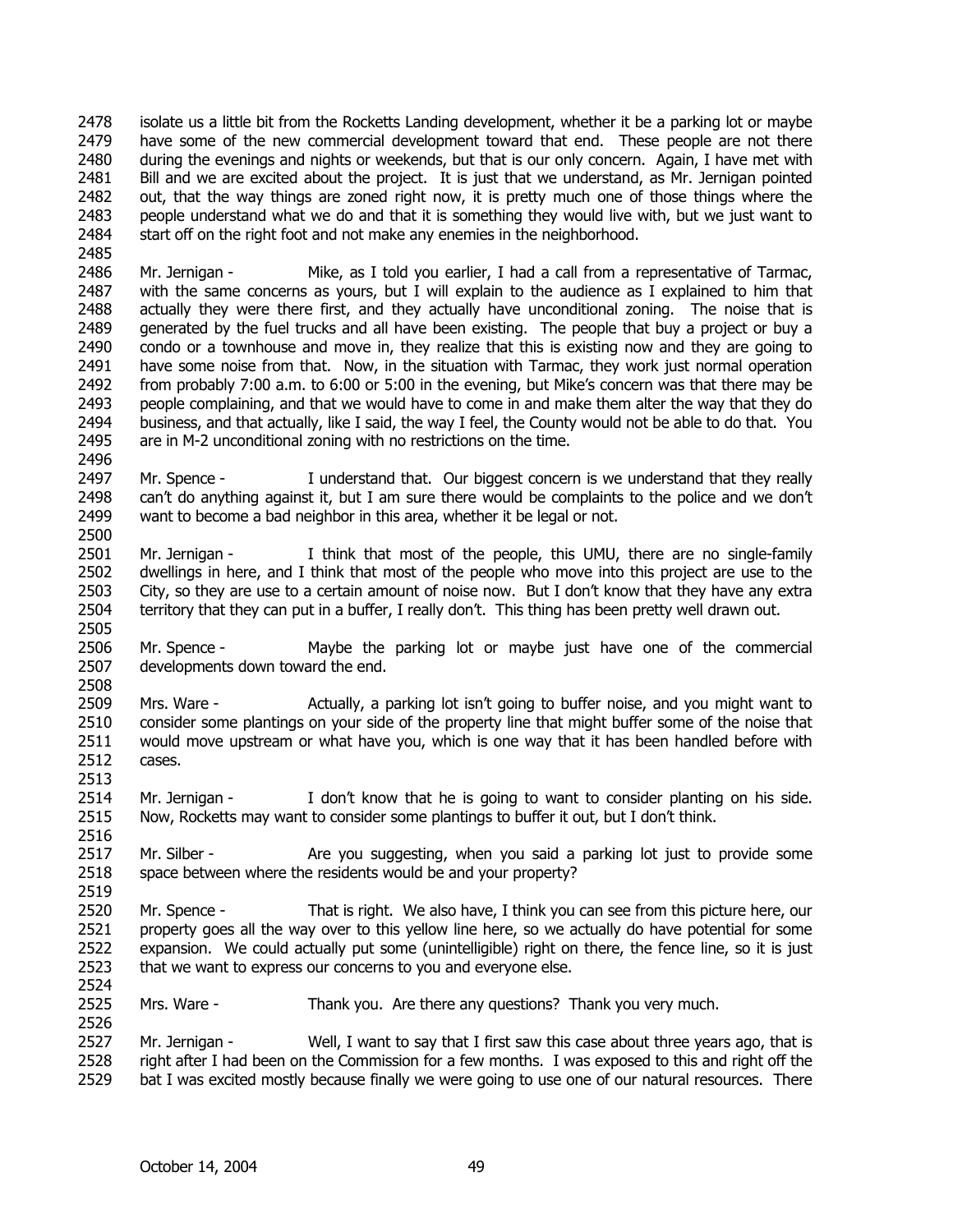isolate us a little bit from the Rocketts Landing development, whether it be a parking lot or maybe have some of the new commercial development toward that end. These people are not there during the evenings and nights or weekends, but that is our only concern. Again, I have met with Bill and we are excited about the project. It is just that we understand, as Mr. Jernigan pointed out, that the way things are zoned right now, it is pretty much one of those things where the people understand what we do and that it is something they would live with, but we just want to start off on the right foot and not make any enemies in the neighborhood.

Mr. Jernigan - Mike, as I told you earlier, I had a call from a representative of Tarmac, with the same concerns as yours, but I will explain to the audience as I explained to him that actually they were there first, and they actually have unconditional zoning. The noise that is generated by the fuel trucks and all have been existing. The people that buy a project or buy a condo or a townhouse and move in, they realize that this is existing now and they are going to have some noise from that. Now, in the situation with Tarmac, they work just normal operation from probably 7:00 a.m. to 6:00 or 5:00 in the evening, but Mike's concern was that there may be people complaining, and that we would have to come in and make them alter the way that they do business, and that actually, like I said, the way I feel, the County would not be able to do that. You are in M-2 unconditional zoning with no restrictions on the time.

Mr. Spence - I understand that. Our biggest concern is we understand that they really can't do anything against it, but I am sure there would be complaints to the police and we don't want to become a bad neighbor in this area, whether it be legal or not.

Mr. Jernigan - I think that most of the people, this UMU, there are no single-family dwellings in here, and I think that most of the people who move into this project are use to the City, so they are use to a certain amount of noise now. But I don't know that they have any extra territory that they can put in a buffer, I really don't. This thing has been pretty well drawn out.

Mr. Spence - Maybe the parking lot or maybe just have one of the commercial developments down toward the end.

Mrs. Ware - Actually, a parking lot isn't going to buffer noise, and you might want to consider some plantings on your side of the property line that might buffer some of the noise that would move upstream or what have you, which is one way that it has been handled before with cases.

Mr. Jernigan - I don't know that he is going to want to consider planting on his side. Now, Rocketts may want to consider some plantings to buffer it out, but I don't think.

Mr. Silber - Are you suggesting, when you said a parking lot just to provide some space between where the residents would be and your property?

Mr. Spence - That is right. We also have, I think you can see from this picture here, our property goes all the way over to this yellow line here, so we actually do have potential for some expansion. We could actually put some (unintelligible) right on there, the fence line, so it is just that we want to express our concerns to you and everyone else.

Mrs. Ware - Thank you. Are there any questions? Thank you very much.

Mr. Jernigan - Well, I want to say that I first saw this case about three years ago, that is right after I had been on the Commission for a few months. I was exposed to this and right off the bat I was excited mostly because finally we were going to use one of our natural resources. There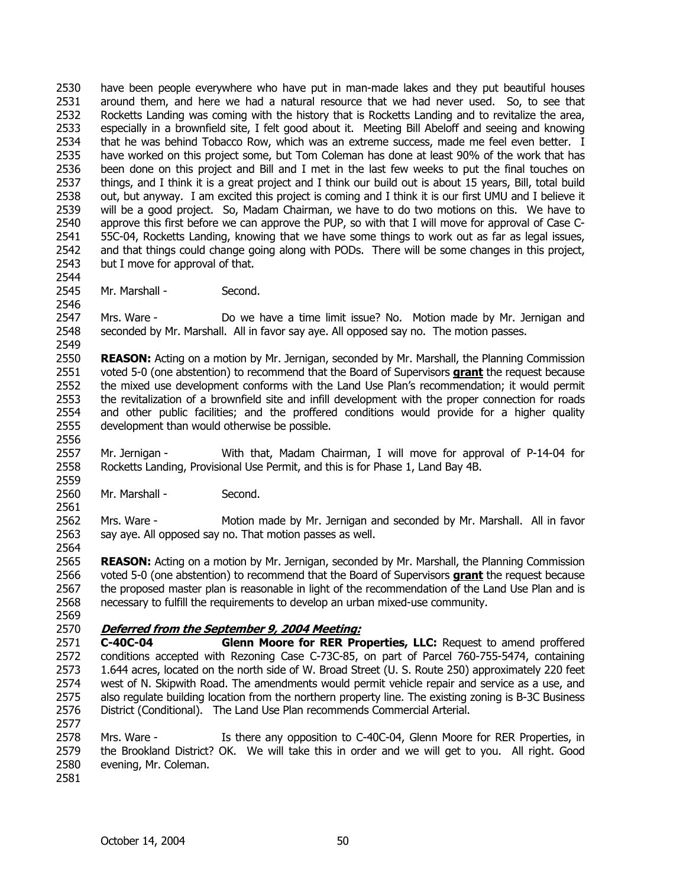have been people everywhere who have put in man-made lakes and they put beautiful houses around them, and here we had a natural resource that we had never used. So, to see that Rocketts Landing was coming with the history that is Rocketts Landing and to revitalize the area, especially in a brownfield site, I felt good about it. Meeting Bill Abeloff and seeing and knowing that he was behind Tobacco Row, which was an extreme success, made me feel even better. I have worked on this project some, but Tom Coleman has done at least 90% of the work that has been done on this project and Bill and I met in the last few weeks to put the final touches on things, and I think it is a great project and I think our build out is about 15 years, Bill, total build out, but anyway. I am excited this project is coming and I think it is our first UMU and I believe it will be a good project. So, Madam Chairman, we have to do two motions on this. We have to approve this first before we can approve the PUP, so with that I will move for approval of Case C-55C-04, Rocketts Landing, knowing that we have some things to work out as far as legal issues, and that things could change going along with PODs. There will be some changes in this project, but I move for approval of that.

Mr. Marshall - Second.

Mrs. Ware - Do we have a time limit issue? No. Motion made by Mr. Jernigan and seconded by Mr. Marshall. All in favor say aye. All opposed say no. The motion passes.

**REASON:** Acting on a motion by Mr. Jernigan, seconded by Mr. Marshall, the Planning Commission voted 5-0 (one abstention) to recommend that the Board of Supervisors **grant** the request because the mixed use development conforms with the Land Use Plan's recommendation; it would permit the revitalization of a brownfield site and infill development with the proper connection for roads and other public facilities; and the proffered conditions would provide for a higher quality development than would otherwise be possible.

Mr. Jernigan - With that, Madam Chairman, I will move for approval of P-14-04 for Rocketts Landing, Provisional Use Permit, and this is for Phase 1, Land Bay 4B.

Mr. Marshall - Second.

Mrs. Ware - Motion made by Mr. Jernigan and seconded by Mr. Marshall. All in favor say aye. All opposed say no. That motion passes as well.

**REASON:** Acting on a motion by Mr. Jernigan, seconded by Mr. Marshall, the Planning Commission voted 5-0 (one abstention) to recommend that the Board of Supervisors **grant** the request because the proposed master plan is reasonable in light of the recommendation of the Land Use Plan and is necessary to fulfill the requirements to develop an urban mixed-use community.

***Deferred from the September 9, 2004 Meeting:***

**C-40C-04 Glenn Moore for RER Properties, LLC:** Request to amend proffered conditions accepted with Rezoning Case C-73C-85, on part of Parcel 760-755-5474, containing 1.644 acres, located on the north side of W. Broad Street (U. S. Route 250) approximately 220 feet west of N. Skipwith Road. The amendments would permit vehicle repair and service as a use, and also regulate building location from the northern property line. The existing zoning is B-3C Business District (Conditional). The Land Use Plan recommends Commercial Arterial.

Mrs. Ware - Is there any opposition to C-40C-04, Glenn Moore for RER Properties, in the Brookland District? OK. We will take this in order and we will get to you. All right. Good evening, Mr. Coleman.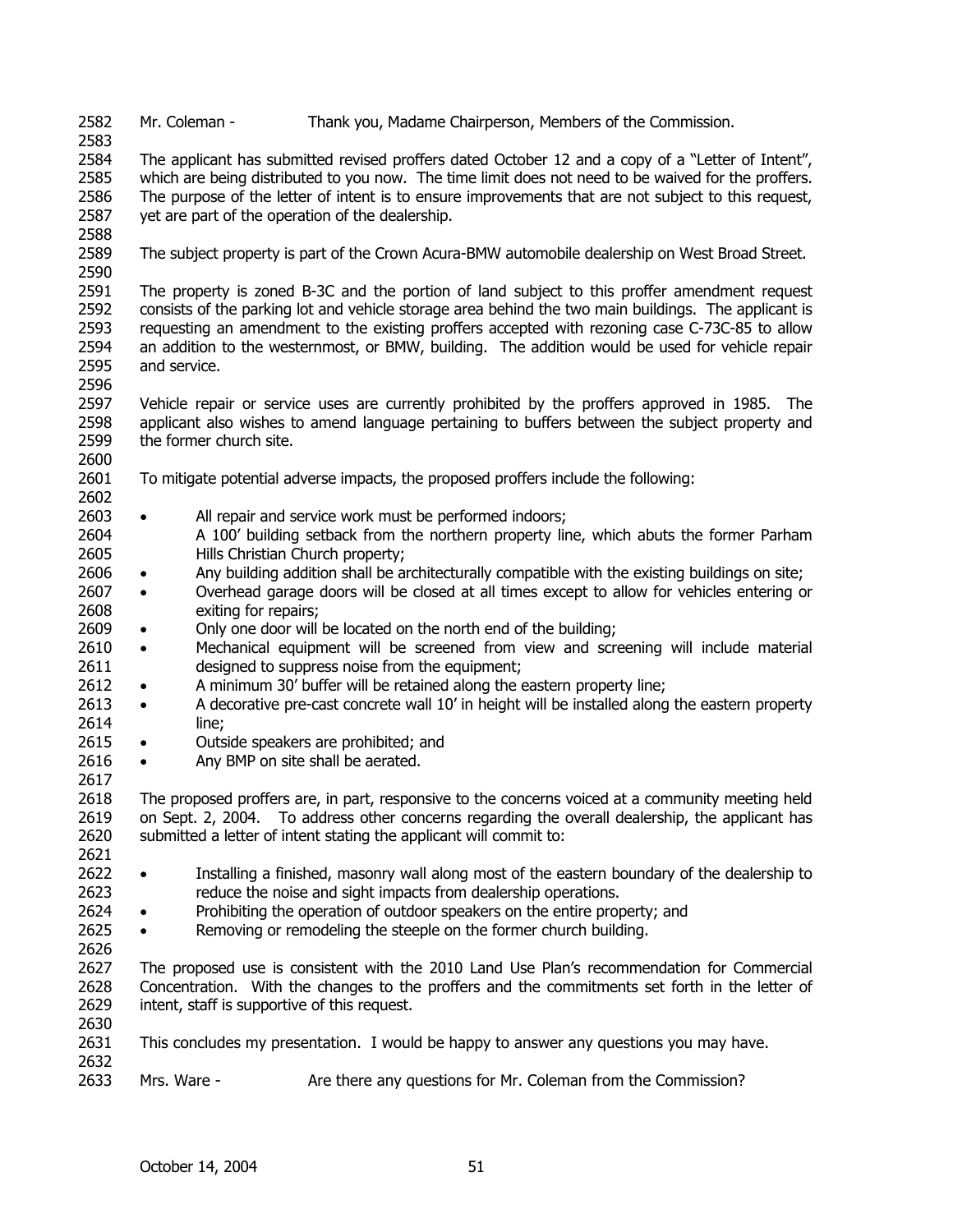Mr. Coleman - Thank you, Madame Chairperson, Members of the Commission.

The applicant has submitted revised proffers dated October 12 and a copy of a "Letter of Intent", which are being distributed to you now. The time limit does not need to be waived for the proffers. The purpose of the letter of intent is to ensure improvements that are not subject to this request, yet are part of the operation of the dealership.

The subject property is part of the Crown Acura-BMW automobile dealership on West Broad Street.

The property is zoned B-3C and the portion of land subject to this proffer amendment request consists of the parking lot and vehicle storage area behind the two main buildings. The applicant is requesting an amendment to the existing proffers accepted with rezoning case C-73C-85 to allow an addition to the westernmost, or BMW, building. The addition would be used for vehicle repair and service.

Vehicle repair or service uses are currently prohibited by the proffers approved in 1985. The applicant also wishes to amend language pertaining to buffers between the subject property and the former church site.

To mitigate potential adverse impacts, the proposed proffers include the following:

- All repair and service work must be performed indoors;
  A 100' building setback from the northern property line, which abuts the former Parham Hills Christian Church property;
- Any building addition shall be architecturally compatible with the existing buildings on site;
- Overhead garage doors will be closed at all times except to allow for vehicles entering or exiting for repairs;
- Only one door will be located on the north end of the building;
- Mechanical equipment will be screened from view and screening will include material designed to suppress noise from the equipment;
- A minimum 30' buffer will be retained along the eastern property line;
- A decorative pre-cast concrete wall 10' in height will be installed along the eastern property line;
- Outside speakers are prohibited; and
- Any BMP on site shall be aerated.

The proposed proffers are, in part, responsive to the concerns voiced at a community meeting held on Sept. 2, 2004. To address other concerns regarding the overall dealership, the applicant has submitted a letter of intent stating the applicant will commit to:

- Installing a finished, masonry wall along most of the eastern boundary of the dealership to reduce the noise and sight impacts from dealership operations.
- Prohibiting the operation of outdoor speakers on the entire property; and
- Removing or remodeling the steeple on the former church building.

The proposed use is consistent with the 2010 Land Use Plan's recommendation for Commercial Concentration. With the changes to the proffers and the commitments set forth in the letter of intent, staff is supportive of this request.

This concludes my presentation. I would be happy to answer any questions you may have.

Mrs. Ware - Are there any questions for Mr. Coleman from the Commission?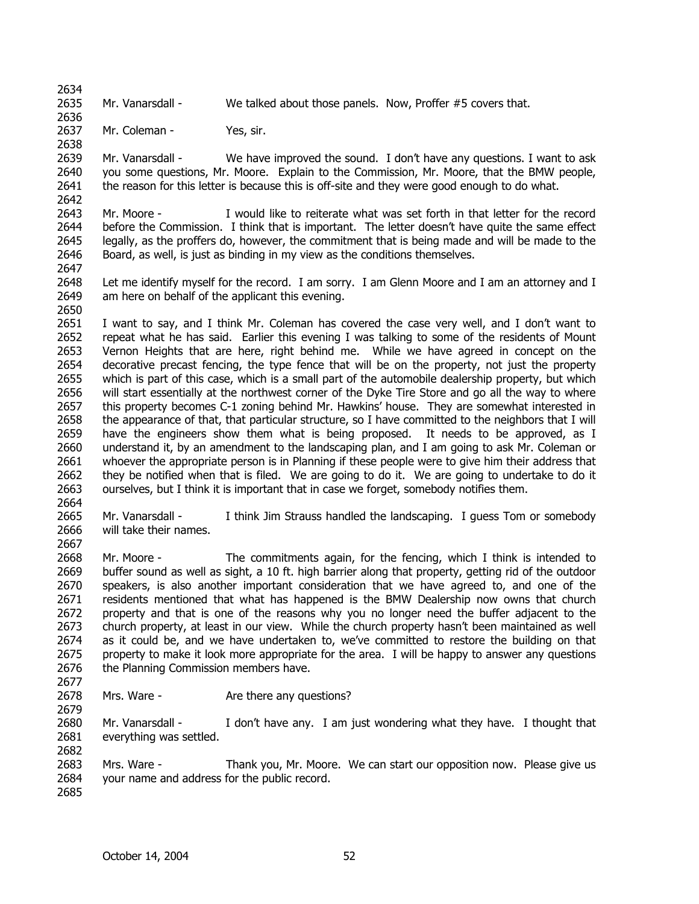Mr. Vanarsdall - We talked about those panels. Now, Proffer #5 covers that.

Mr. Coleman - Yes, sir.

Mr. Vanarsdall - We have improved the sound. I don't have any questions. I want to ask you some questions, Mr. Moore. Explain to the Commission, Mr. Moore, that the BMW people, the reason for this letter is because this is off-site and they were good enough to do what.

Mr. Moore - I would like to reiterate what was set forth in that letter for the record before the Commission. I think that is important. The letter doesn't have quite the same effect legally, as the proffers do, however, the commitment that is being made and will be made to the Board, as well, is just as binding in my view as the conditions themselves.

Let me identify myself for the record. I am sorry. I am Glenn Moore and I am an attorney and I am here on behalf of the applicant this evening.

I want to say, and I think Mr. Coleman has covered the case very well, and I don't want to repeat what he has said. Earlier this evening I was talking to some of the residents of Mount Vernon Heights that are here, right behind me. While we have agreed in concept on the decorative precast fencing, the type fence that will be on the property, not just the property which is part of this case, which is a small part of the automobile dealership property, but which will start essentially at the northwest corner of the Dyke Tire Store and go all the way to where this property becomes C-1 zoning behind Mr. Hawkins' house. They are somewhat interested in the appearance of that, that particular structure, so I have committed to the neighbors that I will have the engineers show them what is being proposed. It needs to be approved, as I understand it, by an amendment to the landscaping plan, and I am going to ask Mr. Coleman or whoever the appropriate person is in Planning if these people were to give him their address that they be notified when that is filed. We are going to do it. We are going to undertake to do it ourselves, but I think it is important that in case we forget, somebody notifies them.

Mr. Vanarsdall - I think Jim Strauss handled the landscaping. I guess Tom or somebody will take their names.

Mr. Moore - The commitments again, for the fencing, which I think is intended to buffer sound as well as sight, a 10 ft. high barrier along that property, getting rid of the outdoor speakers, is also another important consideration that we have agreed to, and one of the residents mentioned that what has happened is the BMW Dealership now owns that church property and that is one of the reasons why you no longer need the buffer adjacent to the church property, at least in our view. While the church property hasn't been maintained as well as it could be, and we have undertaken to, we've committed to restore the building on that property to make it look more appropriate for the area. I will be happy to answer any questions the Planning Commission members have.

Mrs. Ware - Are there any questions?

Mr. Vanarsdall - I don't have any. I am just wondering what they have. I thought that everything was settled.

Mrs. Ware - Thank you, Mr. Moore. We can start our opposition now. Please give us your name and address for the public record.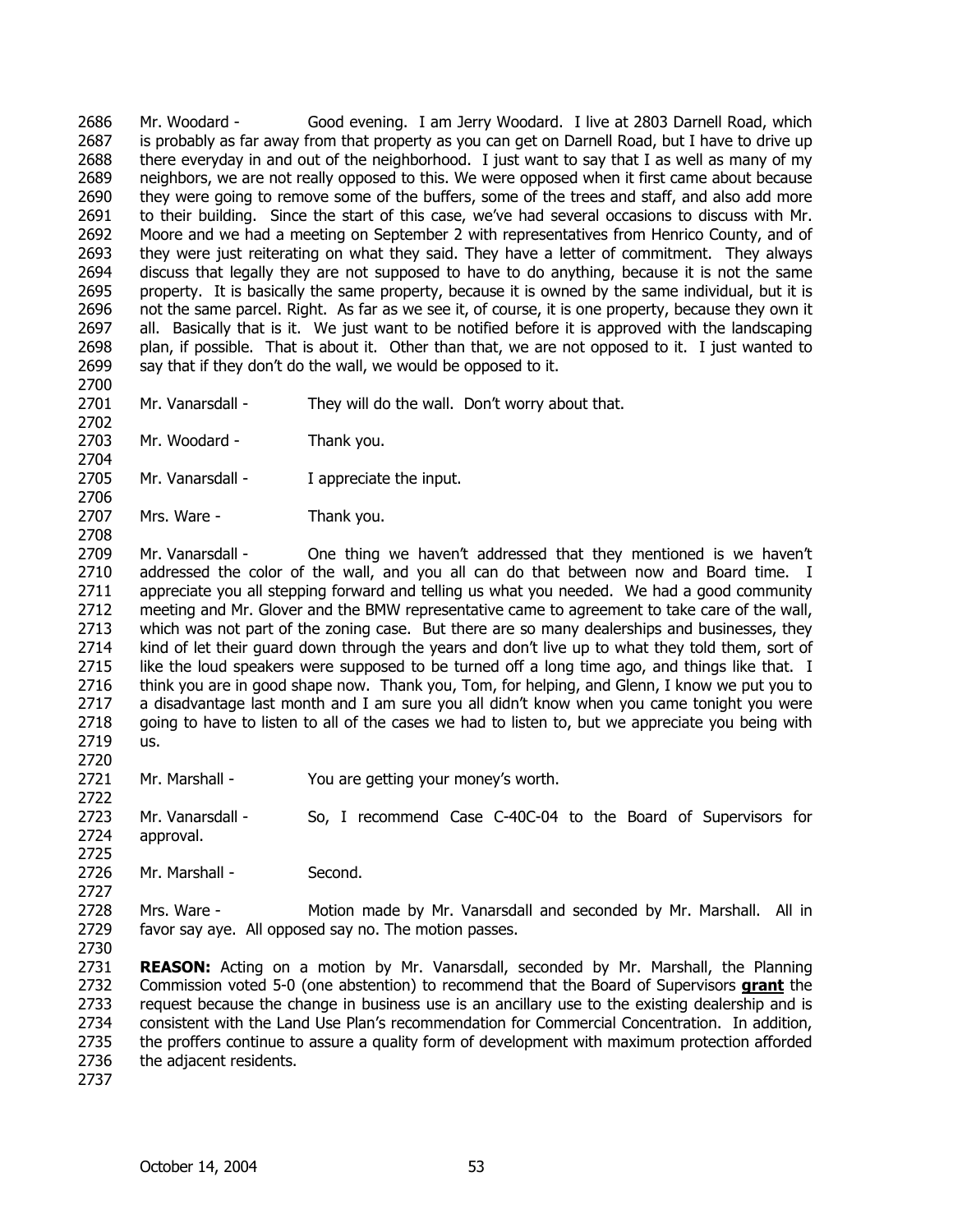Mr. Woodard - Good evening. I am Jerry Woodard. I live at 2803 Darnell Road, which is probably as far away from that property as you can get on Darnell Road, but I have to drive up there everyday in and out of the neighborhood. I just want to say that I as well as many of my neighbors, we are not really opposed to this. We were opposed when it first came about because they were going to remove some of the buffers, some of the trees and staff, and also add more to their building. Since the start of this case, we've had several occasions to discuss with Mr. Moore and we had a meeting on September 2 with representatives from Henrico County, and of they were just reiterating on what they said. They have a letter of commitment. They always discuss that legally they are not supposed to have to do anything, because it is not the same property. It is basically the same property, because it is owned by the same individual, but it is not the same parcel. Right. As far as we see it, of course, it is one property, because they own it all. Basically that is it. We just want to be notified before it is approved with the landscaping plan, if possible. That is about it. Other than that, we are not opposed to it. I just wanted to say that if they don't do the wall, we would be opposed to it.

Mr. Vanarsdall - They will do the wall. Don't worry about that.

Mr. Woodard - Thank you.

Mr. Vanarsdall - I appreciate the input.

Mrs. Ware - Thank you.

Mr. Vanarsdall - One thing we haven't addressed that they mentioned is we haven't addressed the color of the wall, and you all can do that between now and Board time. I appreciate you all stepping forward and telling us what you needed. We had a good community meeting and Mr. Glover and the BMW representative came to agreement to take care of the wall, which was not part of the zoning case. But there are so many dealerships and businesses, they kind of let their guard down through the years and don't live up to what they told them, sort of like the loud speakers were supposed to be turned off a long time ago, and things like that. I think you are in good shape now. Thank you, Tom, for helping, and Glenn, I know we put you to a disadvantage last month and I am sure you all didn't know when you came tonight you were going to have to listen to all of the cases we had to listen to, but we appreciate you being with us.

Mr. Marshall - You are getting your money's worth.

Mr. Vanarsdall - So, I recommend Case C-40C-04 to the Board of Supervisors for approval.

Mr. Marshall - Second.

Mrs. Ware - Motion made by Mr. Vanarsdall and seconded by Mr. Marshall. All in favor say aye. All opposed say no. The motion passes.

**REASON:** Acting on a motion by Mr. Vanarsdall, seconded by Mr. Marshall, the Planning Commission voted 5-0 (one abstention) to recommend that the Board of Supervisors **grant** the request because the change in business use is an ancillary use to the existing dealership and is consistent with the Land Use Plan's recommendation for Commercial Concentration. In addition, the proffers continue to assure a quality form of development with maximum protection afforded the adjacent residents.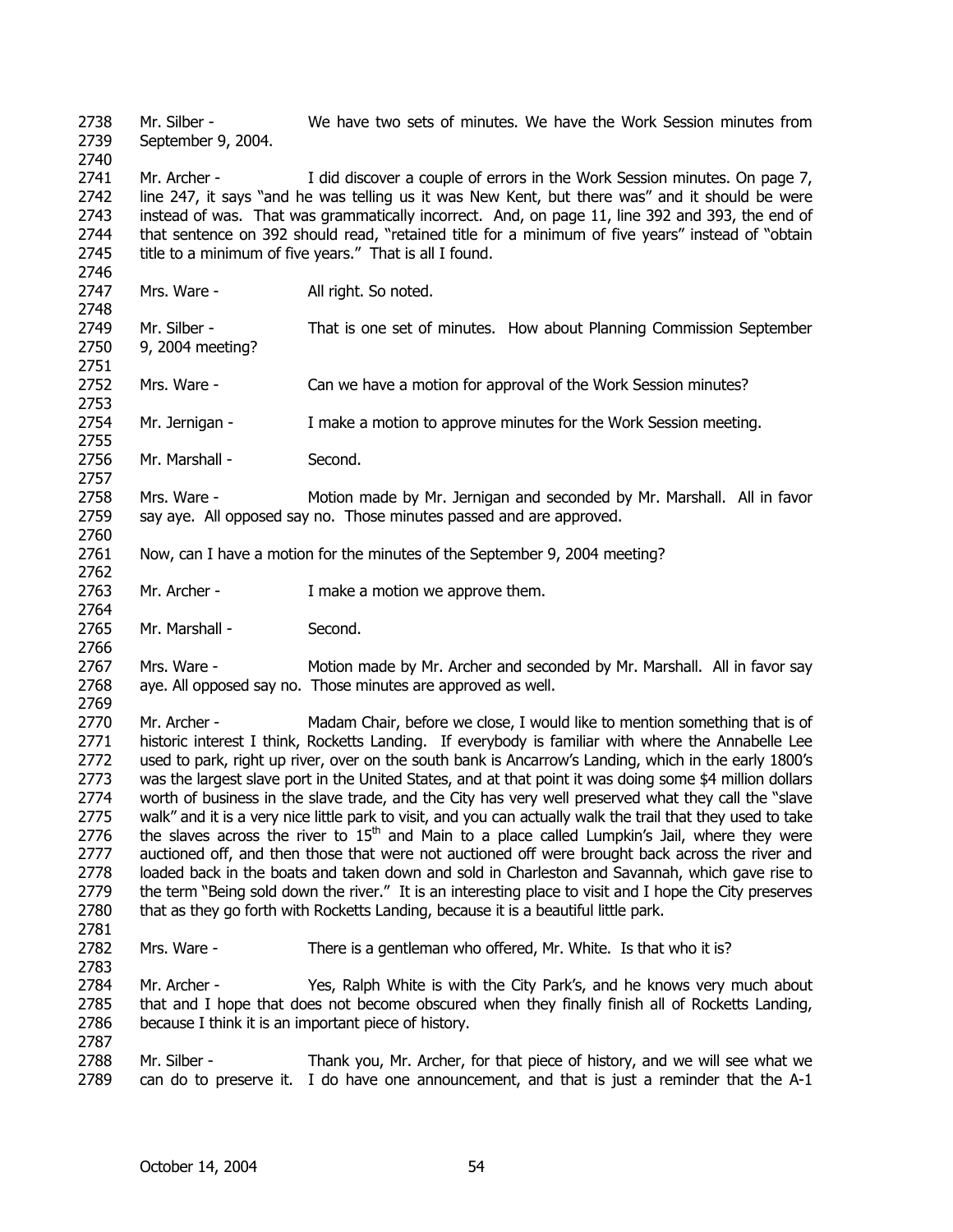Mr. Silber - We have two sets of minutes. We have the Work Session minutes from September 9, 2004.

Mr. Archer - I did discover a couple of errors in the Work Session minutes. On page 7, line 247, it says "and he was telling us it was New Kent, but there was" and it should be were instead of was. That was grammatically incorrect. And, on page 11, line 392 and 393, the end of that sentence on 392 should read, "retained title for a minimum of five years" instead of "obtain title to a minimum of five years." That is all I found.

Mrs. Ware - All right. So noted.

Mr. Silber - That is one set of minutes. How about Planning Commission September 9, 2004 meeting?

Mrs. Ware - Can we have a motion for approval of the Work Session minutes?

Mr. Jernigan - I make a motion to approve minutes for the Work Session meeting.

Mr. Marshall - Second.

Mrs. Ware - Motion made by Mr. Jernigan and seconded by Mr. Marshall. All in favor say aye. All opposed say no. Those minutes passed and are approved.

Now, can I have a motion for the minutes of the September 9, 2004 meeting?

Mr. Archer - I make a motion we approve them.

Mr. Marshall - Second.

Mrs. Ware - Motion made by Mr. Archer and seconded by Mr. Marshall. All in favor say aye. All opposed say no. Those minutes are approved as well.

Mr. Archer - Madam Chair, before we close, I would like to mention something that is of historic interest I think, Rocketts Landing. If everybody is familiar with where the Annabelle Lee used to park, right up river, over on the south bank is Ancarrow's Landing, which in the early 1800's was the largest slave port in the United States, and at that point it was doing some $4 million dollars worth of business in the slave trade, and the City has very well preserved what they call the "slave walk" and it is a very nice little park to visit, and you can actually walk the trail that they used to take the slaves across the river to 15th and Main to a place called Lumpkin's Jail, where they were auctioned off, and then those that were not auctioned off were brought back across the river and loaded back in the boats and taken down and sold in Charleston and Savannah, which gave rise to the term "Being sold down the river." It is an interesting place to visit and I hope the City preserves that as they go forth with Rocketts Landing, because it is a beautiful little park.

Mrs. Ware - There is a gentleman who offered, Mr. White. Is that who it is?

Mr. Archer - Yes, Ralph White is with the City Park's, and he knows very much about that and I hope that does not become obscured when they finally finish all of Rocketts Landing, because I think it is an important piece of history.

Mr. Silber - Thank you, Mr. Archer, for that piece of history, and we will see what we can do to preserve it. I do have one announcement, and that is just a reminder that the A-1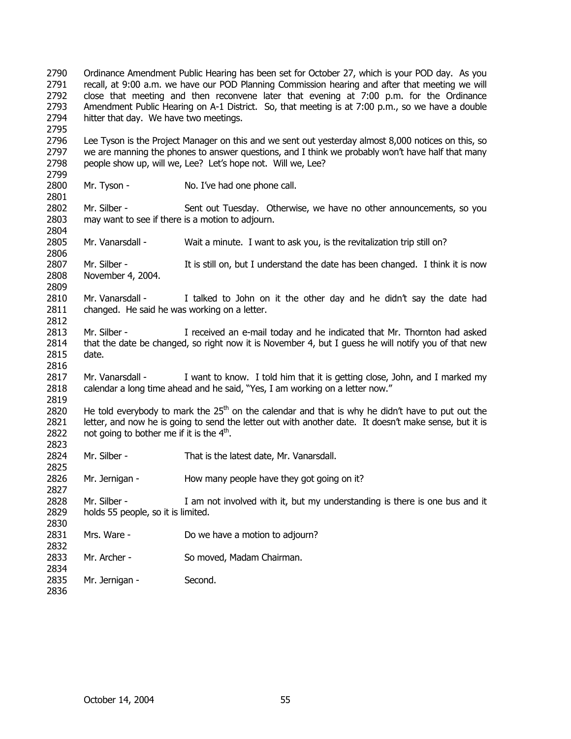Ordinance Amendment Public Hearing has been set for October 27, which is your POD day. As you recall, at 9:00 a.m. we have our POD Planning Commission hearing and after that meeting we will close that meeting and then reconvene later that evening at 7:00 p.m. for the Ordinance Amendment Public Hearing on A-1 District. So, that meeting is at 7:00 p.m., so we have a double hitter that day. We have two meetings.

Lee Tyson is the Project Manager on this and we sent out yesterday almost 8,000 notices on this, so we are manning the phones to answer questions, and I think we probably won't have half that many people show up, will we, Lee? Let's hope not. Will we, Lee?

Mr. Tyson - No. I've had one phone call.

Mr. Silber - Sent out Tuesday. Otherwise, we have no other announcements, so you may want to see if there is a motion to adjourn.

Mr. Vanarsdall - Wait a minute. I want to ask you, is the revitalization trip still on?

Mr. Silber - It is still on, but I understand the date has been changed. I think it is now November 4, 2004.

Mr. Vanarsdall - I talked to John on it the other day and he didn't say the date had changed. He said he was working on a letter.

Mr. Silber - I received an e-mail today and he indicated that Mr. Thornton had asked that the date be changed, so right now it is November 4, but I guess he will notify you of that new date.

Mr. Vanarsdall - I want to know. I told him that it is getting close, John, and I marked my calendar a long time ahead and he said, "Yes, I am working on a letter now."

He told everybody to mark the 25th on the calendar and that is why he didn't have to put out the letter, and now he is going to send the letter out with another date. It doesn't make sense, but it is not going to bother me if it is the 4th.

Mr. Silber - That is the latest date, Mr. Vanarsdall.

Mr. Jernigan - How many people have they got going on it?

Mr. Silber - I am not involved with it, but my understanding is there is one bus and it holds 55 people, so it is limited.

Mrs. Ware - Do we have a motion to adjourn?

Mr. Archer - So moved, Madam Chairman.

Mr. Jernigan - Second.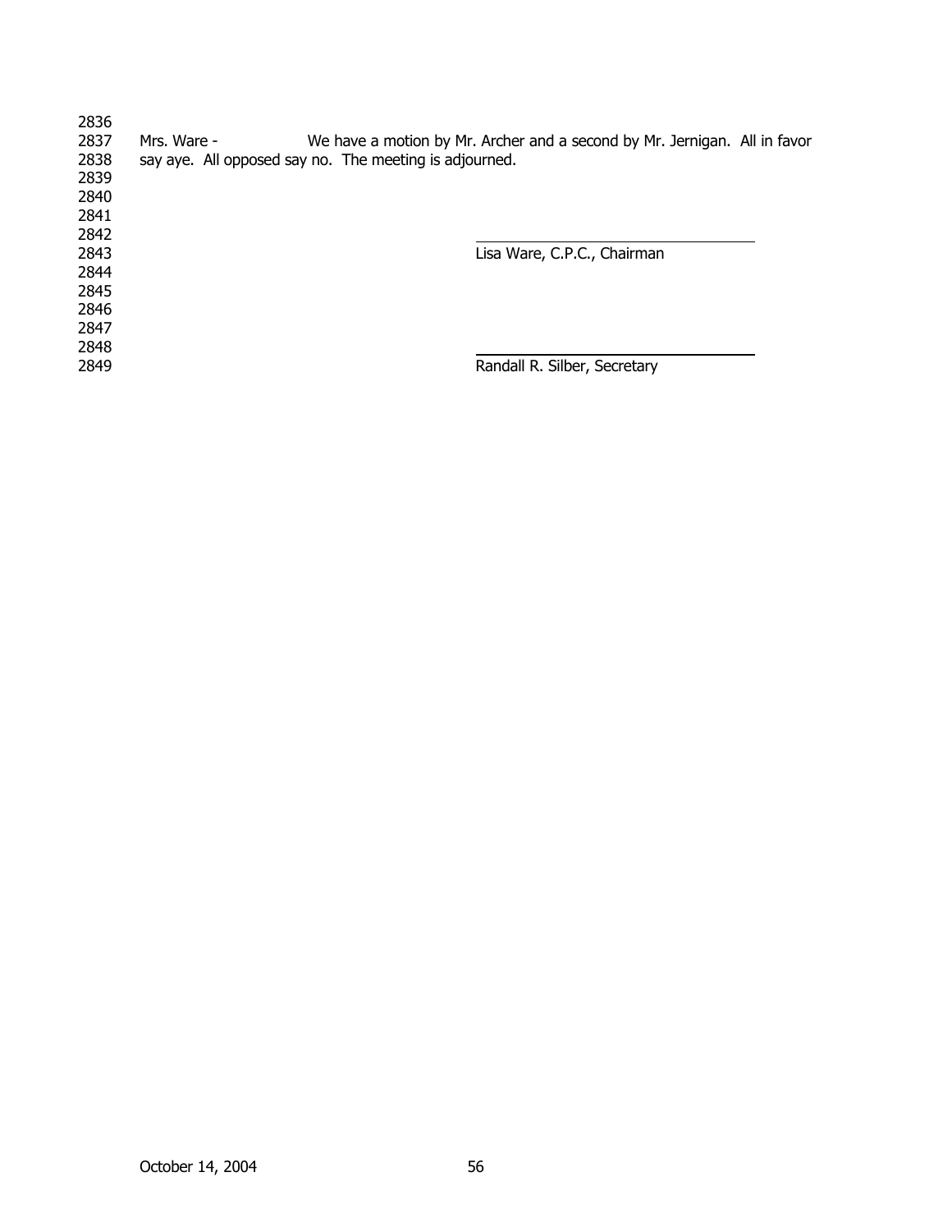Mrs. Ware - We have a motion by Mr. Archer and a second by Mr. Jernigan. All in favor say aye. All opposed say no. The meeting is adjourned.

\_\_\_\_\_\_\_\_\_\_\_\_\_\_\_\_\_\_\_\_\_\_\_\_\_\_\_\_\_\_\_\_

Lisa Ware, C.P.C., Chairman

\_\_\_\_\_\_\_\_\_\_\_\_\_\_\_\_\_\_\_\_\_\_\_\_\_\_\_\_\_\_\_\_

Randall R. Silber, Secretary